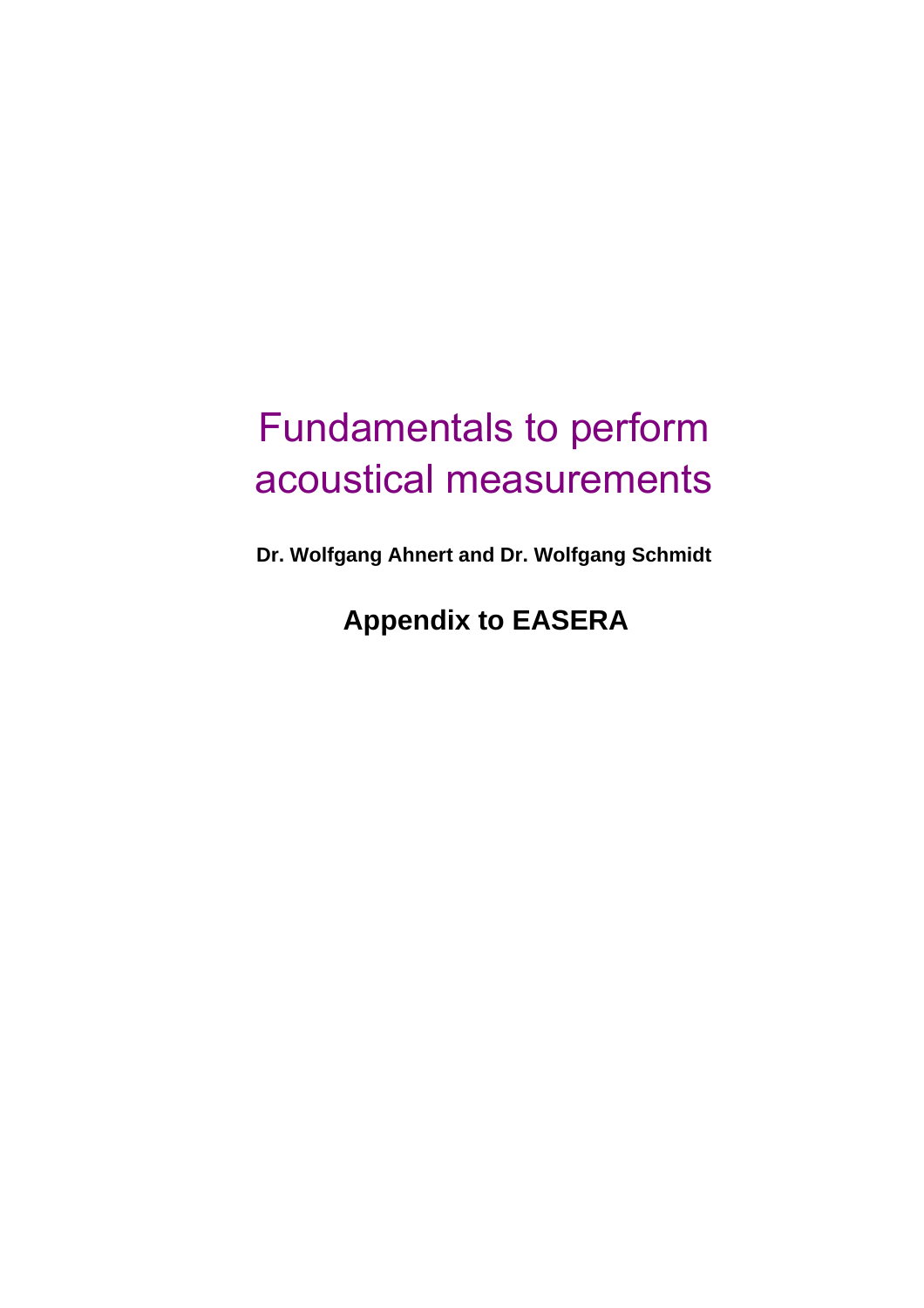# Fundamentals to perform acoustical measurements

**Dr. Wolfgang Ahnert and Dr. Wolfgang Schmidt**

## Appendix to EASERA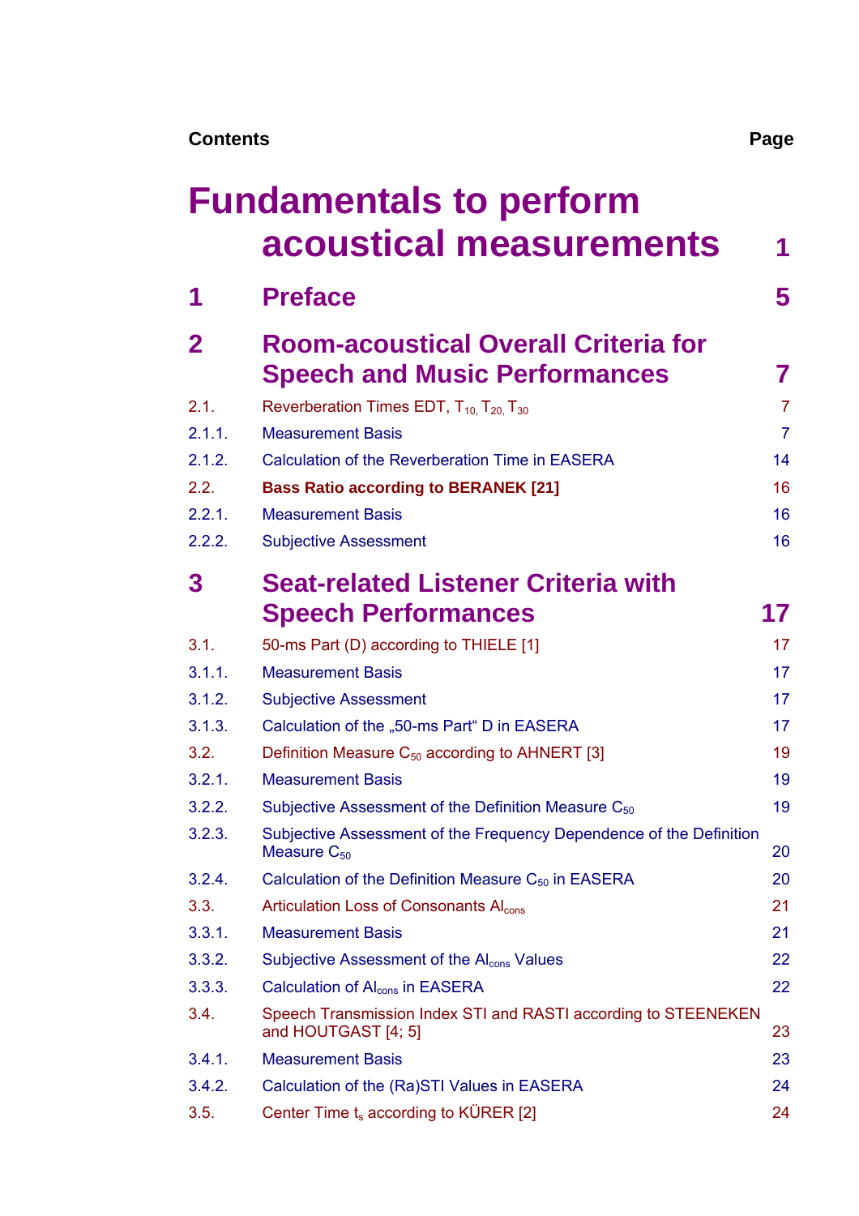| Contents | | Page |
|---|---|---|
| | **Fundamentals to perform acoustical measurements** | **1** |
| **1** | **Preface** | **5** |
| **2** | **Room-acoustical Overall Criteria for Speech and Music Performances** | **7** |
| 2.1. | Reverberation Times EDT, $T_{10}$, $T_{20}$, $T_{30}$ | 7 |
| 2.1.1. | Measurement Basis | 7 |
| 2.1.2. | Calculation of the Reverberation Time in EASERA | 14 |
| 2.2. | **Bass Ratio according to BERANEK [21]** | 16 |
| 2.2.1. | Measurement Basis | 16 |
| 2.2.2. | Subjective Assessment | 16 |
| **3** | **Seat-related Listener Criteria with Speech Performances** | **17** |
| 3.1. | 50-ms Part (D) according to THIELE [1] | 17 |
| 3.1.1. | Measurement Basis | 17 |
| 3.1.2. | Subjective Assessment | 17 |
| 3.1.3. | Calculation of the „50-ms Part“ D in EASERA | 17 |
| 3.2. | Definition Measure $C_{50}$ according to AHNERT [3] | 19 |
| 3.2.1. | Measurement Basis | 19 |
| 3.2.2. | Subjective Assessment of the Definition Measure $C_{50}$ | 19 |
| 3.2.3. | Subjective Assessment of the Frequency Dependence of the Definition Measure $C_{50}$ | 20 |
| 3.2.4. | Calculation of the Definition Measure $C_{50}$ in EASERA | 20 |
| 3.3. | Articulation Loss of Consonants $Al_{cons}$ | 21 |
| 3.3.1. | Measurement Basis | 21 |
| 3.3.2. | Subjective Assessment of the $Al_{cons}$ Values | 22 |
| 3.3.3. | Calculation of $Al_{cons}$ in EASERA | 22 |
| 3.4. | Speech Transmission Index STI and RASTI according to STEENEKEN and HOUTGAST [4; 5] | 23 |
| 3.4.1. | Measurement Basis | 23 |
| 3.4.2. | Calculation of the (Ra)STI Values in EASERA | 24 |
| 3.5. | Center Time $t_s$ according to KÜRER [2] | 24 |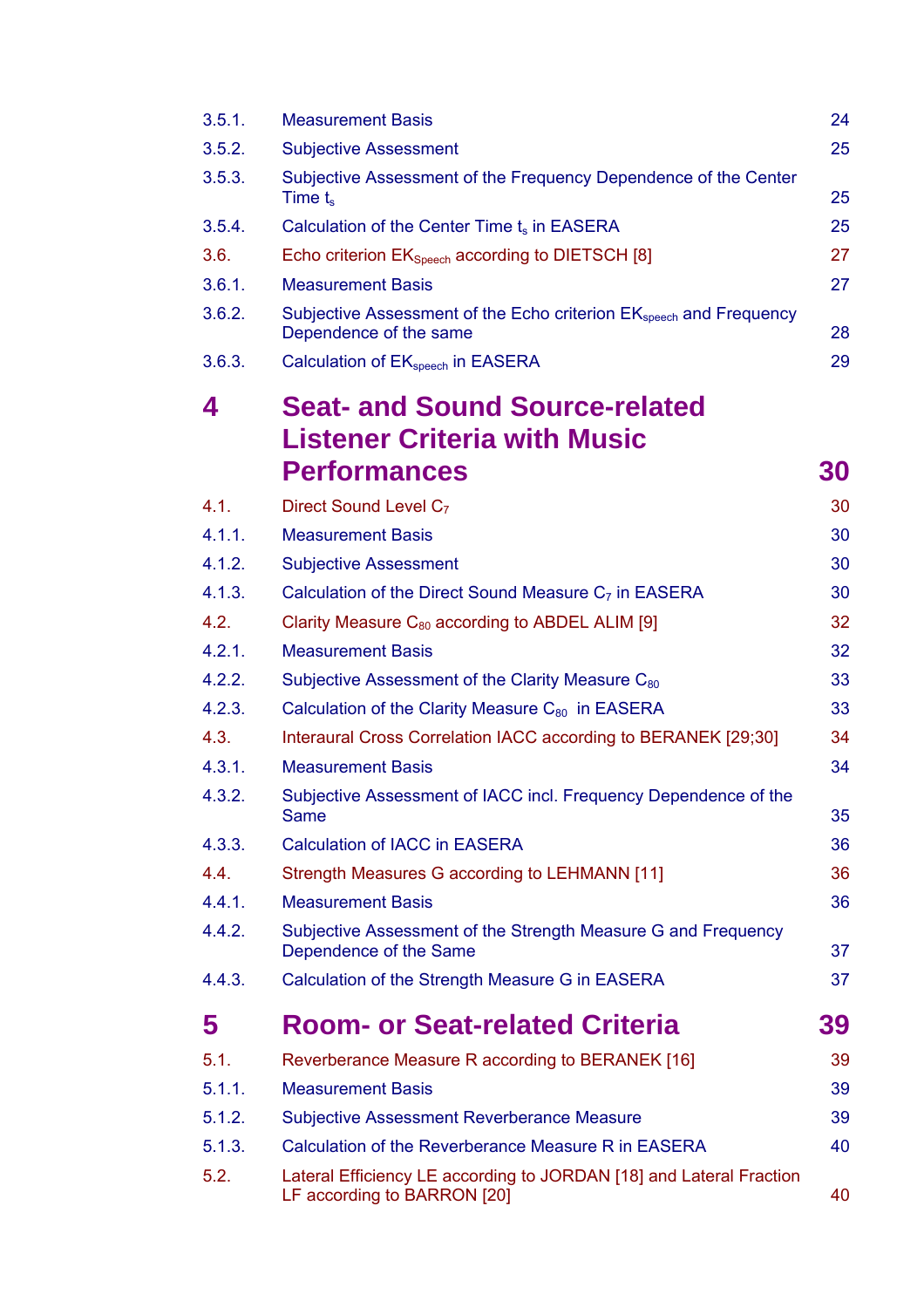| | | |
|---|---|---|
| 3.5.1. | Measurement Basis | 24 |
| 3.5.2. | Subjective Assessment | 25 |
| 3.5.3. | Subjective Assessment of the Frequency Dependence of the Center Time $t_s$ | 25 |
| 3.5.4. | Calculation of the Center Time $t_s$ in EASERA | 25 |
| 3.6. | Echo criterion $EK_{Speech}$ according to DIETSCH [8] | 27 |
| 3.6.1. | Measurement Basis | 27 |
| 3.6.2. | Subjective Assessment of the Echo criterion $EK_{speech}$ and Frequency Dependence of the same | 28 |
| 3.6.3. | Calculation of $EK_{speech}$ in EASERA | 29 |

# 4 Seat- and Sound Source-related Listener Criteria with Music Performances — 30

| | | |
|---|---|---|
| 4.1. | Direct Sound Level $C_7$ | 30 |
| 4.1.1. | Measurement Basis | 30 |
| 4.1.2. | Subjective Assessment | 30 |
| 4.1.3. | Calculation of the Direct Sound Measure $C_7$ in EASERA | 30 |
| 4.2. | Clarity Measure $C_{80}$ according to ABDEL ALIM [9] | 32 |
| 4.2.1. | Measurement Basis | 32 |
| 4.2.2. | Subjective Assessment of the Clarity Measure $C_{80}$ | 33 |
| 4.2.3. | Calculation of the Clarity Measure $C_{80}$ in EASERA | 33 |
| 4.3. | Interaural Cross Correlation IACC according to BERANEK [29;30] | 34 |
| 4.3.1. | Measurement Basis | 34 |
| 4.3.2. | Subjective Assessment of IACC incl. Frequency Dependence of the Same | 35 |
| 4.3.3. | Calculation of IACC in EASERA | 36 |
| 4.4. | Strength Measures G according to LEHMANN [11] | 36 |
| 4.4.1. | Measurement Basis | 36 |
| 4.4.2. | Subjective Assessment of the Strength Measure G and Frequency Dependence of the Same | 37 |
| 4.4.3. | Calculation of the Strength Measure G in EASERA | 37 |

# 5 Room- or Seat-related Criteria — 39

| | | |
|---|---|---|
| 5.1. | Reverberance Measure R according to BERANEK [16] | 39 |
| 5.1.1. | Measurement Basis | 39 |
| 5.1.2. | Subjective Assessment Reverberance Measure | 39 |
| 5.1.3. | Calculation of the Reverberance Measure R in EASERA | 40 |
| 5.2. | Lateral Efficiency LE according to JORDAN [18] and Lateral Fraction LF according to BARRON [20] | 40 |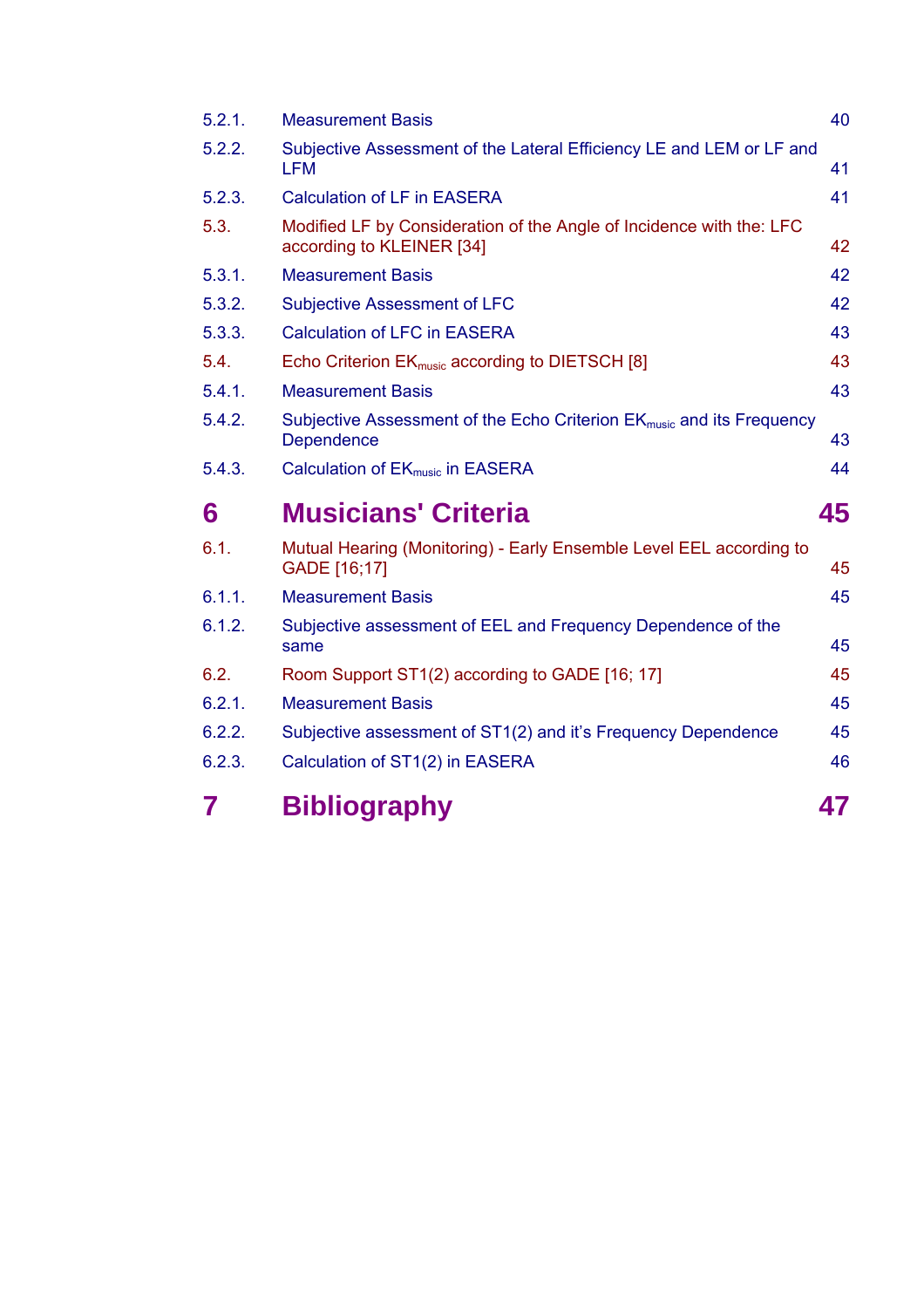| | | |
|---|---|---|
| 5.2.1. | Measurement Basis | 40 |
| 5.2.2. | Subjective Assessment of the Lateral Efficiency LE and LEM or LF and LFM | 41 |
| 5.2.3. | Calculation of LF in EASERA | 41 |
| 5.3. | Modified LF by Consideration of the Angle of Incidence with the: LFC according to KLEINER [34] | 42 |
| 5.3.1. | Measurement Basis | 42 |
| 5.3.2. | Subjective Assessment of LFC | 42 |
| 5.3.3. | Calculation of LFC in EASERA | 43 |
| 5.4. | Echo Criterion $EK_{music}$ according to DIETSCH [8] | 43 |
| 5.4.1. | Measurement Basis | 43 |
| 5.4.2. | Subjective Assessment of the Echo Criterion $EK_{music}$ and its Frequency Dependence | 43 |
| 5.4.3. | Calculation of $EK_{music}$ in EASERA | 44 |
| **6** | **Musicians' Criteria** | **45** |
| 6.1. | Mutual Hearing (Monitoring) - Early Ensemble Level EEL according to GADE [16;17] | 45 |
| 6.1.1. | Measurement Basis | 45 |
| 6.1.2. | Subjective assessment of EEL and Frequency Dependence of the same | 45 |
| 6.2. | Room Support ST1(2) according to GADE [16; 17] | 45 |
| 6.2.1. | Measurement Basis | 45 |
| 6.2.2. | Subjective assessment of ST1(2) and it's Frequency Dependence | 45 |
| 6.2.3. | Calculation of ST1(2) in EASERA | 46 |
| **7** | **Bibliography** | **47** |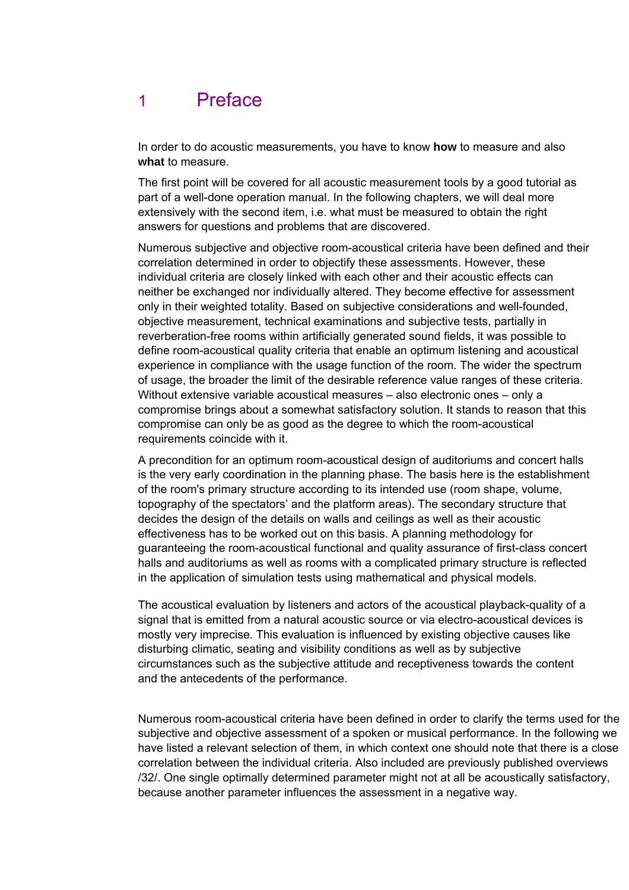# 1 Preface

In order to do acoustic measurements, you have to know **how** to measure and also **what** to measure.

The first point will be covered for all acoustic measurement tools by a good tutorial as part of a well-done operation manual. In the following chapters, we will deal more extensively with the second item, i.e. what must be measured to obtain the right answers for questions and problems that are discovered.

Numerous subjective and objective room-acoustical criteria have been defined and their correlation determined in order to objectify these assessments. However, these individual criteria are closely linked with each other and their acoustic effects can neither be exchanged nor individually altered. They become effective for assessment only in their weighted totality. Based on subjective considerations and well-founded, objective measurement, technical examinations and subjective tests, partially in reverberation-free rooms within artificially generated sound fields, it was possible to define room-acoustical quality criteria that enable an optimum listening and acoustical experience in compliance with the usage function of the room. The wider the spectrum of usage, the broader the limit of the desirable reference value ranges of these criteria. Without extensive variable acoustical measures – also electronic ones – only a compromise brings about a somewhat satisfactory solution. It stands to reason that this compromise can only be as good as the degree to which the room-acoustical requirements coincide with it.

A precondition for an optimum room-acoustical design of auditoriums and concert halls is the very early coordination in the planning phase. The basis here is the establishment of the room's primary structure according to its intended use (room shape, volume, topography of the spectators' and the platform areas). The secondary structure that decides the design of the details on walls and ceilings as well as their acoustic effectiveness has to be worked out on this basis. A planning methodology for guaranteeing the room-acoustical functional and quality assurance of first-class concert halls and auditoriums as well as rooms with a complicated primary structure is reflected in the application of simulation tests using mathematical and physical models.

The acoustical evaluation by listeners and actors of the acoustical playback-quality of a signal that is emitted from a natural acoustic source or via electro-acoustical devices is mostly very imprecise. This evaluation is influenced by existing objective causes like disturbing climatic, seating and visibility conditions as well as by subjective circumstances such as the subjective attitude and receptiveness towards the content and the antecedents of the performance.

Numerous room-acoustical criteria have been defined in order to clarify the terms used for the subjective and objective assessment of a spoken or musical performance. In the following we have listed a relevant selection of them, in which context one should note that there is a close correlation between the individual criteria. Also included are previously published overviews /32/. One single optimally determined parameter might not at all be acoustically satisfactory, because another parameter influences the assessment in a negative way.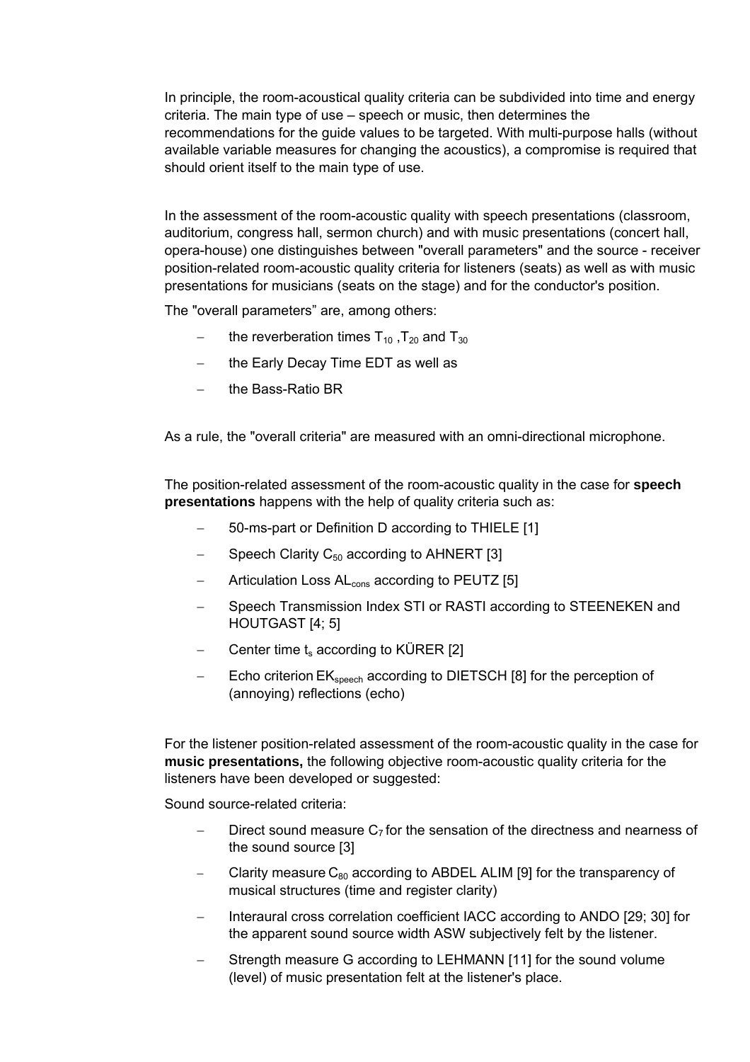In principle, the room-acoustical quality criteria can be subdivided into time and energy criteria. The main type of use – speech or music, then determines the recommendations for the guide values to be targeted. With multi-purpose halls (without available variable measures for changing the acoustics), a compromise is required that should orient itself to the main type of use.

In the assessment of the room-acoustic quality with speech presentations (classroom, auditorium, congress hall, sermon church) and with music presentations (concert hall, opera-house) one distinguishes between "overall parameters" and the source - receiver position-related room-acoustic quality criteria for listeners (seats) as well as with music presentations for musicians (seats on the stage) and for the conductor's position.

The "overall parameters" are, among others:

- the reverberation times $T_{10}$ ,$T_{20}$ and $T_{30}$
- the Early Decay Time EDT as well as
- the Bass-Ratio BR

As a rule, the "overall criteria" are measured with an omni-directional microphone.

The position-related assessment of the room-acoustic quality in the case for **speech presentations** happens with the help of quality criteria such as:

- 50-ms-part or Definition D according to THIELE [1]
- Speech Clarity $C_{50}$ according to AHNERT [3]
- Articulation Loss $AL_{cons}$ according to PEUTZ [5]
- Speech Transmission Index STI or RASTI according to STEENEKEN and HOUTGAST [4; 5]
- Center time $t_s$ according to KÜRER [2]
- Echo criterion $EK_{speech}$ according to DIETSCH [8] for the perception of (annoying) reflections (echo)

For the listener position-related assessment of the room-acoustic quality in the case for **music presentations,** the following objective room-acoustic quality criteria for the listeners have been developed or suggested:

Sound source-related criteria:

- Direct sound measure $C_7$ for the sensation of the directness and nearness of the sound source [3]
- Clarity measure $C_{80}$ according to ABDEL ALIM [9] for the transparency of musical structures (time and register clarity)
- Interaural cross correlation coefficient IACC according to ANDO [29; 30] for the apparent sound source width ASW subjectively felt by the listener.
- Strength measure G according to LEHMANN [11] for the sound volume (level) of music presentation felt at the listener's place.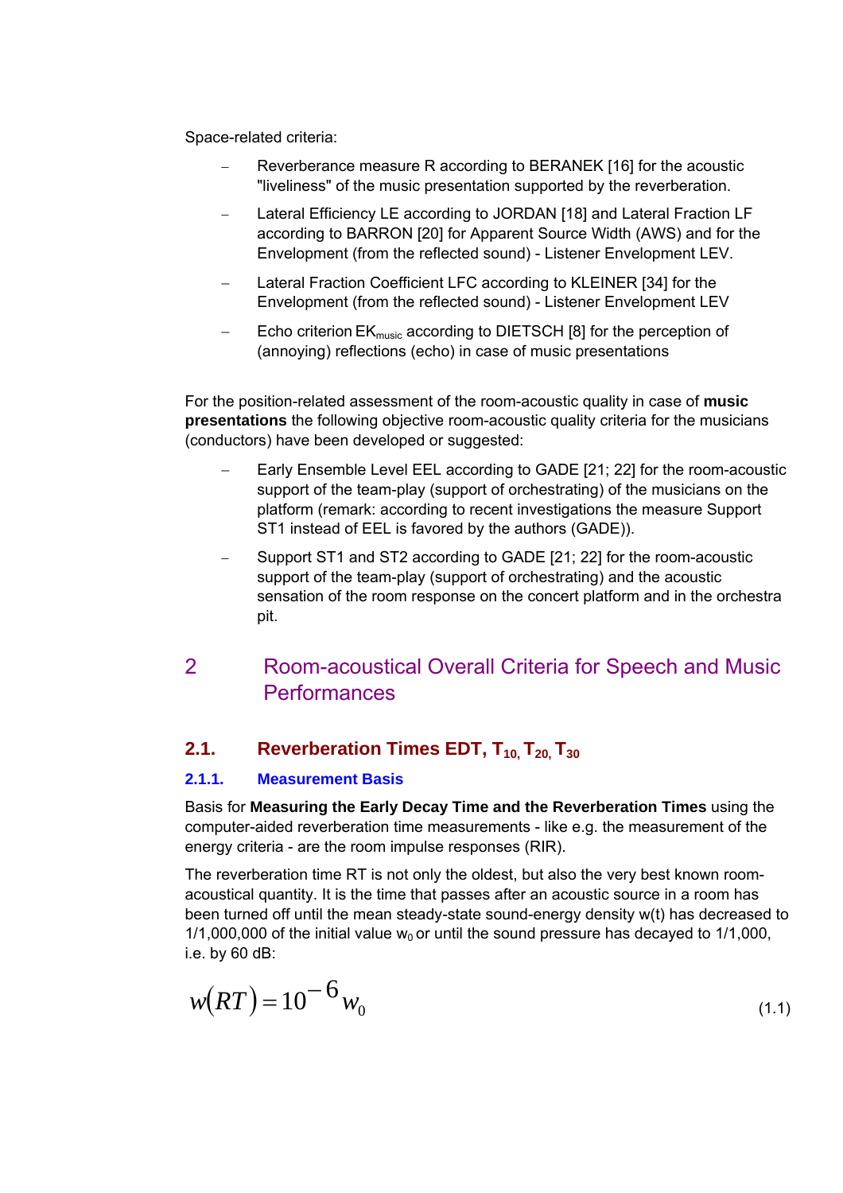Space-related criteria:

- Reverberance measure R according to BERANEK [16] for the acoustic "liveliness" of the music presentation supported by the reverberation.
- Lateral Efficiency LE according to JORDAN [18] and Lateral Fraction LF according to BARRON [20] for Apparent Source Width (AWS) and for the Envelopment (from the reflected sound) - Listener Envelopment LEV.
- Lateral Fraction Coefficient LFC according to KLEINER [34] for the Envelopment (from the reflected sound) - Listener Envelopment LEV
- Echo criterion $EK_{music}$ according to DIETSCH [8] for the perception of (annoying) reflections (echo) in case of music presentations

For the position-related assessment of the room-acoustic quality in case of **music presentations** the following objective room-acoustic quality criteria for the musicians (conductors) have been developed or suggested:

- Early Ensemble Level EEL according to GADE [21; 22] for the room-acoustic support of the team-play (support of orchestrating) of the musicians on the platform (remark: according to recent investigations the measure Support ST1 instead of EEL is favored by the authors (GADE)).
- Support ST1 and ST2 according to GADE [21; 22] for the room-acoustic support of the team-play (support of orchestrating) and the acoustic sensation of the room response on the concert platform and in the orchestra pit.

# 2 Room-acoustical Overall Criteria for Speech and Music Performances

## 2.1. Reverberation Times EDT, $T_{10}$, $T_{20}$, $T_{30}$

### 2.1.1. Measurement Basis

Basis for **Measuring the Early Decay Time and the Reverberation Times** using the computer-aided reverberation time measurements - like e.g. the measurement of the energy criteria - are the room impulse responses (RIR).

The reverberation time RT is not only the oldest, but also the very best known room-acoustical quantity. It is the time that passes after an acoustic source in a room has been turned off until the mean steady-state sound-energy density w(t) has decreased to 1/1,000,000 of the initial value $w_0$ or until the sound pressure has decayed to 1/1,000, i.e. by 60 dB:

$$w(RT) = 10^{-6} w_0 \tag{1.1}$$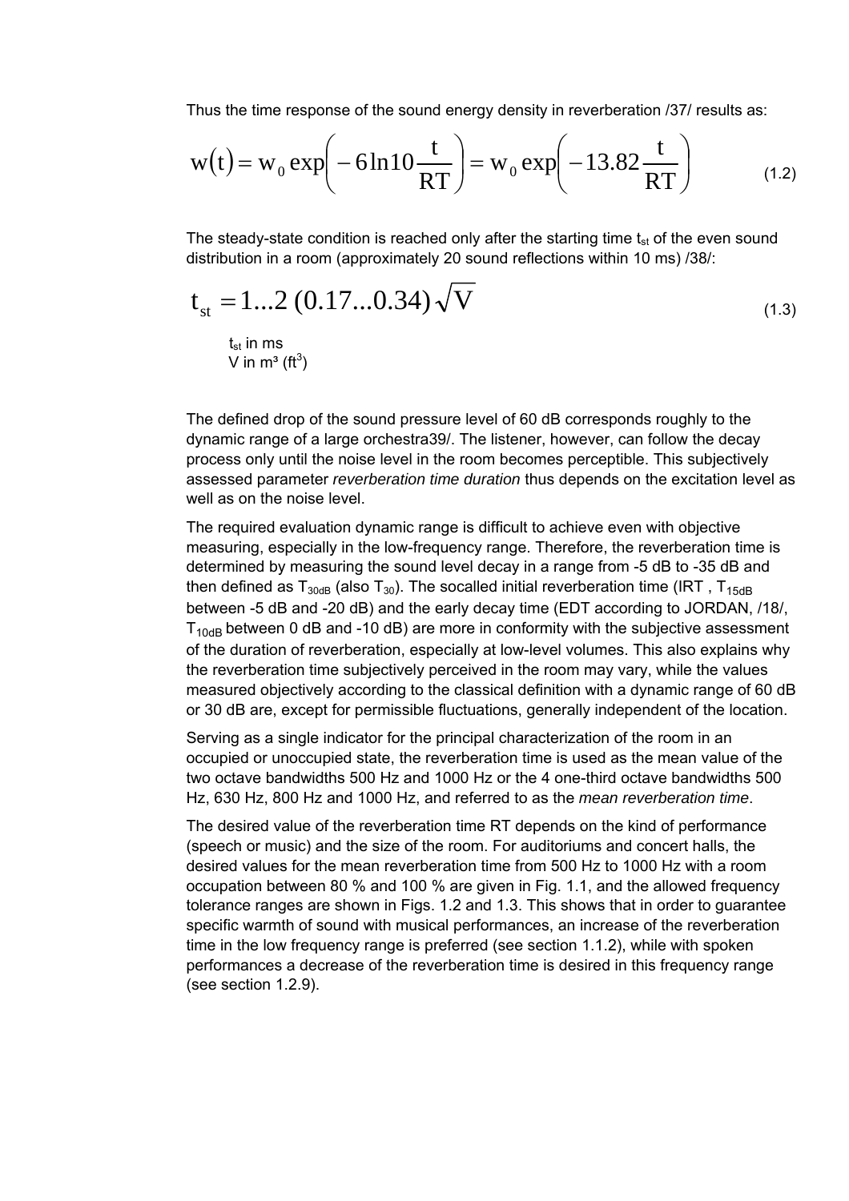Thus the time response of the sound energy density in reverberation /37/ results as:

$$w(t) = w_0 \exp\left(-6\ln 10 \frac{t}{RT}\right) = w_0 \exp\left(-13.82 \frac{t}{RT}\right) \tag{1.2}$$

The steady-state condition is reached only after the starting time $t_{st}$ of the even sound distribution in a room (approximately 20 sound reflections within 10 ms) /38/:

$$t_{st} = 1...2\ (0.17...0.34)\sqrt{V} \tag{1.3}$$

$t_{st}$ in ms
V in m³ (ft³)

The defined drop of the sound pressure level of 60 dB corresponds roughly to the dynamic range of a large orchestra39/. The listener, however, can follow the decay process only until the noise level in the room becomes perceptible. This subjectively assessed parameter *reverberation time duration* thus depends on the excitation level as well as on the noise level.

The required evaluation dynamic range is difficult to achieve even with objective measuring, especially in the low-frequency range. Therefore, the reverberation time is determined by measuring the sound level decay in a range from -5 dB to -35 dB and then defined as $T_{30dB}$ (also $T_{30}$). The socalled initial reverberation time (IRT , $T_{15dB}$ between -5 dB and -20 dB) and the early decay time (EDT according to JORDAN, /18/, $T_{10dB}$ between 0 dB and -10 dB) are more in conformity with the subjective assessment of the duration of reverberation, especially at low-level volumes. This also explains why the reverberation time subjectively perceived in the room may vary, while the values measured objectively according to the classical definition with a dynamic range of 60 dB or 30 dB are, except for permissible fluctuations, generally independent of the location.

Serving as a single indicator for the principal characterization of the room in an occupied or unoccupied state, the reverberation time is used as the mean value of the two octave bandwidths 500 Hz and 1000 Hz or the 4 one-third octave bandwidths 500 Hz, 630 Hz, 800 Hz and 1000 Hz, and referred to as the *mean reverberation time*.

The desired value of the reverberation time RT depends on the kind of performance (speech or music) and the size of the room. For auditoriums and concert halls, the desired values for the mean reverberation time from 500 Hz to 1000 Hz with a room occupation between 80 % and 100 % are given in Fig. 1.1, and the allowed frequency tolerance ranges are shown in Figs. 1.2 and 1.3. This shows that in order to guarantee specific warmth of sound with musical performances, an increase of the reverberation time in the low frequency range is preferred (see section 1.1.2), while with spoken performances a decrease of the reverberation time is desired in this frequency range (see section 1.2.9).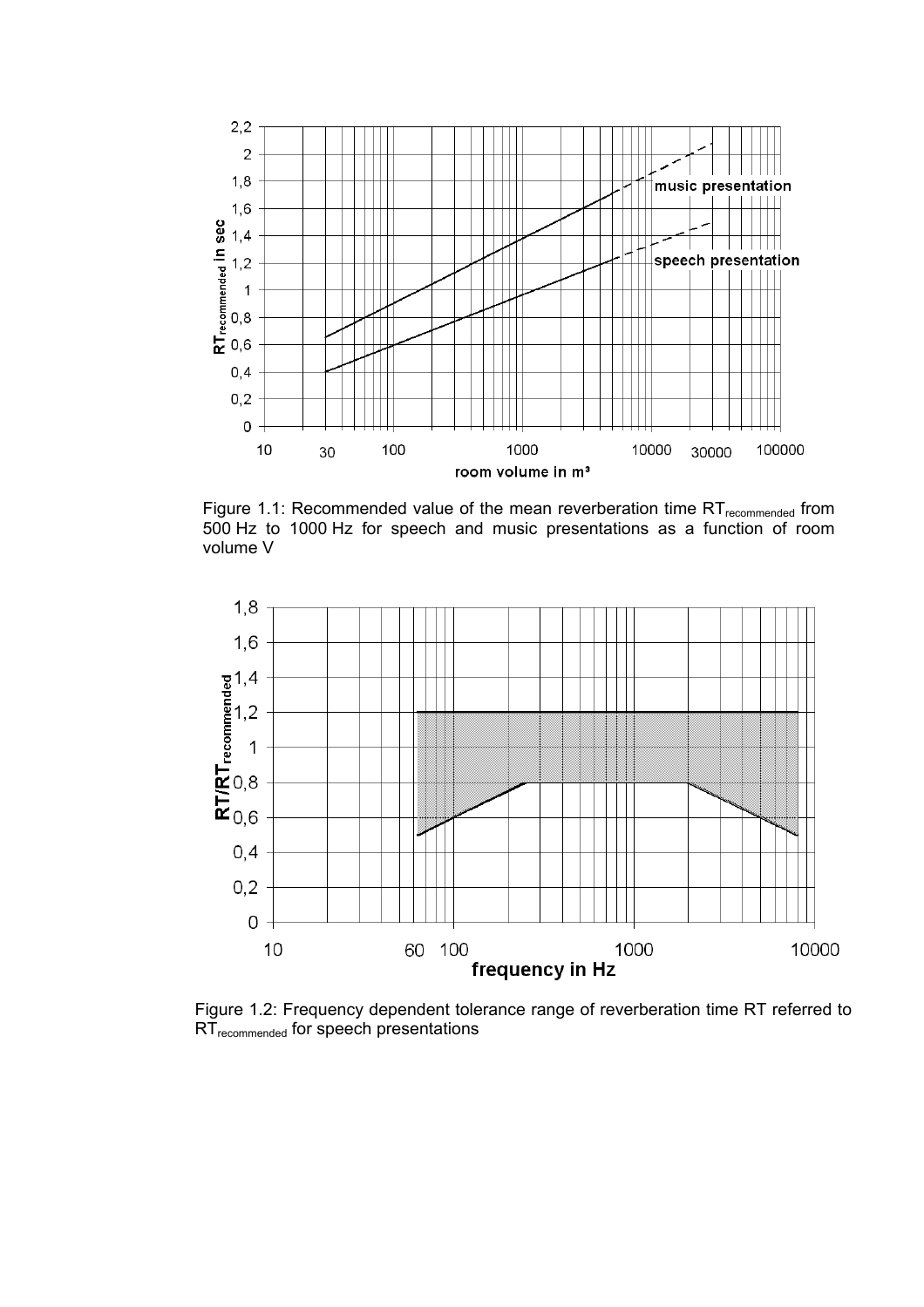Figure 1.1: Recommended value of the mean reverberation time $RT_{recommended}$ from 500 Hz to 1000 Hz for speech and music presentations as a function of room volume V

Figure 1.2: Frequency dependent tolerance range of reverberation time RT referred to $RT_{recommended}$ for speech presentations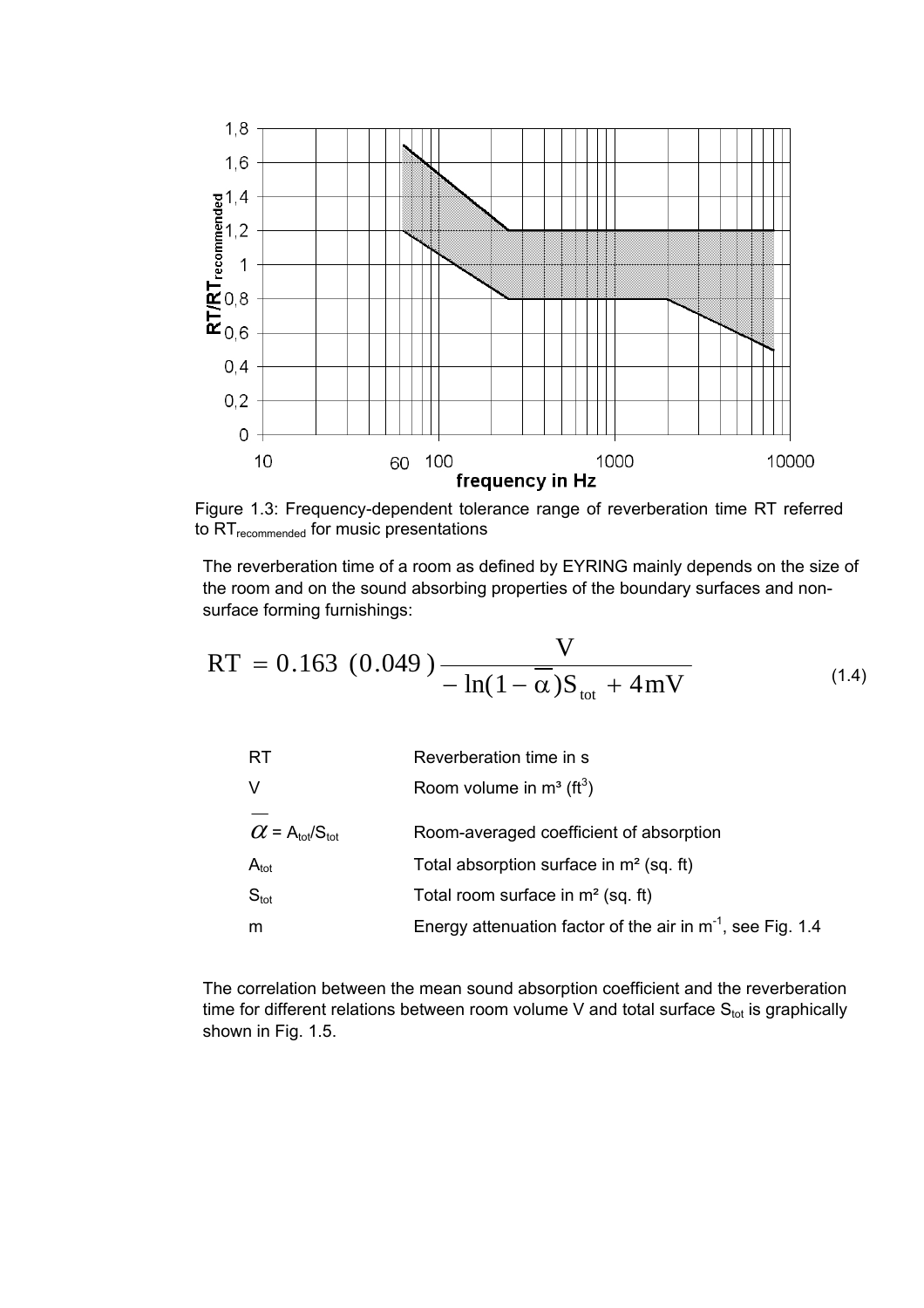Figure 1.3: Frequency-dependent tolerance range of reverberation time RT referred to $RT_{recommended}$ for music presentations

The reverberation time of a room as defined by EYRING mainly depends on the size of the room and on the sound absorbing properties of the boundary surfaces and non-surface forming furnishings:

$$RT = 0.163\ (0.049)\frac{V}{-\ln(1-\overline{\alpha})S_{tot} + 4mV} \tag{1.4}$$

| | |
|---|---|
| RT | Reverberation time in s |
| V | Room volume in m³ (ft³) |
| $\overline{\alpha} = A_{tot}/S_{tot}$ | Room-averaged coefficient of absorption |
| $A_{tot}$ | Total absorption surface in m² (sq. ft) |
| $S_{tot}$ | Total room surface in m² (sq. ft) |
| m | Energy attenuation factor of the air in $m^{-1}$, see Fig. 1.4 |

The correlation between the mean sound absorption coefficient and the reverberation time for different relations between room volume V and total surface $S_{tot}$ is graphically shown in Fig. 1.5.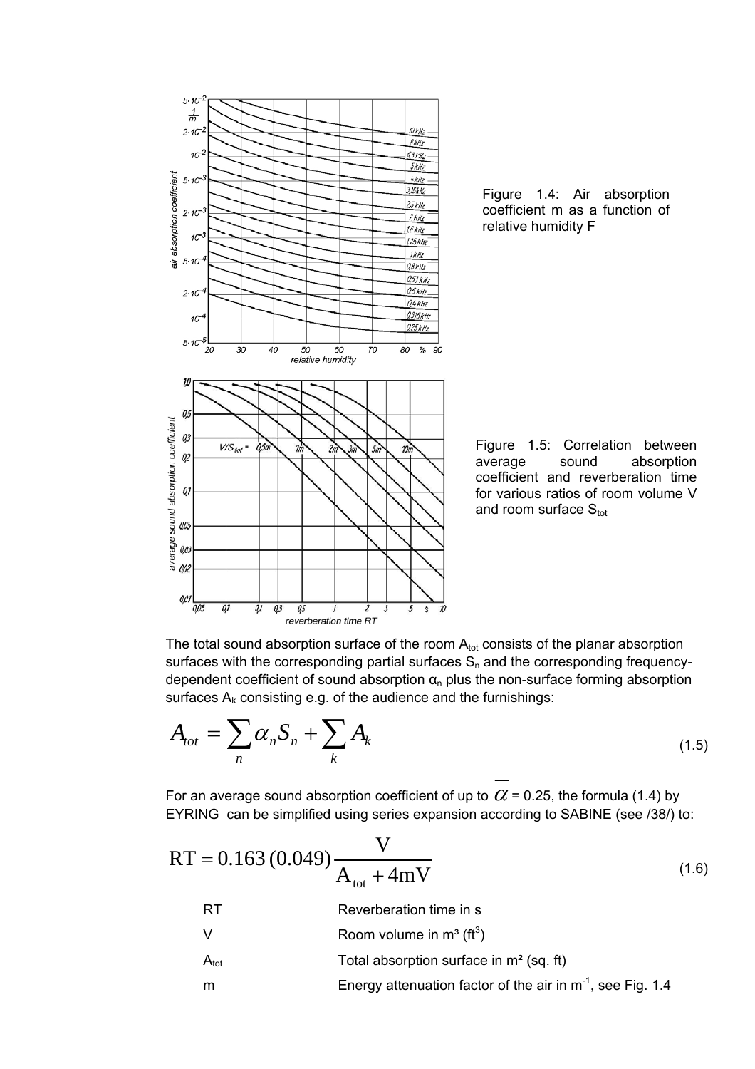Figure 1.4: Air absorption coefficient m as a function of relative humidity F

Figure 1.5: Correlation between average sound absorption coefficient and reverberation time for various ratios of room volume V and room surface $S_{tot}$

The total sound absorption surface of the room $A_{tot}$ consists of the planar absorption surfaces with the corresponding partial surfaces $S_n$ and the corresponding frequency-dependent coefficient of sound absorption $\alpha_n$ plus the non-surface forming absorption surfaces $A_k$ consisting e.g. of the audience and the furnishings:

$$A_{tot} = \sum_n \alpha_n S_n + \sum_k A_k \tag{1.5}$$

For an average sound absorption coefficient of up to $\overline{\alpha} = 0.25$, the formula (1.4) by EYRING can be simplified using series expansion according to SABINE (see /38/) to:

$$\mathrm{RT} = 0.163\,(0.049)\,\frac{\mathrm{V}}{\mathrm{A}_{tot} + 4\mathrm{mV}} \tag{1.6}$$

| | |
|---|---|
| RT | Reverberation time in s |
| V | Room volume in m³ (ft³) |
| $A_{tot}$ | Total absorption surface in m² (sq. ft) |
| m | Energy attenuation factor of the air in $m^{-1}$, see Fig. 1.4 |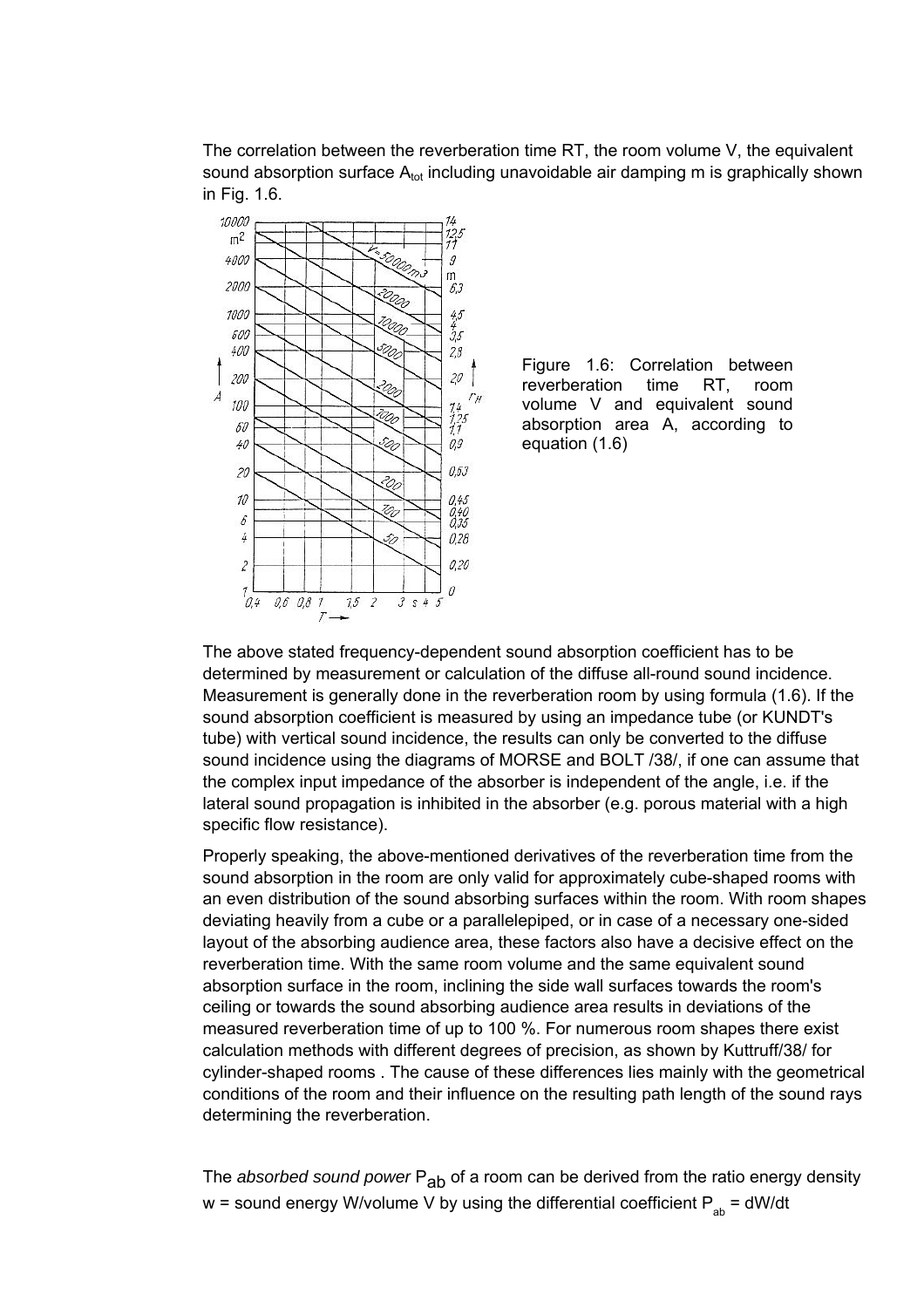The correlation between the reverberation time RT, the room volume V, the equivalent sound absorption surface $A_{tot}$ including unavoidable air damping m is graphically shown in Fig. 1.6.

Figure 1.6: Correlation between reverberation time RT, room volume V and equivalent sound absorption area A, according to equation (1.6)

The above stated frequency-dependent sound absorption coefficient has to be determined by measurement or calculation of the diffuse all-round sound incidence. Measurement is generally done in the reverberation room by using formula (1.6). If the sound absorption coefficient is measured by using an impedance tube (or KUNDT's tube) with vertical sound incidence, the results can only be converted to the diffuse sound incidence using the diagrams of MORSE and BOLT /38/, if one can assume that the complex input impedance of the absorber is independent of the angle, i.e. if the lateral sound propagation is inhibited in the absorber (e.g. porous material with a high specific flow resistance).

Properly speaking, the above-mentioned derivatives of the reverberation time from the sound absorption in the room are only valid for approximately cube-shaped rooms with an even distribution of the sound absorbing surfaces within the room. With room shapes deviating heavily from a cube or a parallelepiped, or in case of a necessary one-sided layout of the absorbing audience area, these factors also have a decisive effect on the reverberation time. With the same room volume and the same equivalent sound absorption surface in the room, inclining the side wall surfaces towards the room's ceiling or towards the sound absorbing audience area results in deviations of the measured reverberation time of up to 100 %. For numerous room shapes there exist calculation methods with different degrees of precision, as shown by Kuttruff/38/ for cylinder-shaped rooms . The cause of these differences lies mainly with the geometrical conditions of the room and their influence on the resulting path length of the sound rays determining the reverberation.

The *absorbed sound power* $P_{ab}$ of a room can be derived from the ratio energy density w = sound energy W/volume V by using the differential coefficient $P_{ab} = dW/dt$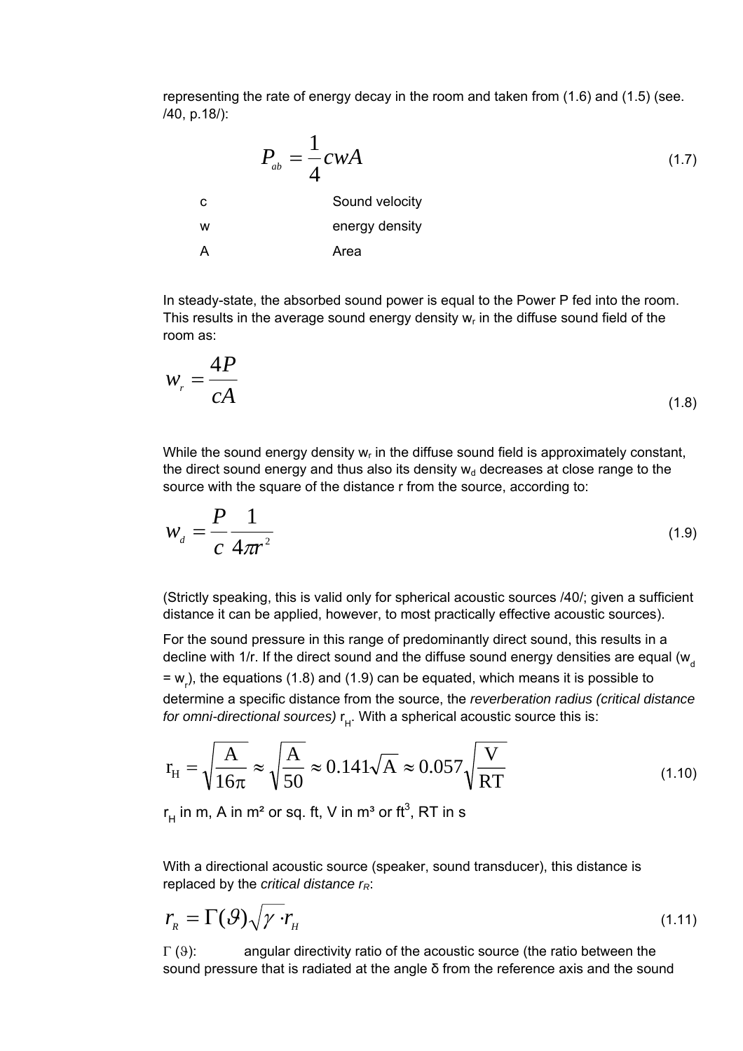representing the rate of energy decay in the room and taken from (1.6) and (1.5) (see. /40, p.18/):

$$P_{ab} = \frac{1}{4} cwA \tag{1.7}$$

| | |
|---|---|
| c | Sound velocity |
| w | energy density |
| A | Area |

In steady-state, the absorbed sound power is equal to the Power P fed into the room. This results in the average sound energy density $w_r$ in the diffuse sound field of the room as:

$$w_r = \frac{4P}{cA} \tag{1.8}$$

While the sound energy density $w_r$ in the diffuse sound field is approximately constant, the direct sound energy and thus also its density $w_d$ decreases at close range to the source with the square of the distance r from the source, according to:

$$w_d = \frac{P}{c} \frac{1}{4\pi r^2} \tag{1.9}$$

(Strictly speaking, this is valid only for spherical acoustic sources /40/; given a sufficient distance it can be applied, however, to most practically effective acoustic sources).

For the sound pressure in this range of predominantly direct sound, this results in a decline with 1/r. If the direct sound and the diffuse sound energy densities are equal ($w_d = w_r$), the equations (1.8) and (1.9) can be equated, which means it is possible to determine a specific distance from the source, the *reverberation radius (critical distance for omni-directional sources)* $r_H$. With a spherical acoustic source this is:

$$r_H = \sqrt{\frac{A}{16\pi}} \approx \sqrt{\frac{A}{50}} \approx 0.141\sqrt{A} \approx 0.057\sqrt{\frac{V}{RT}} \tag{1.10}$$

$r_H$ in m, A in m² or sq. ft, V in m³ or ft³, RT in s

With a directional acoustic source (speaker, sound transducer), this distance is replaced by the *critical distance $r_R$*:

$$r_R = \Gamma(\vartheta)\sqrt{\gamma} \cdot r_H \tag{1.11}$$

$\Gamma(\vartheta)$: angular directivity ratio of the acoustic source (the ratio between the sound pressure that is radiated at the angle δ from the reference axis and the sound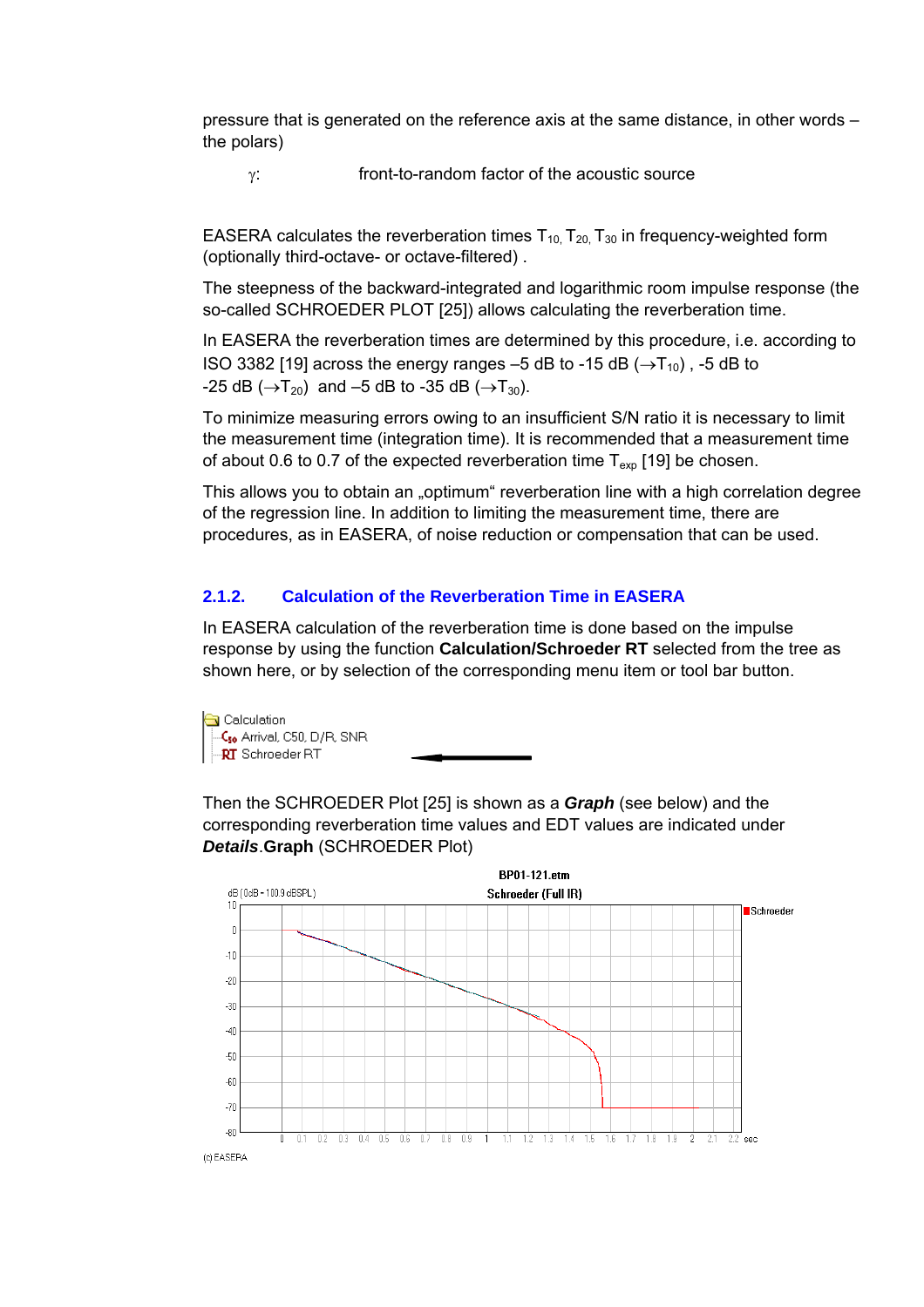pressure that is generated on the reference axis at the same distance, in other words – the polars)

$\gamma$: front-to-random factor of the acoustic source

EASERA calculates the reverberation times $T_{10}$, $T_{20}$, $T_{30}$ in frequency-weighted form (optionally third-octave- or octave-filtered) .

The steepness of the backward-integrated and logarithmic room impulse response (the so-called SCHROEDER PLOT [25]) allows calculating the reverberation time.

In EASERA the reverberation times are determined by this procedure, i.e. according to ISO 3382 [19] across the energy ranges –5 dB to -15 dB ($\rightarrow T_{10}$) , -5 dB to -25 dB ($\rightarrow T_{20}$) and –5 dB to -35 dB ($\rightarrow T_{30}$).

To minimize measuring errors owing to an insufficient S/N ratio it is necessary to limit the measurement time (integration time). It is recommended that a measurement time of about 0.6 to 0.7 of the expected reverberation time $T_{exp}$ [19] be chosen.

This allows you to obtain an „optimum" reverberation line with a high correlation degree of the regression line. In addition to limiting the measurement time, there are procedures, as in EASERA, of noise reduction or compensation that can be used.

### 2.1.2. Calculation of the Reverberation Time in EASERA

In EASERA calculation of the reverberation time is done based on the impulse response by using the function **Calculation/Schroeder RT** selected from the tree as shown here, or by selection of the corresponding menu item or tool bar button.

Calculation
- Arrival, C50, D/R, SNR
- Schroeder RT

Then the SCHROEDER Plot [25] is shown as a ***Graph*** (see below) and the corresponding reverberation time values and EDT values are indicated under ***Details*.Graph** (SCHROEDER Plot)

BP01-121.etm

Schroeder (Full IR)

(c) EASERA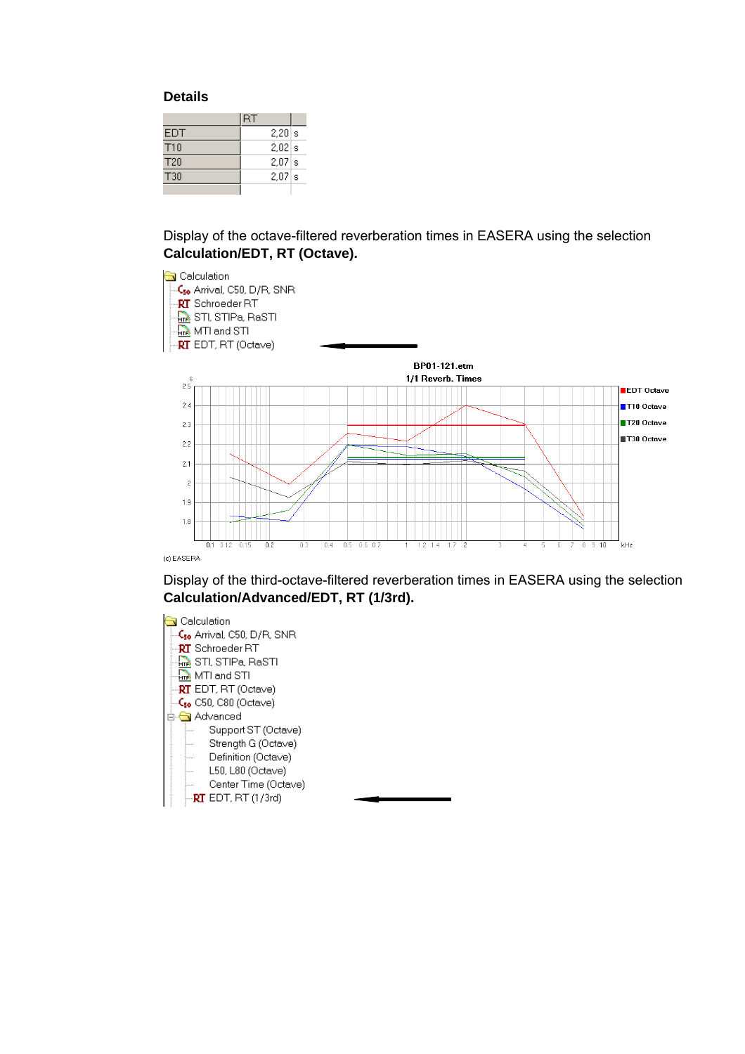## Details

| | RT | |
|---|---|---|
| EDT | 2,20 | s |
| T10 | 2,02 | s |
| T20 | 2,07 | s |
| T30 | 2,07 | s |

Display of the octave-filtered reverberation times in EASERA using the selection **Calculation/EDT, RT (Octave).**

Calculation
- Arrival, C50, D/R, SNR
- Schroeder RT
- STI, STIPa, RaSTI
- MTI and STI
- EDT, RT (Octave)

BP01-121.etm
1/1 Reverb. Times

(c) EASERA

Display of the third-octave-filtered reverberation times in EASERA using the selection **Calculation/Advanced/EDT, RT (1/3rd).**

Calculation
- Arrival, C50, D/R, SNR
- Schroeder RT
- STI, STIPa, RaSTI
- MTI and STI
- EDT, RT (Octave)
- C50, C80 (Octave)
- Advanced
  - Support ST (Octave)
  - Strength G (Octave)
  - Definition (Octave)
  - L50, L80 (Octave)
  - Center Time (Octave)
  - EDT, RT (1/3rd)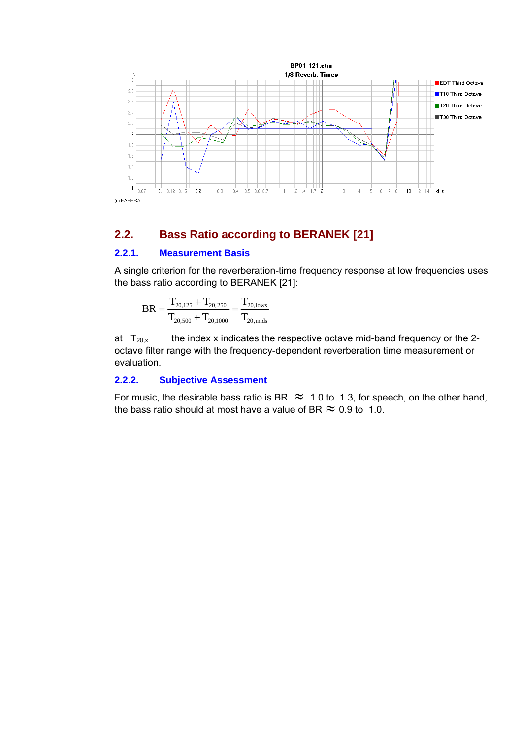## 2.2. Bass Ratio according to BERANEK [21]

### 2.2.1. Measurement Basis

A single criterion for the reverberation-time frequency response at low frequencies uses the bass ratio according to BERANEK [21]:

$$BR = \frac{T_{20,125} + T_{20,250}}{T_{20,500} + T_{20,1000}} = \frac{T_{20,\text{lows}}}{T_{20,\text{mids}}}$$

at $T_{20,x}$ the index x indicates the respective octave mid-band frequency or the 2-octave filter range with the frequency-dependent reverberation time measurement or evaluation.

### 2.2.2. Subjective Assessment

For music, the desirable bass ratio is BR $\approx$ 1.0 to 1.3, for speech, on the other hand, the bass ratio should at most have a value of BR $\approx$ 0.9 to 1.0.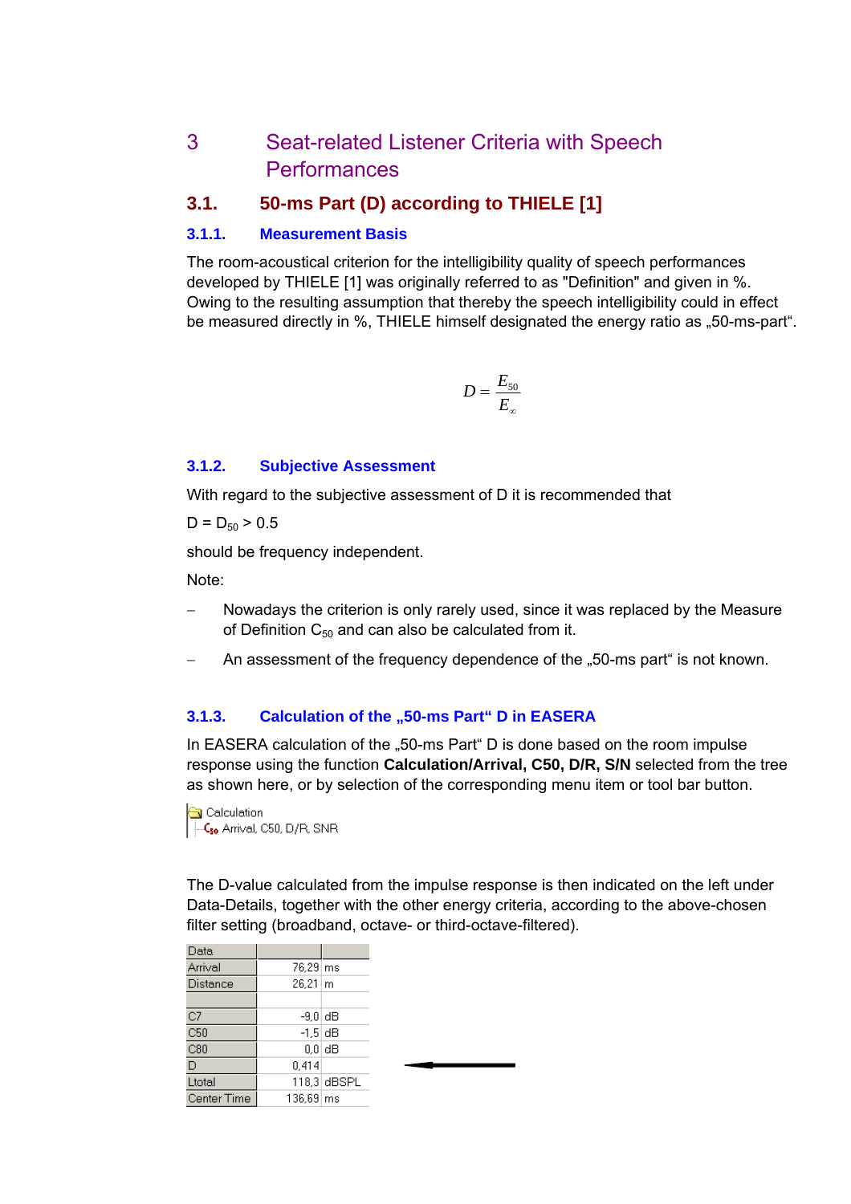# 3 Seat-related Listener Criteria with Speech Performances

## 3.1. 50-ms Part (D) according to THIELE [1]

### 3.1.1. Measurement Basis

The room-acoustical criterion for the intelligibility quality of speech performances developed by THIELE [1] was originally referred to as "Definition" and given in %. Owing to the resulting assumption that thereby the speech intelligibility could in effect be measured directly in %, THIELE himself designated the energy ratio as „50-ms-part".

$$D = \frac{E_{50}}{E_{\infty}}$$

### 3.1.2. Subjective Assessment

With regard to the subjective assessment of D it is recommended that

$D = D_{50} > 0.5$

should be frequency independent.

Note:

- Nowadays the criterion is only rarely used, since it was replaced by the Measure of Definition $C_{50}$ and can also be calculated from it.
- An assessment of the frequency dependence of the „50-ms part" is not known.

### 3.1.3. Calculation of the „50-ms Part" D in EASERA

In EASERA calculation of the „50-ms Part" D is done based on the room impulse response using the function **Calculation/Arrival, C50, D/R, S/N** selected from the tree as shown here, or by selection of the corresponding menu item or tool bar button.

Calculation
- Arrival, C50, D/R, SNR

The D-value calculated from the impulse response is then indicated on the left under Data-Details, together with the other energy criteria, according to the above-chosen filter setting (broadband, octave- or third-octave-filtered).

| Data | | |
|---|---|---|
| Arrival | 76,29 | ms |
| Distance | 26,21 | m |
| | | |
| C7 | -9,0 | dB |
| C50 | -1,5 | dB |
| C80 | 0,0 | dB |
| D | 0,414 | |
| Ltotal | 118,3 | dBSPL |
| Center Time | 136,69 | ms |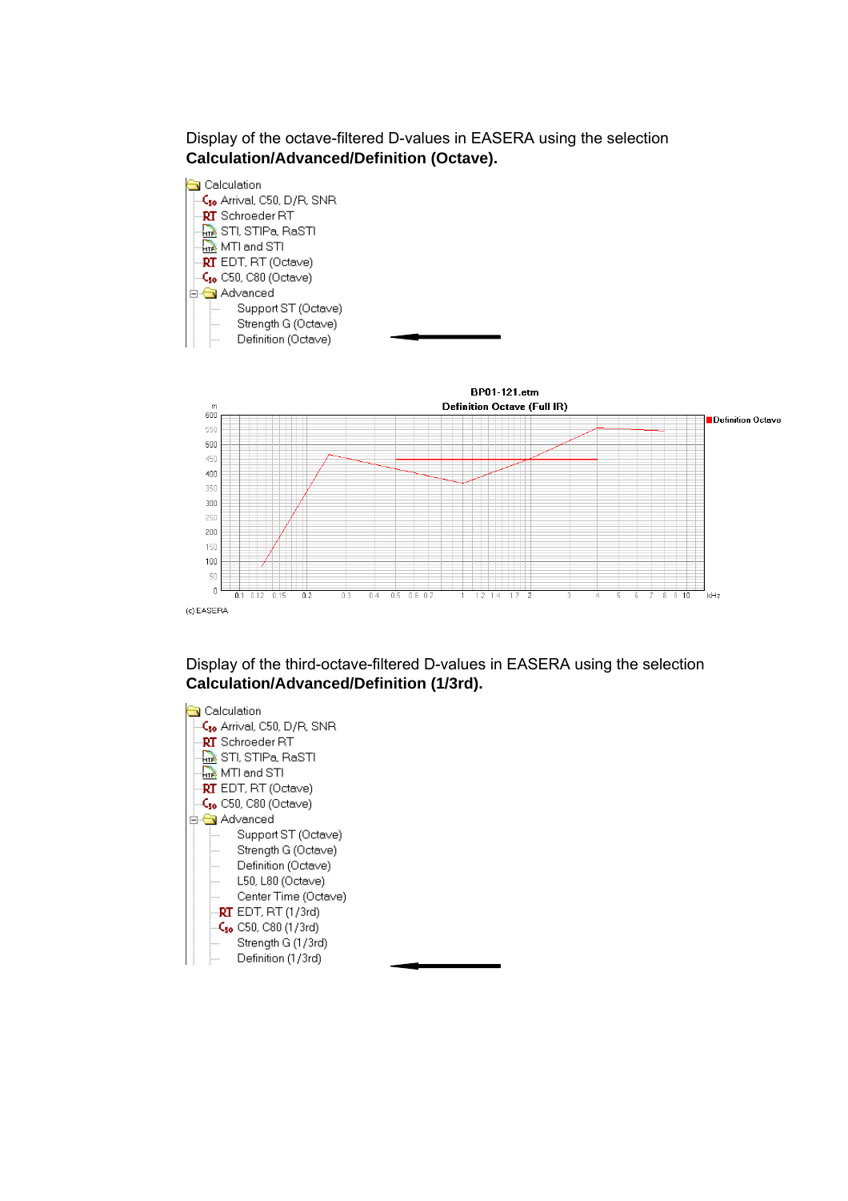Display of the octave-filtered D-values in EASERA using the selection **Calculation/Advanced/Definition (Octave).**

- Calculation
  - Arrival, C50, D/R, SNR
  - Schroeder RT
  - STI, STIPa, RaSTI
  - MTI and STI
  - EDT, RT (Octave)
  - C50, C80 (Octave)
  - Advanced
    - Support ST (Octave)
    - Strength G (Octave)
    - Definition (Octave)

BP01-121.etm

Definition Octave (Full IR)

(c) EASERA

Display of the third-octave-filtered D-values in EASERA using the selection **Calculation/Advanced/Definition (1/3rd).**

- Calculation
  - Arrival, C50, D/R, SNR
  - Schroeder RT
  - STI, STIPa, RaSTI
  - MTI and STI
  - EDT, RT (Octave)
  - C50, C80 (Octave)
  - Advanced
    - Support ST (Octave)
    - Strength G (Octave)
    - Definition (Octave)
    - L50, L80 (Octave)
    - Center Time (Octave)
    - EDT, RT (1/3rd)
    - C50, C80 (1/3rd)
    - Strength G (1/3rd)
    - Definition (1/3rd)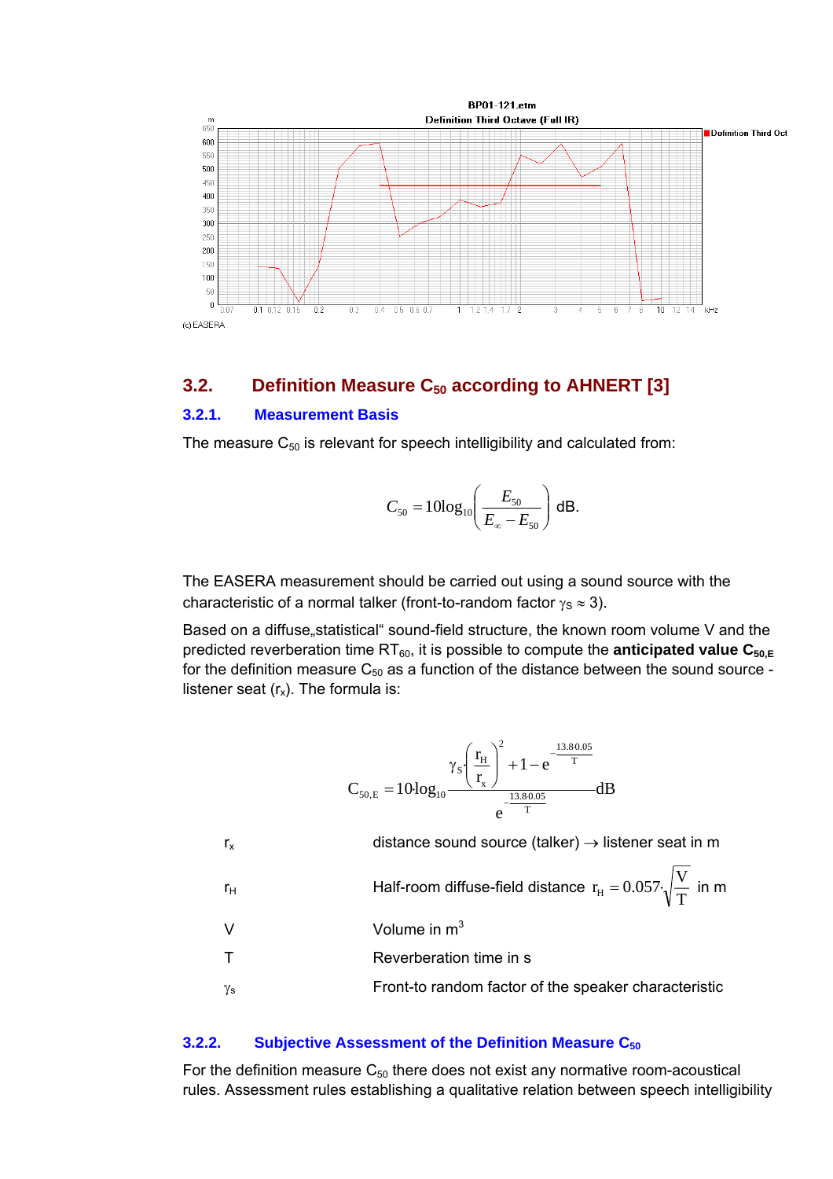## 3.2. Definition Measure $C_{50}$ according to AHNERT [3]

### 3.2.1. Measurement Basis

The measure $C_{50}$ is relevant for speech intelligibility and calculated from:

$$C_{50} = 10\log_{10}\left(\frac{E_{50}}{E_{\infty} - E_{50}}\right) \text{ dB.}$$

The EASERA measurement should be carried out using a sound source with the characteristic of a normal talker (front-to-random factor $\gamma_S \approx 3$).

Based on a diffuse„statistical“ sound-field structure, the known room volume V and the predicted reverberation time $RT_{60}$, it is possible to compute the **anticipated value $C_{50,E}$** for the definition measure $C_{50}$ as a function of the distance between the sound source - listener seat ($r_x$). The formula is:

$$C_{50,E} = 10 \cdot \log_{10} \frac{\gamma_S \cdot \left(\frac{r_H}{r_x}\right)^2 + 1 - e^{-\frac{13.8 \cdot 0.05}{T}}}{e^{-\frac{13.8 \cdot 0.05}{T}}} \text{dB}$$

| | |
|---|---|
| $r_x$ | distance sound source (talker) → listener seat in m |
| $r_H$ | Half-room diffuse-field distance $r_H = 0.057 \cdot \sqrt{\frac{V}{T}}$ in m |
| V | Volume in $m^3$ |
| T | Reverberation time in s |
| $\gamma_s$ | Front-to random factor of the speaker characteristic |

### 3.2.2. Subjective Assessment of the Definition Measure $C_{50}$

For the definition measure $C_{50}$ there does not exist any normative room-acoustical rules. Assessment rules establishing a qualitative relation between speech intelligibility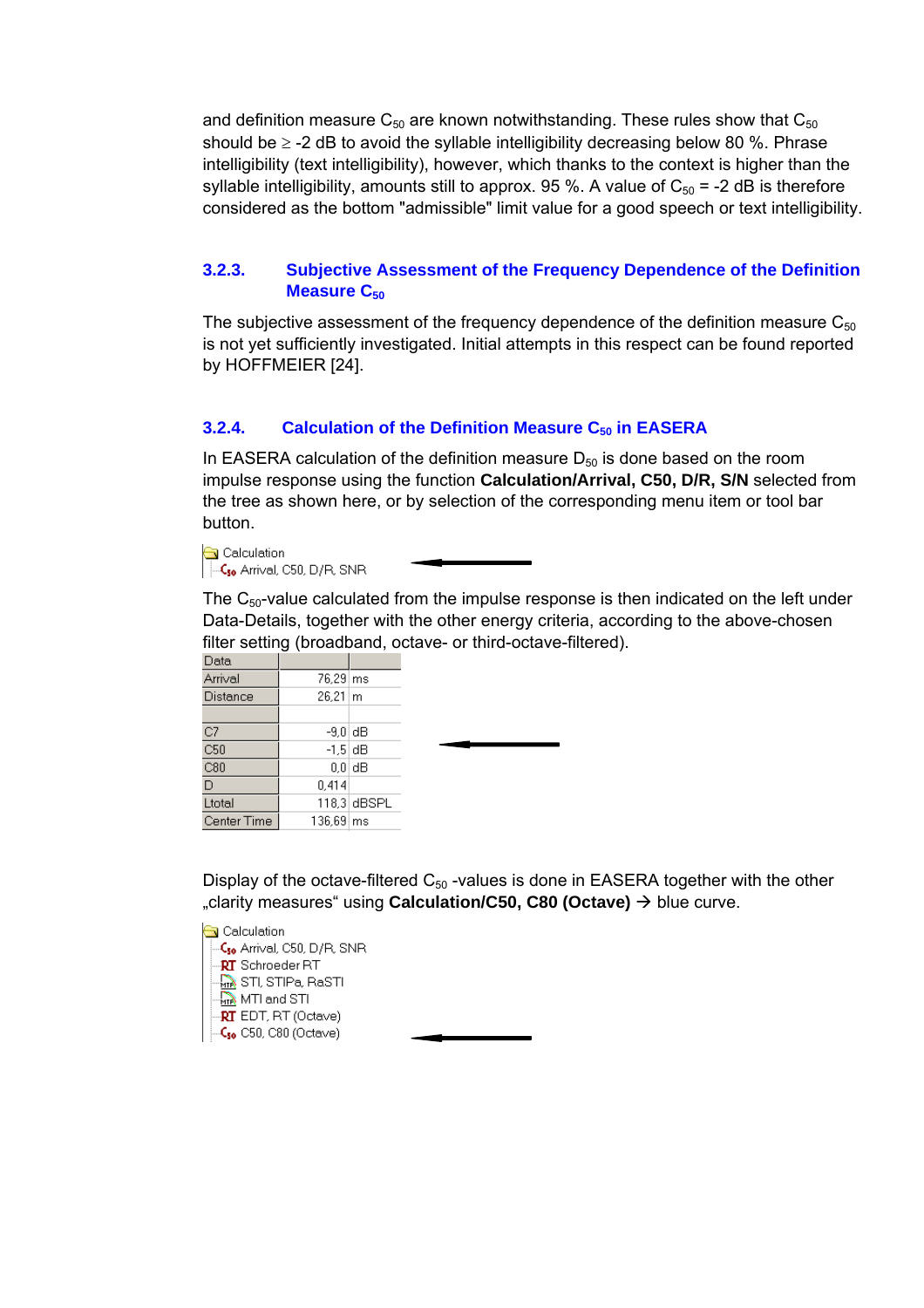and definition measure $C_{50}$ are known notwithstanding. These rules show that $C_{50}$ should be ≥ -2 dB to avoid the syllable intelligibility decreasing below 80 %. Phrase intelligibility (text intelligibility), however, which thanks to the context is higher than the syllable intelligibility, amounts still to approx. 95 %. A value of $C_{50}$ = -2 dB is therefore considered as the bottom "admissible" limit value for a good speech or text intelligibility.

### 3.2.3. Subjective Assessment of the Frequency Dependence of the Definition Measure $C_{50}$

The subjective assessment of the frequency dependence of the definition measure $C_{50}$ is not yet sufficiently investigated. Initial attempts in this respect can be found reported by HOFFMEIER [24].

### 3.2.4. Calculation of the Definition Measure $C_{50}$ in EASERA

In EASERA calculation of the definition measure $D_{50}$ is done based on the room impulse response using the function **Calculation/Arrival, C50, D/R, S/N** selected from the tree as shown here, or by selection of the corresponding menu item or tool bar button.

Calculation
- Arrival, C50, D/R, SNR

The $C_{50}$-value calculated from the impulse response is then indicated on the left under Data-Details, together with the other energy criteria, according to the above-chosen filter setting (broadband, octave- or third-octave-filtered).

| Data | | |
|---|---|---|
| Arrival | 76,29 | ms |
| Distance | 26,21 | m |
| | | |
| C7 | -9,0 | dB |
| C50 | -1,5 | dB |
| C80 | 0,0 | dB |
| D | 0,414 | |
| Ltotal | 118,3 | dBSPL |
| Center Time | 136,69 | ms |

Display of the octave-filtered $C_{50}$ -values is done in EASERA together with the other „clarity measures" using **Calculation/C50, C80 (Octave)** → blue curve.

Calculation
- Arrival, C50, D/R, SNR
- Schroeder RT
- STI, STIPa, RaSTI
- MTI and STI
- EDT, RT (Octave)
- C50, C80 (Octave)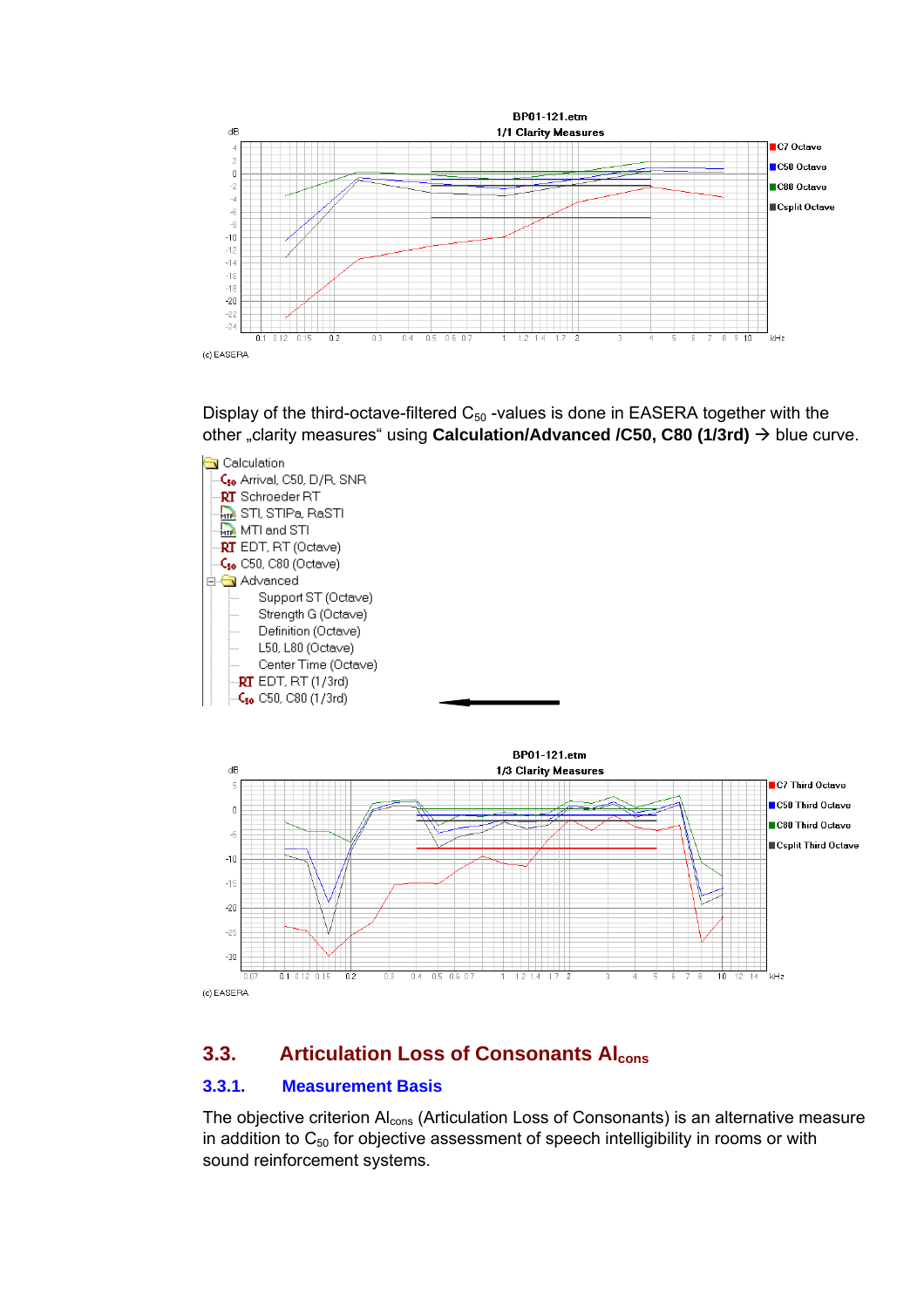Display of the third-octave-filtered $C_{50}$ -values is done in EASERA together with the other „clarity measures“ using **Calculation/Advanced /C50, C80 (1/3rd)** → blue curve.

- Calculation
  - Arrival, C50, D/R, SNR
  - Schroeder RT
  - STI, STIPa, RaSTI
  - MTI and STI
  - EDT, RT (Octave)
  - C50, C80 (Octave)
  - Advanced
    - Support ST (Octave)
    - Strength G (Octave)
    - Definition (Octave)
    - L50, L80 (Octave)
    - Center Time (Octave)
    - EDT, RT (1/3rd)
    - C50, C80 (1/3rd)

## 3.3. Articulation Loss of Consonants $Al_{cons}$

### 3.3.1. Measurement Basis

The objective criterion $Al_{cons}$ (Articulation Loss of Consonants) is an alternative measure in addition to $C_{50}$ for objective assessment of speech intelligibility in rooms or with sound reinforcement systems.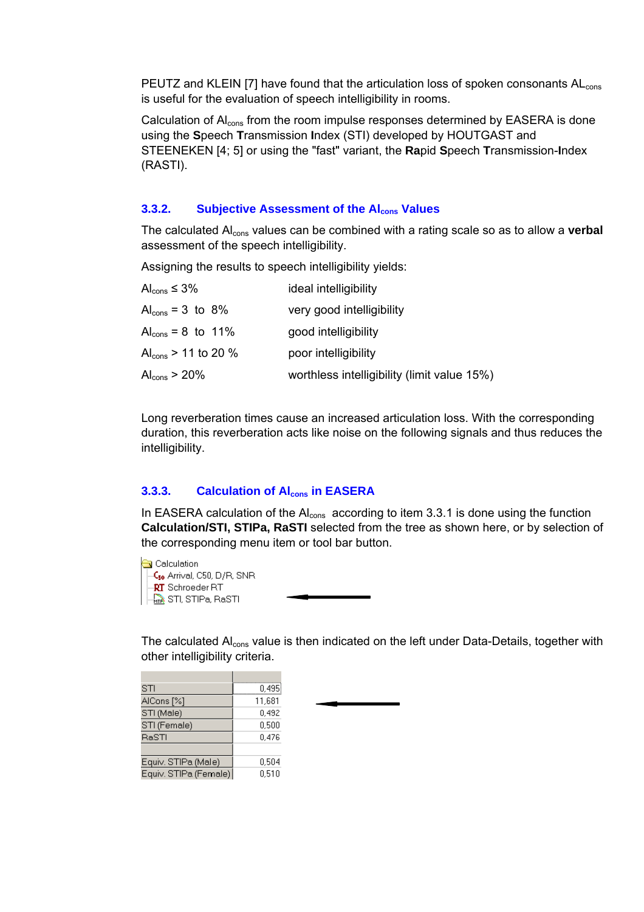PEUTZ and KLEIN [7] have found that the articulation loss of spoken consonants $AL_{cons}$ is useful for the evaluation of speech intelligibility in rooms.

Calculation of $Al_{cons}$ from the room impulse responses determined by EASERA is done using the **S**peech **T**ransmission **I**ndex (STI) developed by HOUTGAST and STEENEKEN [4; 5] or using the "fast" variant, the **Ra**pid **S**peech **T**ransmission-**I**ndex (RASTI).

### 3.3.2. Subjective Assessment of the $Al_{cons}$ Values

The calculated $Al_{cons}$ values can be combined with a rating scale so as to allow a **verbal** assessment of the speech intelligibility.

Assigning the results to speech intelligibility yields:

| | |
|---|---|
| $Al_{cons} \leq 3\%$ | ideal intelligibility |
| $Al_{cons}$ = 3 to 8% | very good intelligibility |
| $Al_{cons}$ = 8 to 11% | good intelligibility |
| $Al_{cons}$ > 11 to 20 % | poor intelligibility |
| $Al_{cons}$ > 20% | worthless intelligibility (limit value 15%) |

Long reverberation times cause an increased articulation loss. With the corresponding duration, this reverberation acts like noise on the following signals and thus reduces the intelligibility.

### 3.3.3. Calculation of $Al_{cons}$ in EASERA

In EASERA calculation of the $Al_{cons}$ according to item 3.3.1 is done using the function **Calculation/STI, STIPa, RaSTI** selected from the tree as shown here, or by selection of the corresponding menu item or tool bar button.

- Calculation
  - Arrival, C50, D/R, SNR
  - Schroeder RT
  - STI, STIPa, RaSTI

The calculated $Al_{cons}$ value is then indicated on the left under Data-Details, together with other intelligibility criteria.

| | |
|---|---|
| STI | 0,495 |
| AlCons [%] | 11,681 |
| STI (Male) | 0,492 |
| STI (Female) | 0,500 |
| RaSTI | 0,476 |
| | |
| Equiv. STIPa (Male) | 0,504 |
| Equiv. STIPa (Female) | 0,510 |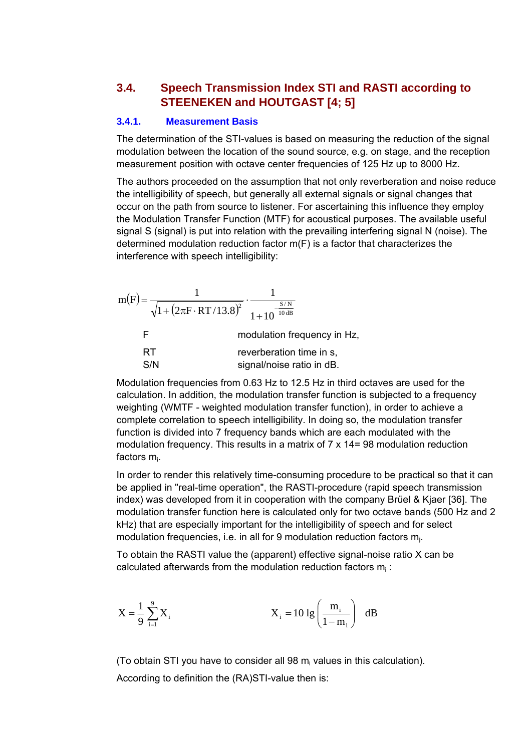## 3.4. Speech Transmission Index STI and RASTI according to STEENEKEN and HOUTGAST [4; 5]

### 3.4.1. Measurement Basis

The determination of the STI-values is based on measuring the reduction of the signal modulation between the location of the sound source, e.g. on stage, and the reception measurement position with octave center frequencies of 125 Hz up to 8000 Hz.

The authors proceeded on the assumption that not only reverberation and noise reduce the intelligibility of speech, but generally all external signals or signal changes that occur on the path from source to listener. For ascertaining this influence they employ the Modulation Transfer Function (MTF) for acoustical purposes. The available useful signal S (signal) is put into relation with the prevailing interfering signal N (noise). The determined modulation reduction factor m(F) is a factor that characterizes the interference with speech intelligibility:

$$m(F) = \frac{1}{\sqrt{1 + (2\pi F \cdot RT/13.8)^2}} \cdot \frac{1}{1 + 10^{-\frac{S/N}{10\,dB}}}$$

| | |
|---|---|
| F | modulation frequency in Hz, |
| RT | reverberation time in s, |
| S/N | signal/noise ratio in dB. |

Modulation frequencies from 0.63 Hz to 12.5 Hz in third octaves are used for the calculation. In addition, the modulation transfer function is subjected to a frequency weighting (WMTF - weighted modulation transfer function), in order to achieve a complete correlation to speech intelligibility. In doing so, the modulation transfer function is divided into 7 frequency bands which are each modulated with the modulation frequency. This results in a matrix of 7 x 14= 98 modulation reduction factors $m_i$.

In order to render this relatively time-consuming procedure to be practical so that it can be applied in "real-time operation", the RASTI-procedure (rapid speech transmission index) was developed from it in cooperation with the company Brüel & Kjaer [36]. The modulation transfer function here is calculated only for two octave bands (500 Hz and 2 kHz) that are especially important for the intelligibility of speech and for select modulation frequencies, i.e. in all for 9 modulation reduction factors $m_j$.

To obtain the RASTI value the (apparent) effective signal-noise ratio X can be calculated afterwards from the modulation reduction factors $m_i$ :

$$X = \frac{1}{9}\sum_{i=1}^{9} X_i \qquad\qquad X_i = 10\,\lg\left(\frac{m_i}{1 - m_i}\right)\ \ dB$$

(To obtain STI you have to consider all 98 $m_i$ values in this calculation).

According to definition the (RA)STI-value then is: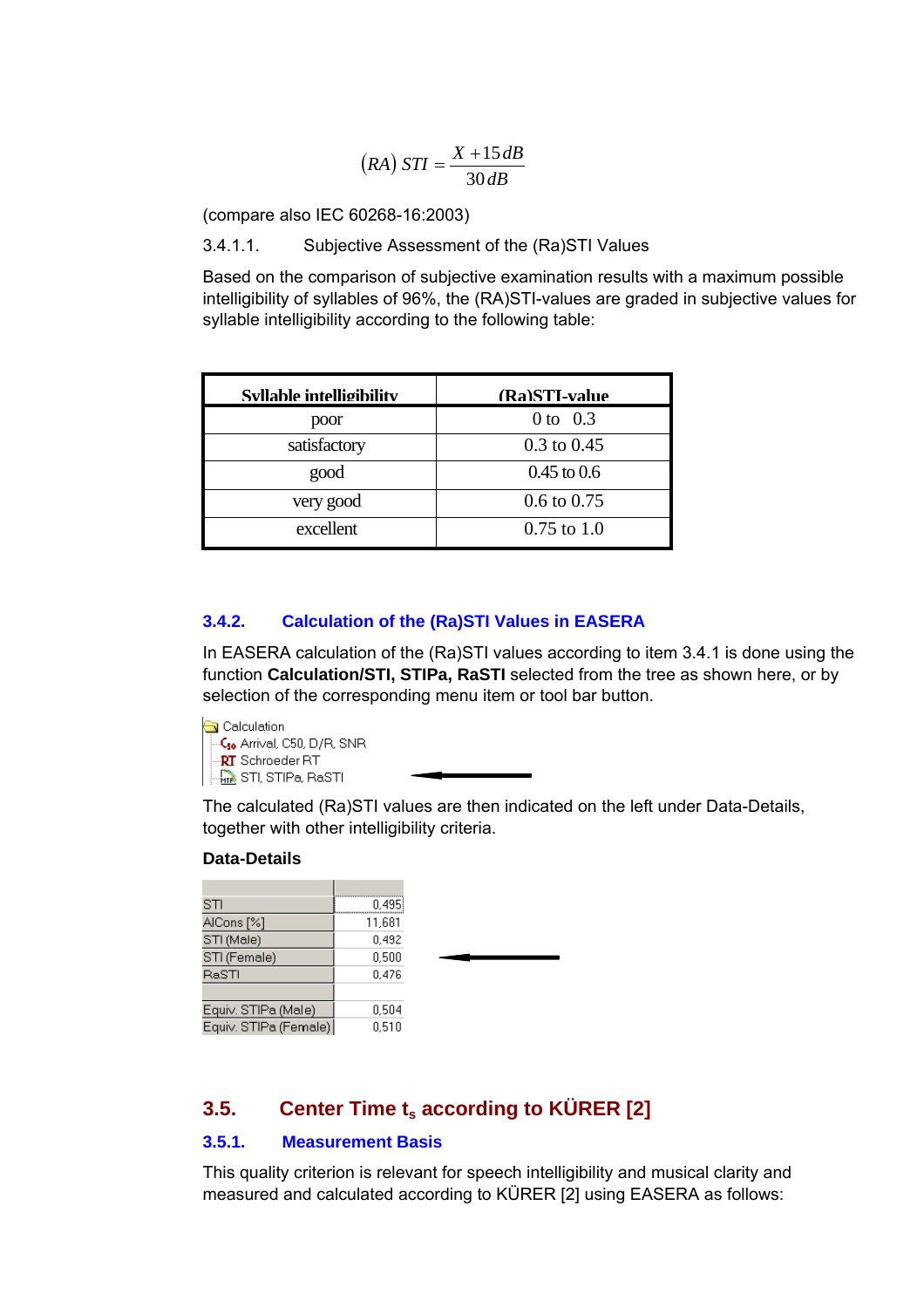$$(RA)\ STI = \frac{X + 15\,dB}{30\,dB}$$

(compare also IEC 60268-16:2003)

3.4.1.1. Subjective Assessment of the (Ra)STI Values

Based on the comparison of subjective examination results with a maximum possible intelligibility of syllables of 96%, the (RA)STI-values are graded in subjective values for syllable intelligibility according to the following table:

| Syllable intelligibility | (Ra)STI-value |
|---|---|
| poor | 0 to 0.3 |
| satisfactory | 0.3 to 0.45 |
| good | 0.45 to 0.6 |
| very good | 0.6 to 0.75 |
| excellent | 0.75 to 1.0 |

### 3.4.2. Calculation of the (Ra)STI Values in EASERA

In EASERA calculation of the (Ra)STI values according to item 3.4.1 is done using the function **Calculation/STI, STIPa, RaSTI** selected from the tree as shown here, or by selection of the corresponding menu item or tool bar button.

Calculation
- Arrival, C50, D/R, SNR
- Schroeder RT
- STI, STIPa, RaSTI

The calculated (Ra)STI values are then indicated on the left under Data-Details, together with other intelligibility criteria.

**Data-Details**

| | |
|---|---|
| STI | 0,495 |
| AlCons [%] | 11,681 |
| STI (Male) | 0,492 |
| STI (Female) | 0,500 |
| RaSTI | 0,476 |
| | |
| Equiv. STIPa (Male) | 0,504 |
| Equiv. STIPa (Female) | 0,510 |

## 3.5. Center Time $t_s$ according to KÜRER [2]

### 3.5.1. Measurement Basis

This quality criterion is relevant for speech intelligibility and musical clarity and measured and calculated according to KÜRER [2] using EASERA as follows: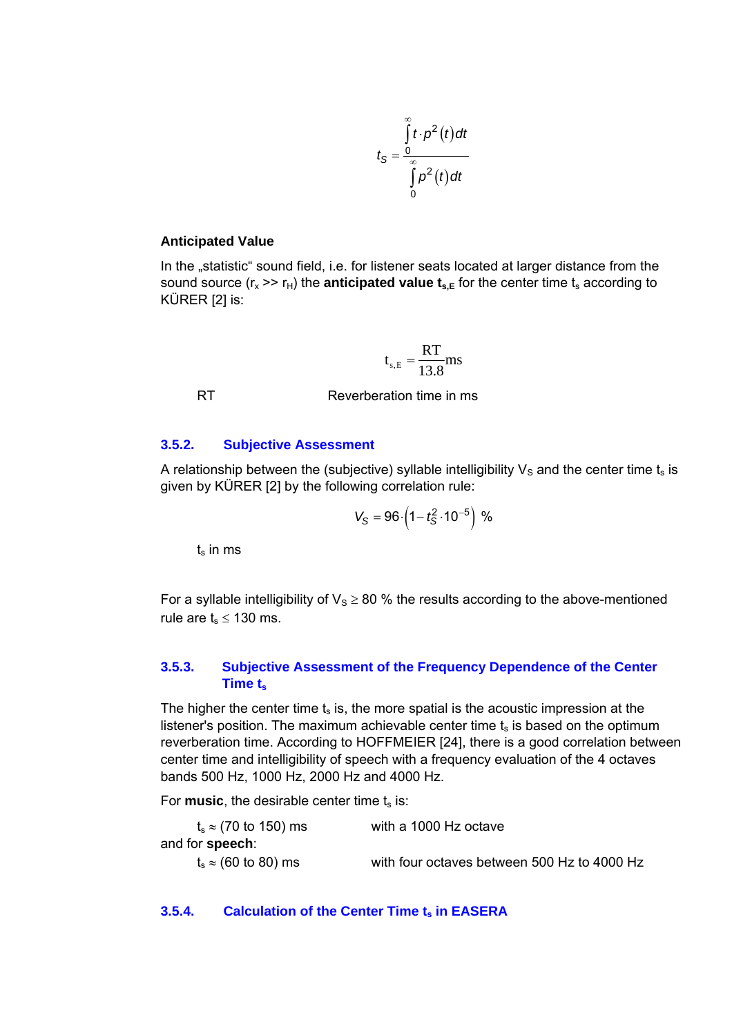$$t_S = \frac{\int_0^\infty t \cdot p^2(t)dt}{\int_0^\infty p^2(t)dt}$$

**Anticipated Value**

In the „statistic“ sound field, i.e. for listener seats located at larger distance from the sound source ($r_x$ >> $r_H$) the **anticipated value $t_{s,E}$** for the center time $t_s$ according to KÜRER [2] is:

$$t_{s,E} = \frac{RT}{13.8} ms$$

RT  Reverberation time in ms

### 3.5.2. Subjective Assessment

A relationship between the (subjective) syllable intelligibility $V_S$ and the center time $t_s$ is given by KÜRER [2] by the following correlation rule:

$$V_S = 96 \cdot \left(1 - t_S^2 \cdot 10^{-5}\right) \ \%$$

$t_s$ in ms

For a syllable intelligibility of $V_S \geq 80$ % the results according to the above-mentioned rule are $t_s \leq 130$ ms.

### 3.5.3. Subjective Assessment of the Frequency Dependence of the Center Time $t_s$

The higher the center time $t_s$ is, the more spatial is the acoustic impression at the listener's position. The maximum achievable center time $t_s$ is based on the optimum reverberation time. According to HOFFMEIER [24], there is a good correlation between center time and intelligibility of speech with a frequency evaluation of the 4 octaves bands 500 Hz, 1000 Hz, 2000 Hz and 4000 Hz.

For **music**, the desirable center time $t_s$ is:

$t_s \approx$ (70 to 150) ms  with a 1000 Hz octave

and for **speech**:

$t_s \approx$ (60 to 80) ms  with four octaves between 500 Hz to 4000 Hz

### 3.5.4. Calculation of the Center Time $t_s$ in EASERA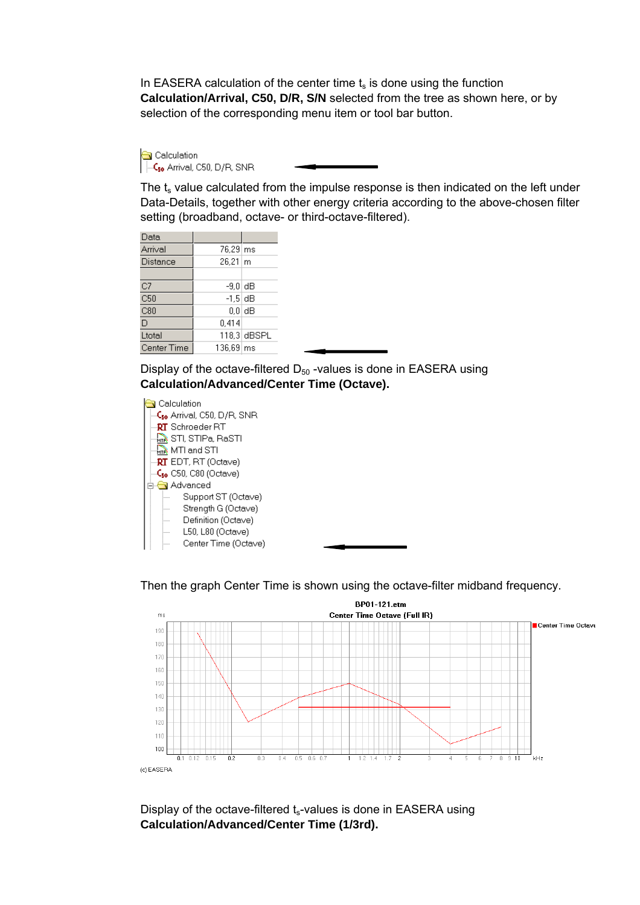In EASERA calculation of the center time $t_s$ is done using the function **Calculation/Arrival, C50, D/R, S/N** selected from the tree as shown here, or by selection of the corresponding menu item or tool bar button.

Calculation
Arrival, C50, D/R, SNR

The $t_s$ value calculated from the impulse response is then indicated on the left under Data-Details, together with other energy criteria according to the above-chosen filter setting (broadband, octave- or third-octave-filtered).

| Data | | |
|---|---|---|
| Arrival | 76,29 | ms |
| Distance | 26,21 | m |
| | | |
| C7 | -9,0 | dB |
| C50 | -1,5 | dB |
| C80 | 0,0 | dB |
| D | 0,414 | |
| Ltotal | 118,3 | dBSPL |
| Center Time | 136,69 | ms |

Display of the octave-filtered $D_{50}$ -values is done in EASERA using **Calculation/Advanced/Center Time (Octave).**

Calculation
- Arrival, C50, D/R, SNR
- Schroeder RT
- STI, STIPa, RaSTI
- MTI and STI
- EDT, RT (Octave)
- C50, C80 (Octave)
- Advanced
  - Support ST (Octave)
  - Strength G (Octave)
  - Definition (Octave)
  - L50, L80 (Octave)
  - Center Time (Octave)

Then the graph Center Time is shown using the octave-filter midband frequency.

Display of the octave-filtered $t_s$-values is done in EASERA using **Calculation/Advanced/Center Time (1/3rd).**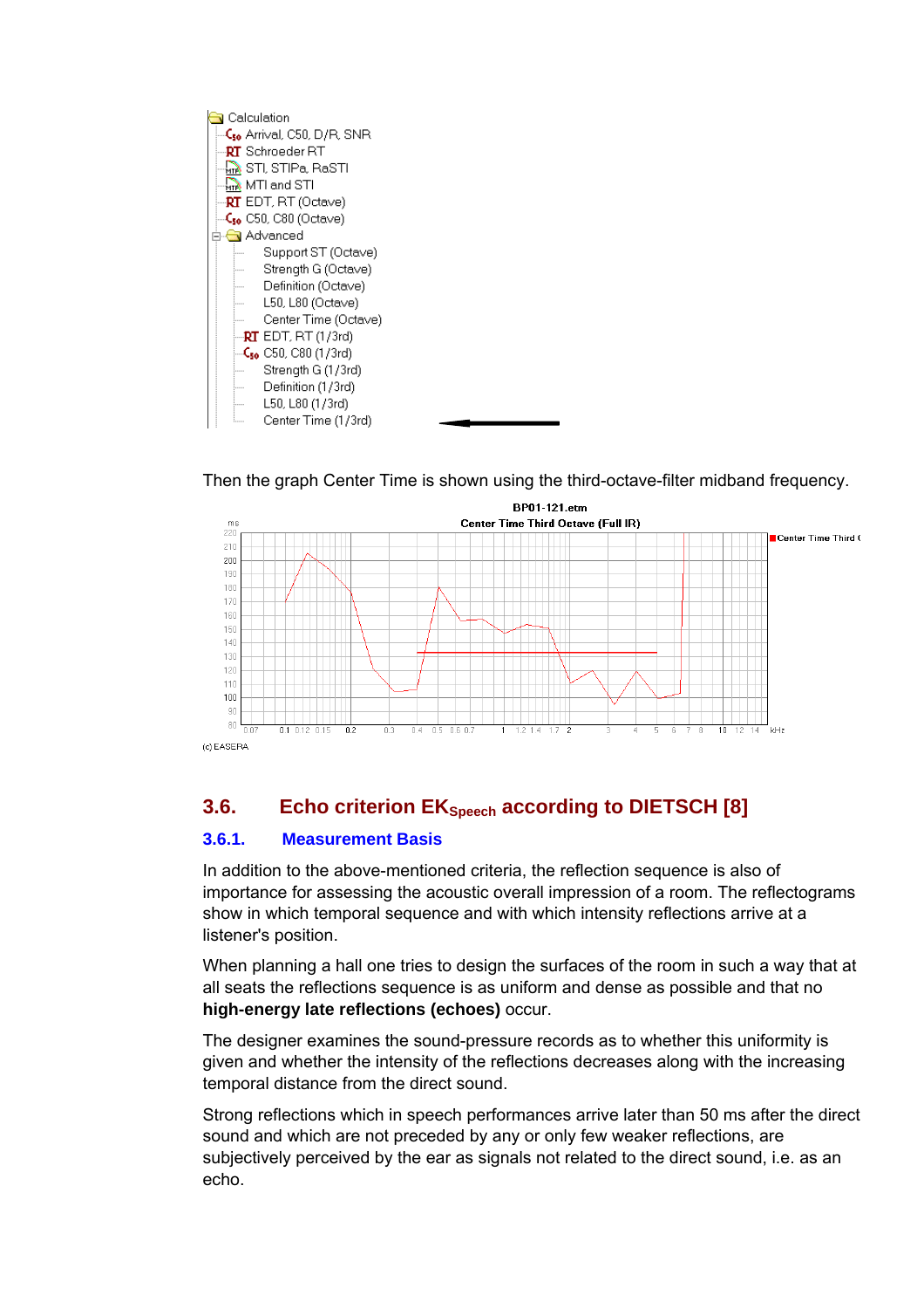Calculation
- Arrival, C50, D/R, SNR
- Schroeder RT
- STI, STIPa, RaSTI
- MTI and STI
- EDT, RT (Octave)
- C50, C80 (Octave)
- Advanced
  - Support ST (Octave)
  - Strength G (Octave)
  - Definition (Octave)
  - L50, L80 (Octave)
  - Center Time (Octave)
  - EDT, RT (1/3rd)
  - C50, C80 (1/3rd)
  - Strength G (1/3rd)
  - Definition (1/3rd)
  - L50, L80 (1/3rd)
  - Center Time (1/3rd)

Then the graph Center Time is shown using the third-octave-filter midband frequency.

BP01-121.etm

Center Time Third Octave (Full IR)

(c) EASERA

## 3.6. Echo criterion $EK_{Speech}$ according to DIETSCH [8]

### 3.6.1. Measurement Basis

In addition to the above-mentioned criteria, the reflection sequence is also of importance for assessing the acoustic overall impression of a room. The reflectograms show in which temporal sequence and with which intensity reflections arrive at a listener's position.

When planning a hall one tries to design the surfaces of the room in such a way that at all seats the reflections sequence is as uniform and dense as possible and that no **high-energy late reflections (echoes)** occur.

The designer examines the sound-pressure records as to whether this uniformity is given and whether the intensity of the reflections decreases along with the increasing temporal distance from the direct sound.

Strong reflections which in speech performances arrive later than 50 ms after the direct sound and which are not preceded by any or only few weaker reflections, are subjectively perceived by the ear as signals not related to the direct sound, i.e. as an echo.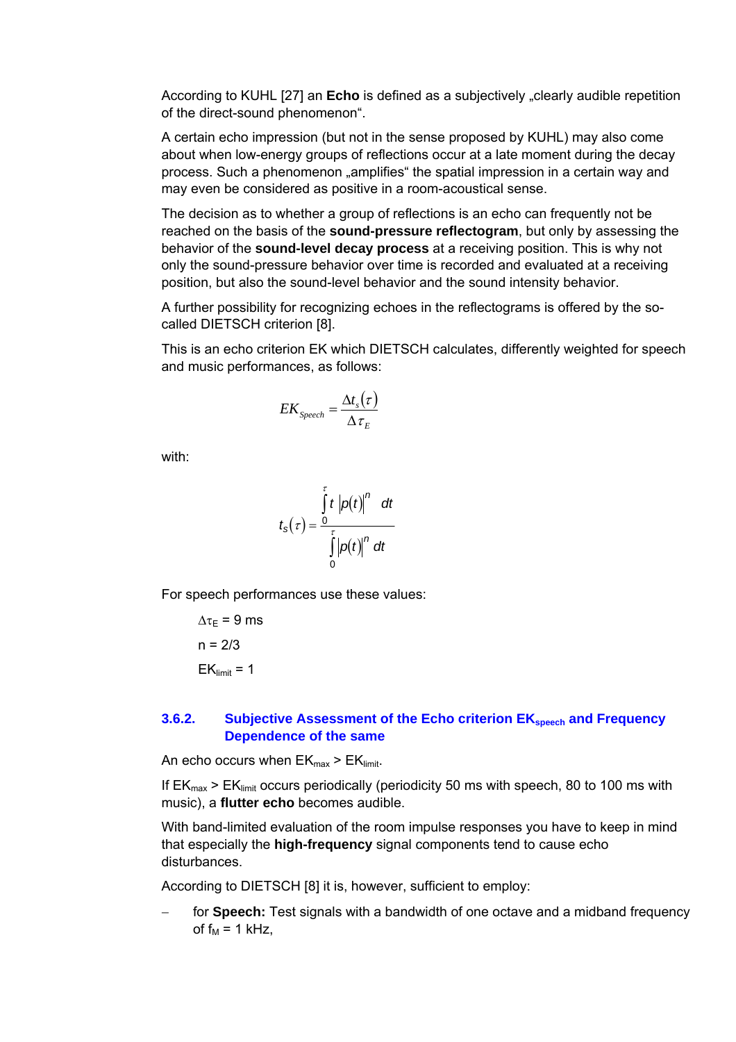According to KUHL [27] an **Echo** is defined as a subjectively „clearly audible repetition of the direct-sound phenomenon“.

A certain echo impression (but not in the sense proposed by KUHL) may also come about when low-energy groups of reflections occur at a late moment during the decay process. Such a phenomenon „amplifies“ the spatial impression in a certain way and may even be considered as positive in a room-acoustical sense.

The decision as to whether a group of reflections is an echo can frequently not be reached on the basis of the **sound-pressure reflectogram**, but only by assessing the behavior of the **sound-level decay process** at a receiving position. This is why not only the sound-pressure behavior over time is recorded and evaluated at a receiving position, but also the sound-level behavior and the sound intensity behavior.

A further possibility for recognizing echoes in the reflectograms is offered by the so-called DIETSCH criterion [8].

This is an echo criterion EK which DIETSCH calculates, differently weighted for speech and music performances, as follows:

$$EK_{Speech} = \frac{\Delta t_s(\tau)}{\Delta \tau_E}$$

with:

$$t_s(\tau) = \frac{\int_0^\tau t\,|p(t)|^n \,dt}{\int_0^\tau |p(t)|^n \,dt}$$

For speech performances use these values:

$\Delta\tau_E$ = 9 ms

n = 2/3

$EK_{limit}$ = 1

### 3.6.2. Subjective Assessment of the Echo criterion $EK_{speech}$ and Frequency Dependence of the same

An echo occurs when $EK_{max} > EK_{limit}$.

If $EK_{max} > EK_{limit}$ occurs periodically (periodicity 50 ms with speech, 80 to 100 ms with music), a **flutter echo** becomes audible.

With band-limited evaluation of the room impulse responses you have to keep in mind that especially the **high-frequency** signal components tend to cause echo disturbances.

According to DIETSCH [8] it is, however, sufficient to employ:

– for **Speech:** Test signals with a bandwidth of one octave and a midband frequency of $f_M$ = 1 kHz,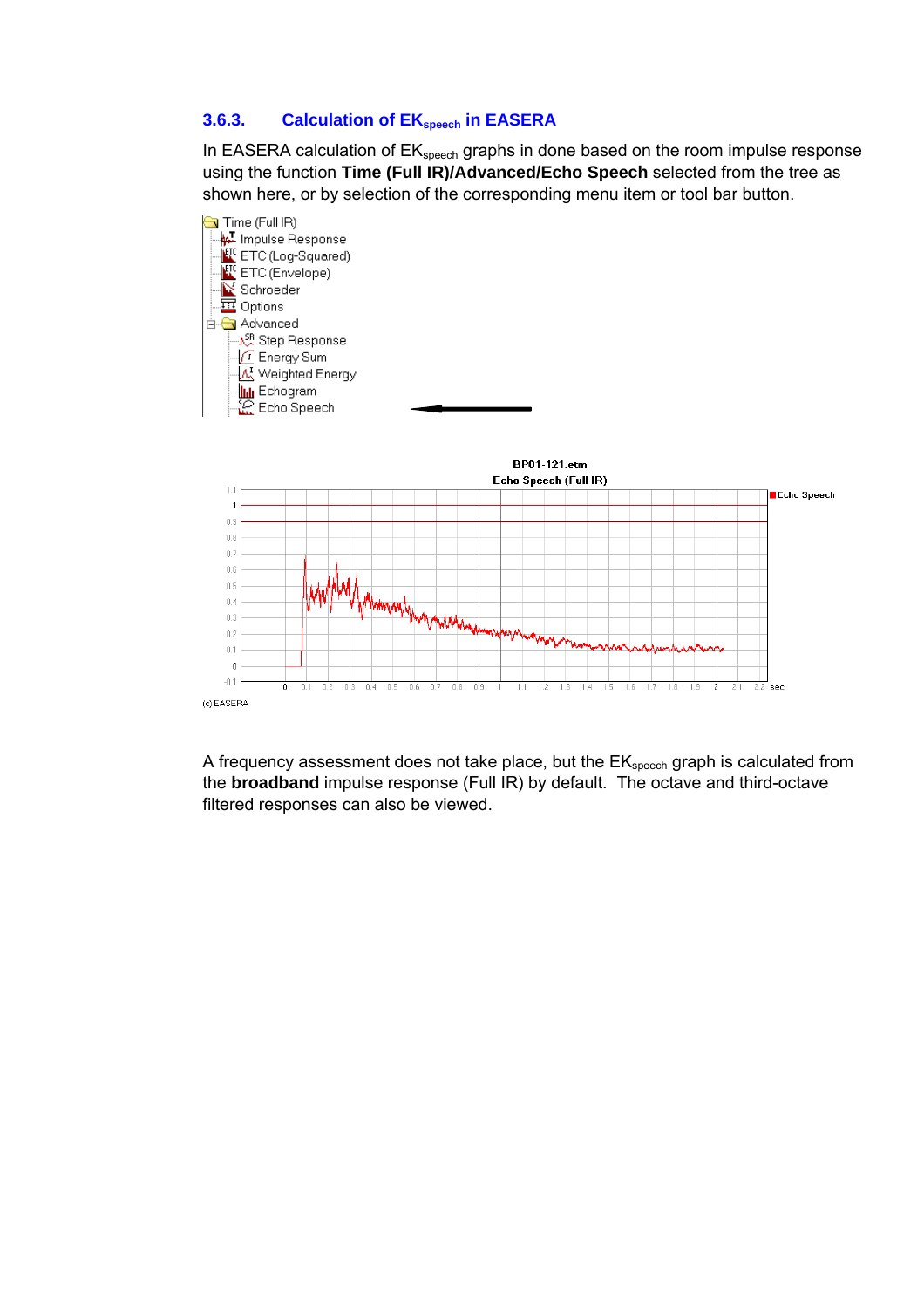### 3.6.3. Calculation of $EK_{speech}$ in EASERA

In EASERA calculation of $EK_{speech}$ graphs in done based on the room impulse response using the function **Time (Full IR)/Advanced/Echo Speech** selected from the tree as shown here, or by selection of the corresponding menu item or tool bar button.

- Time (Full IR)
  - Impulse Response
  - ETC (Log-Squared)
  - ETC (Envelope)
  - Schroeder
  - Options
  - Advanced
    - Step Response
    - Energy Sum
    - Weighted Energy
    - Echogram
    - Echo Speech

BP01-121.etm

Echo Speech (Full IR)

(c) EASERA

A frequency assessment does not take place, but the $EK_{speech}$ graph is calculated from the **broadband** impulse response (Full IR) by default. The octave and third-octave filtered responses can also be viewed.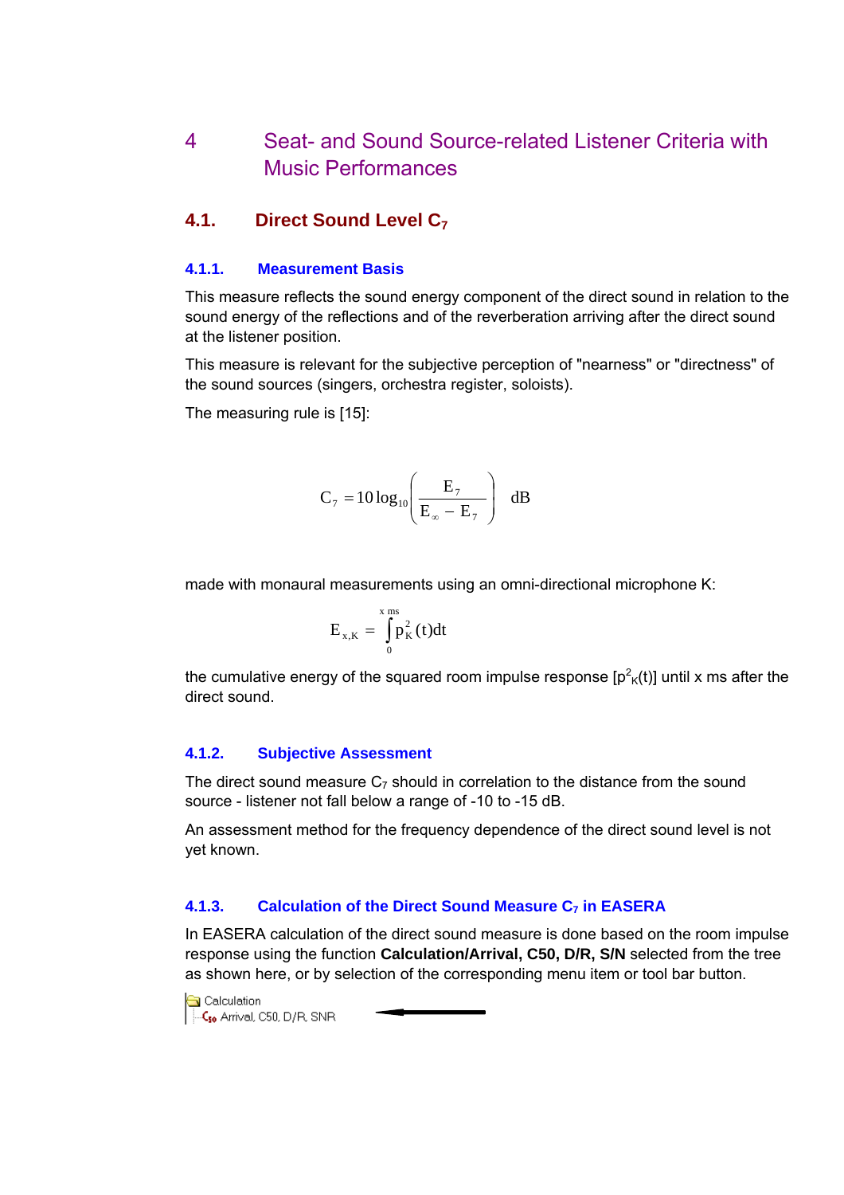# 4 Seat- and Sound Source-related Listener Criteria with Music Performances

## 4.1. Direct Sound Level $C_7$

### 4.1.1. Measurement Basis

This measure reflects the sound energy component of the direct sound in relation to the sound energy of the reflections and of the reverberation arriving after the direct sound at the listener position.

This measure is relevant for the subjective perception of "nearness" or "directness" of the sound sources (singers, orchestra register, soloists).

The measuring rule is [15]:

$$C_7 = 10\log_{10}\left(\frac{E_7}{E_\infty - E_7}\right) \quad \text{dB}$$

made with monaural measurements using an omni-directional microphone K:

$$E_{x,K} = \int_0^{x\,\text{ms}} p_K^2(t)dt$$

the cumulative energy of the squared room impulse response [$p_K^2(t)$] until x ms after the direct sound.

### 4.1.2. Subjective Assessment

The direct sound measure $C_7$ should in correlation to the distance from the sound source - listener not fall below a range of -10 to -15 dB.

An assessment method for the frequency dependence of the direct sound level is not yet known.

### 4.1.3. Calculation of the Direct Sound Measure $C_7$ in EASERA

In EASERA calculation of the direct sound measure is done based on the room impulse response using the function **Calculation/Arrival, C50, D/R, S/N** selected from the tree as shown here, or by selection of the corresponding menu item or tool bar button.

Calculation
Arrival, C50, D/R, SNR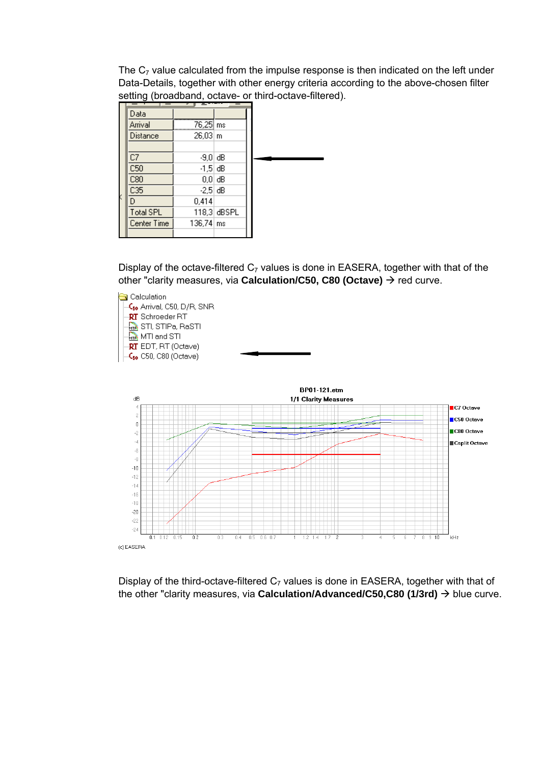The $C_7$ value calculated from the impulse response is then indicated on the left under Data-Details, together with other energy criteria according to the above-chosen filter setting (broadband, octave- or third-octave-filtered).

| Data | | |
|---|---|---|
| Arrival | 76,25 | ms |
| Distance | 26,03 | m |
| | | |
| C7 | -9,0 | dB |
| C50 | -1,5 | dB |
| C80 | 0,0 | dB |
| C35 | -2,5 | dB |
| D | 0,414 | |
| Total SPL | 118,3 | dBSPL |
| Center Time | 136,74 | ms |

Display of the octave-filtered $C_7$ values is done in EASERA, together with that of the other "clarity measures, via **Calculation/C50, C80 (Octave)** → red curve.

Calculation
- Arrival, C50, D/R, SNR
- Schroeder RT
- STI, STIPa, RaSTI
- MTI and STI
- EDT, RT (Octave)
- C50, C80 (Octave)

Display of the third-octave-filtered $C_7$ values is done in EASERA, together with that of the other "clarity measures, via **Calculation/Advanced/C50,C80 (1/3rd)** → blue curve.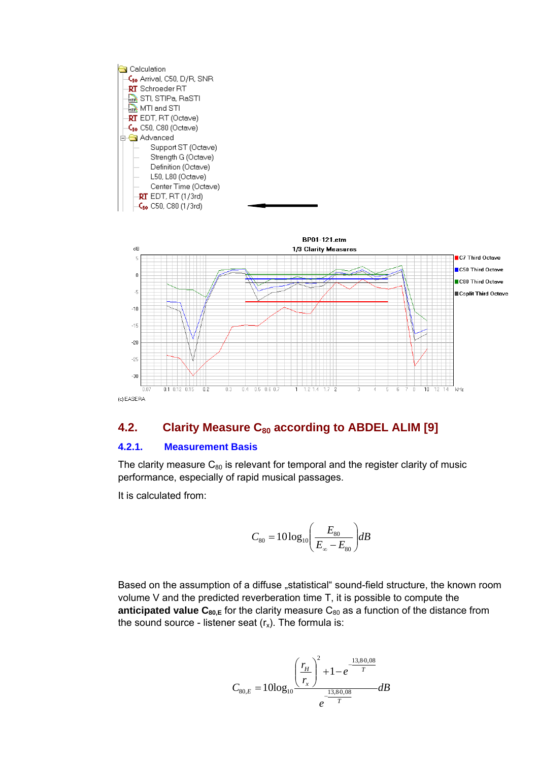Calculation
- Arrival, C50, D/R, SNR
- Schroeder RT
- STI, STIPa, RaSTI
- MTI and STI
- EDT, RT (Octave)
- C50, C80 (Octave)
- Advanced
  - Support ST (Octave)
  - Strength G (Octave)
  - Definition (Octave)
  - L50, L80 (Octave)
  - Center Time (Octave)
  - EDT, RT (1/3rd)
  - C50, C80 (1/3rd)

BP01-121.etm

1/3 Clarity Measures

(c) EASERA

## 4.2. Clarity Measure $C_{80}$ according to ABDEL ALIM [9]

### 4.2.1. Measurement Basis

The clarity measure $C_{80}$ is relevant for temporal and the register clarity of music performance, especially of rapid musical passages.

It is calculated from:

$$C_{80} = 10\log_{10}\left(\frac{E_{80}}{E_{\infty} - E_{80}}\right) dB$$

Based on the assumption of a diffuse „statistical“ sound-field structure, the known room volume V and the predicted reverberation time T, it is possible to compute the **anticipated value $C_{80,E}$** for the clarity measure $C_{80}$ as a function of the distance from the sound source - listener seat ($r_x$). The formula is:

$$C_{80,E} = 10\log_{10}\frac{\left(\frac{r_H}{r_x}\right)^2 + 1 - e^{-\frac{13{,}8 \cdot 0{,}08}{T}}}{e^{-\frac{13{,}8 \cdot 0{,}08}{T}}} dB$$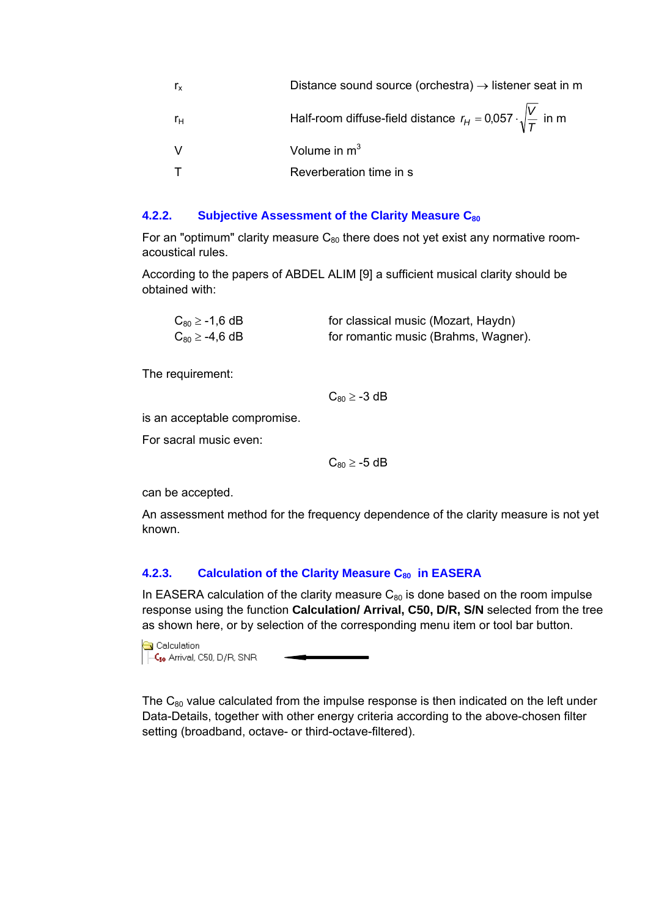| | |
|---|---|
| $r_x$ | Distance sound source (orchestra) → listener seat in m |
| $r_H$ | Half-room diffuse-field distance $r_H = 0{,}057 \cdot \sqrt{\frac{V}{T}}$ in m |
| V | Volume in $m^3$ |
| T | Reverberation time in s |

### 4.2.2. Subjective Assessment of the Clarity Measure $C_{80}$

For an "optimum" clarity measure $C_{80}$ there does not yet exist any normative room-acoustical rules.

According to the papers of ABDEL ALIM [9] a sufficient musical clarity should be obtained with:

| | |
|---|---|
| $C_{80} \geq -1{,}6$ dB | for classical music (Mozart, Haydn) |
| $C_{80} \geq -4{,}6$ dB | for romantic music (Brahms, Wagner). |

The requirement:

$$C_{80} \geq -3 \text{ dB}$$

is an acceptable compromise.

For sacral music even:

$$C_{80} \geq -5 \text{ dB}$$

can be accepted.

An assessment method for the frequency dependence of the clarity measure is not yet known.

### 4.2.3. Calculation of the Clarity Measure $C_{80}$ in EASERA

In EASERA calculation of the clarity measure $C_{80}$ is done based on the room impulse response using the function **Calculation/ Arrival, C50, D/R, S/N** selected from the tree as shown here, or by selection of the corresponding menu item or tool bar button.

Calculation
Arrival, C50, D/R, SNR

The $C_{80}$ value calculated from the impulse response is then indicated on the left under Data-Details, together with other energy criteria according to the above-chosen filter setting (broadband, octave- or third-octave-filtered).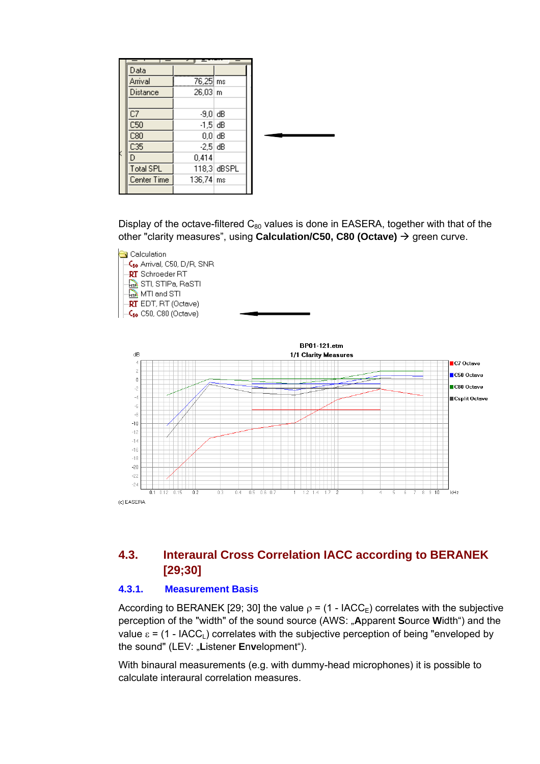| Data | | |
|---|---|---|
| Arrival | 76,25 | ms |
| Distance | 26,03 | m |
| | | |
| C7 | -9,0 | dB |
| C50 | -1,5 | dB |
| C80 | 0,0 | dB |
| C35 | -2,5 | dB |
| D | 0,414 | |
| Total SPL | 118,3 | dBSPL |
| Center Time | 136,74 | ms |

Display of the octave-filtered $C_{80}$ values is done in EASERA, together with that of the other "clarity measures", using **Calculation/C50, C80 (Octave)** → green curve.

Calculation
- Arrival, C50, D/R, SNR
- Schroeder RT
- STI, STIPa, RaSTI
- MTI and STI
- EDT, RT (Octave)
- C50, C80 (Octave)

## 4.3. Interaural Cross Correlation IACC according to BERANEK [29;30]

### 4.3.1. Measurement Basis

According to BERANEK [29; 30] the value $\rho = (1 - IACC_E)$ correlates with the subjective perception of the "width" of the sound source (AWS: „**A**pparent **S**ource **W**idth") and the value $\varepsilon = (1 - IACC_L)$ correlates with the subjective perception of being "enveloped by the sound" (LEV: „**L**istener **E**nvelopment").

With binaural measurements (e.g. with dummy-head microphones) it is possible to calculate interaural correlation measures.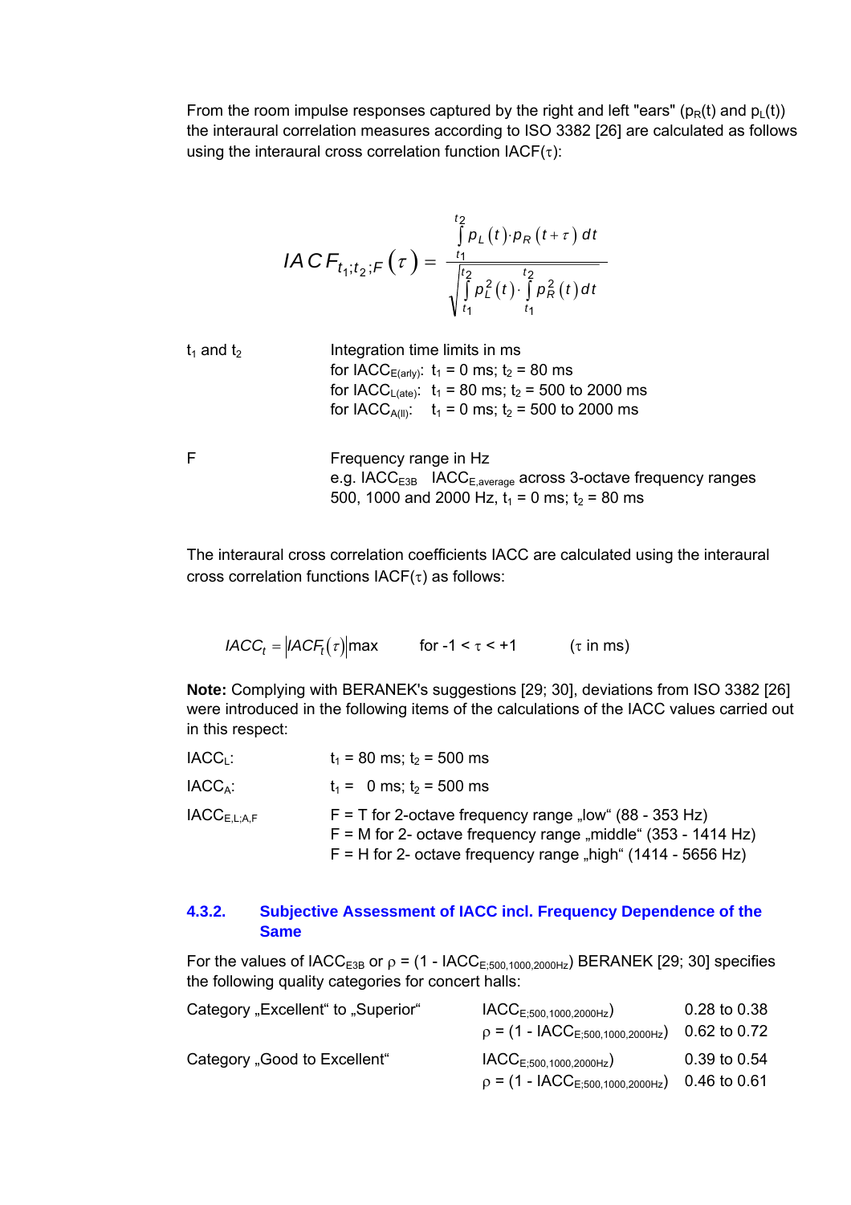From the room impulse responses captured by the right and left "ears" ($p_R(t)$ and $p_L(t)$) the interaural correlation measures according to ISO 3382 [26] are calculated as follows using the interaural cross correlation function IACF($\tau$):

$$IACF_{t_1;t_2;F}(\tau) = \frac{\int_{t_1}^{t_2} p_L(t) \cdot p_R(t+\tau)\, dt}{\sqrt{\int_{t_1}^{t_2} p_L^2(t) \cdot \int_{t_1}^{t_2} p_R^2(t)\, dt}}$$

| | |
|---|---|
| $t_1$ and $t_2$ | Integration time limits in ms<br>for $IACC_{E(arly)}$: $t_1$ = 0 ms; $t_2$ = 80 ms<br>for $IACC_{L(ate)}$: $t_1$ = 80 ms; $t_2$ = 500 to 2000 ms<br>for $IACC_{A(ll)}$: $t_1$ = 0 ms; $t_2$ = 500 to 2000 ms |
| F | Frequency range in Hz<br>e.g. $IACC_{E3B}$ $IACC_{E,average}$ across 3-octave frequency ranges 500, 1000 and 2000 Hz, $t_1$ = 0 ms; $t_2$ = 80 ms |

The interaural cross correlation coefficients IACC are calculated using the interaural cross correlation functions IACF($\tau$) as follows:

$$IACC_t = \left| IACF_t(\tau) \right| max \qquad \text{for } -1 < \tau < +1 \qquad (\tau \text{ in ms})$$

**Note:** Complying with BERANEK's suggestions [29; 30], deviations from ISO 3382 [26] were introduced in the following items of the calculations of the IACC values carried out in this respect:

| | |
|---|---|
| $IACC_L$: | $t_1$ = 80 ms; $t_2$ = 500 ms |
| $IACC_A$: | $t_1$ = 0 ms; $t_2$ = 500 ms |
| $IACC_{E,L;A,F}$ | F = T for 2-octave frequency range „low“ (88 - 353 Hz)<br>F = M for 2- octave frequency range „middle“ (353 - 1414 Hz)<br>F = H for 2- octave frequency range „high“ (1414 - 5656 Hz) |

### 4.3.2. Subjective Assessment of IACC incl. Frequency Dependence of the Same

For the values of $IACC_{E3B}$ or $\rho = (1 - IACC_{E;500,1000,2000Hz})$ BERANEK [29; 30] specifies the following quality categories for concert halls:

| | | |
|---|---|---|
| Category „Excellent“ to „Superior“ | $IACC_{E;500,1000,2000Hz})$ | 0.28 to 0.38 |
| | $\rho = (1 - IACC_{E;500,1000,2000Hz})$ | 0.62 to 0.72 |
| Category „Good to Excellent“ | $IACC_{E;500,1000,2000Hz})$ | 0.39 to 0.54 |
| | $\rho = (1 - IACC_{E;500,1000,2000Hz})$ | 0.46 to 0.61 |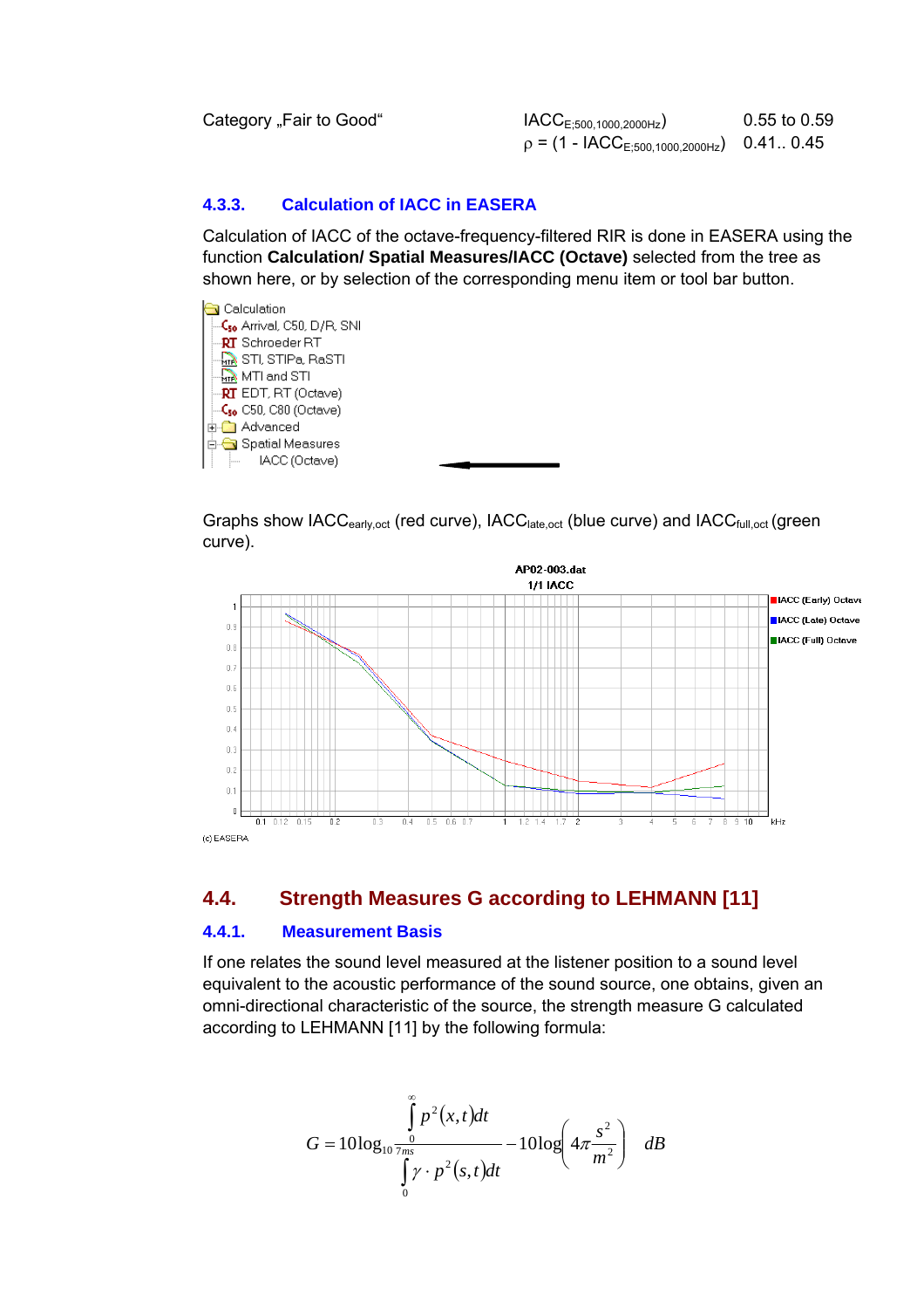| Category „Fair to Good“ | $IACC_{E;500,1000,2000Hz}$) | 0.55 to 0.59 |
|---|---|---|
| | $\rho = (1 - IACC_{E;500,1000,2000Hz})$ | 0.41.. 0.45 |

### 4.3.3. Calculation of IACC in EASERA

Calculation of IACC of the octave-frequency-filtered RIR is done in EASERA using the function **Calculation/ Spatial Measures/IACC (Octave)** selected from the tree as shown here, or by selection of the corresponding menu item or tool bar button.

Calculation
- Arrival, C50, D/R, SNI
- Schroeder RT
- STI, STIPa, RaSTI
- MTI and STI
- EDT, RT (Octave)
- C50, C80 (Octave)
- Advanced
- Spatial Measures
  - IACC (Octave)

Graphs show $IACC_{early,oct}$ (red curve), $IACC_{late,oct}$ (blue curve) and $IACC_{full,oct}$ (green curve).

## 4.4. Strength Measures G according to LEHMANN [11]

### 4.4.1. Measurement Basis

If one relates the sound level measured at the listener position to a sound level equivalent to the acoustic performance of the sound source, one obtains, given an omni-directional characteristic of the source, the strength measure G calculated according to LEHMANN [11] by the following formula:

$$G = 10\log_{10}\frac{\int_0^{\infty} p^2(x,t)dt}{\int_0^{7ms} \gamma \cdot p^2(s,t)dt} - 10\log\left(4\pi\frac{s^2}{m^2}\right) \quad dB$$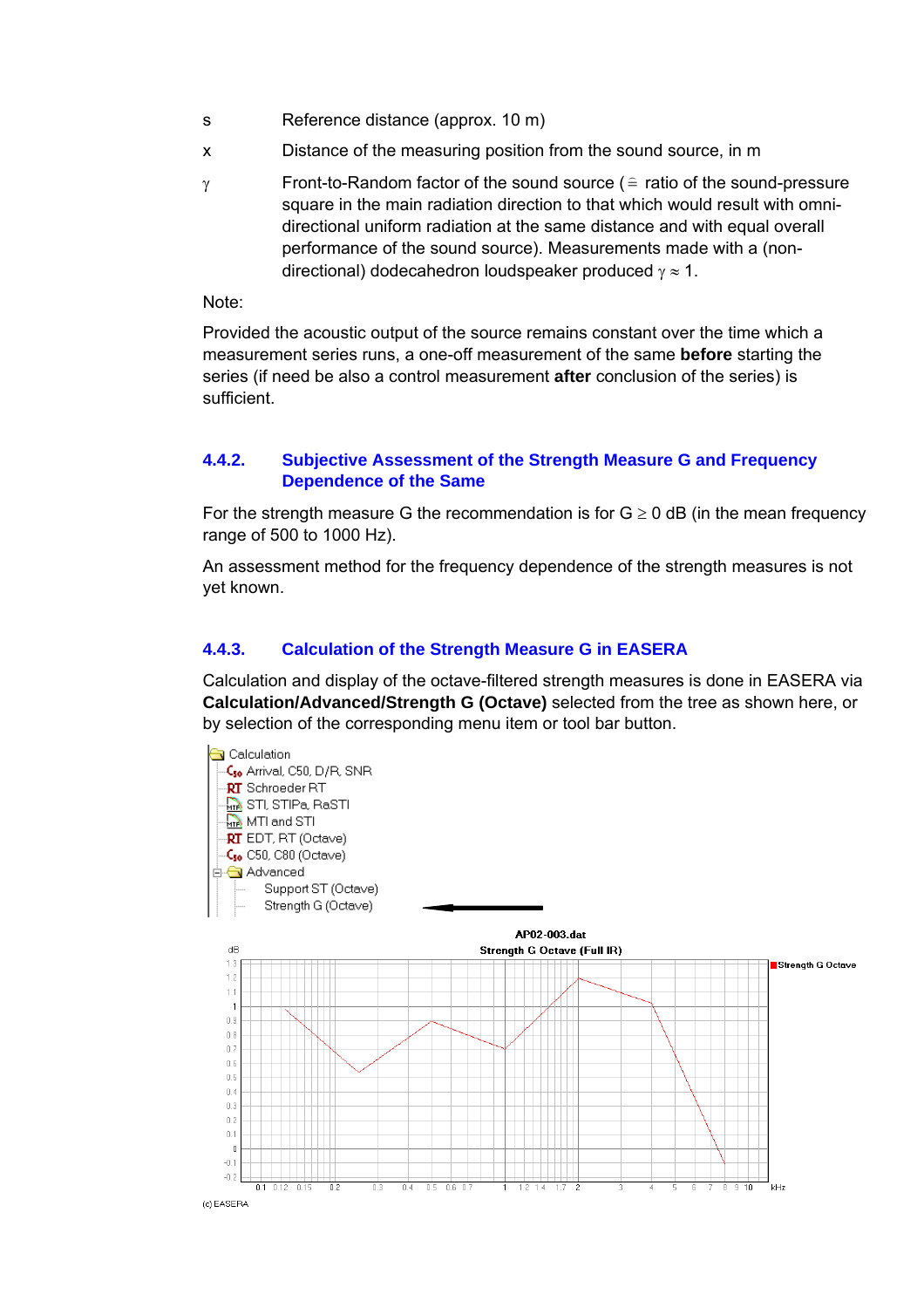| | |
|---|---|
| s | Reference distance (approx. 10 m) |
| x | Distance of the measuring position from the sound source, in m |
| $\gamma$ | Front-to-Random factor of the sound source ($\hat{=}$ ratio of the sound-pressure square in the main radiation direction to that which would result with omni-directional uniform radiation at the same distance and with equal overall performance of the sound source). Measurements made with a (non-directional) dodecahedron loudspeaker produced $\gamma \approx 1$. |

Note:

Provided the acoustic output of the source remains constant over the time which a measurement series runs, a one-off measurement of the same **before** starting the series (if need be also a control measurement **after** conclusion of the series) is sufficient.

### 4.4.2. Subjective Assessment of the Strength Measure G and Frequency Dependence of the Same

For the strength measure G the recommendation is for G $\geq$ 0 dB (in the mean frequency range of 500 to 1000 Hz).

An assessment method for the frequency dependence of the strength measures is not yet known.

### 4.4.3. Calculation of the Strength Measure G in EASERA

Calculation and display of the octave-filtered strength measures is done in EASERA via **Calculation/Advanced/Strength G (Octave)** selected from the tree as shown here, or by selection of the corresponding menu item or tool bar button.

- Calculation
  - Arrival, C50, D/R, SNR
  - Schroeder RT
  - STI, STIPa, RaSTI
  - MTI and STI
  - EDT, RT (Octave)
  - C50, C80 (Octave)
  - Advanced
    - Support ST (Octave)
    - Strength G (Octave)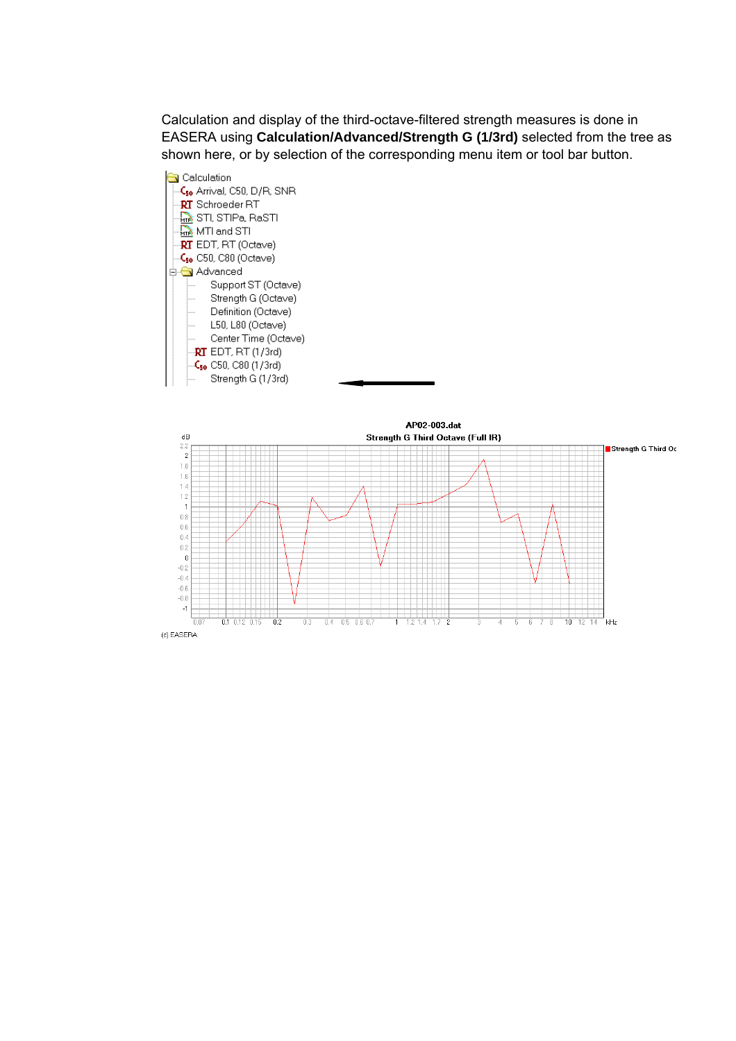Calculation and display of the third-octave-filtered strength measures is done in EASERA using **Calculation/Advanced/Strength G (1/3rd)** selected from the tree as shown here, or by selection of the corresponding menu item or tool bar button.

- Calculation
  - Arrival, C50, D/R, SNR
  - Schroeder RT
  - STI, STIPa, RaSTI
  - MTI and STI
  - EDT, RT (Octave)
  - C50, C80 (Octave)
  - Advanced
    - Support ST (Octave)
    - Strength G (Octave)
    - Definition (Octave)
    - L50, L80 (Octave)
    - Center Time (Octave)
    - EDT, RT (1/3rd)
    - C50, C80 (1/3rd)
    - Strength G (1/3rd)

AP02-003.dat

Strength G Third Octave (Full IR)

(c) EASERA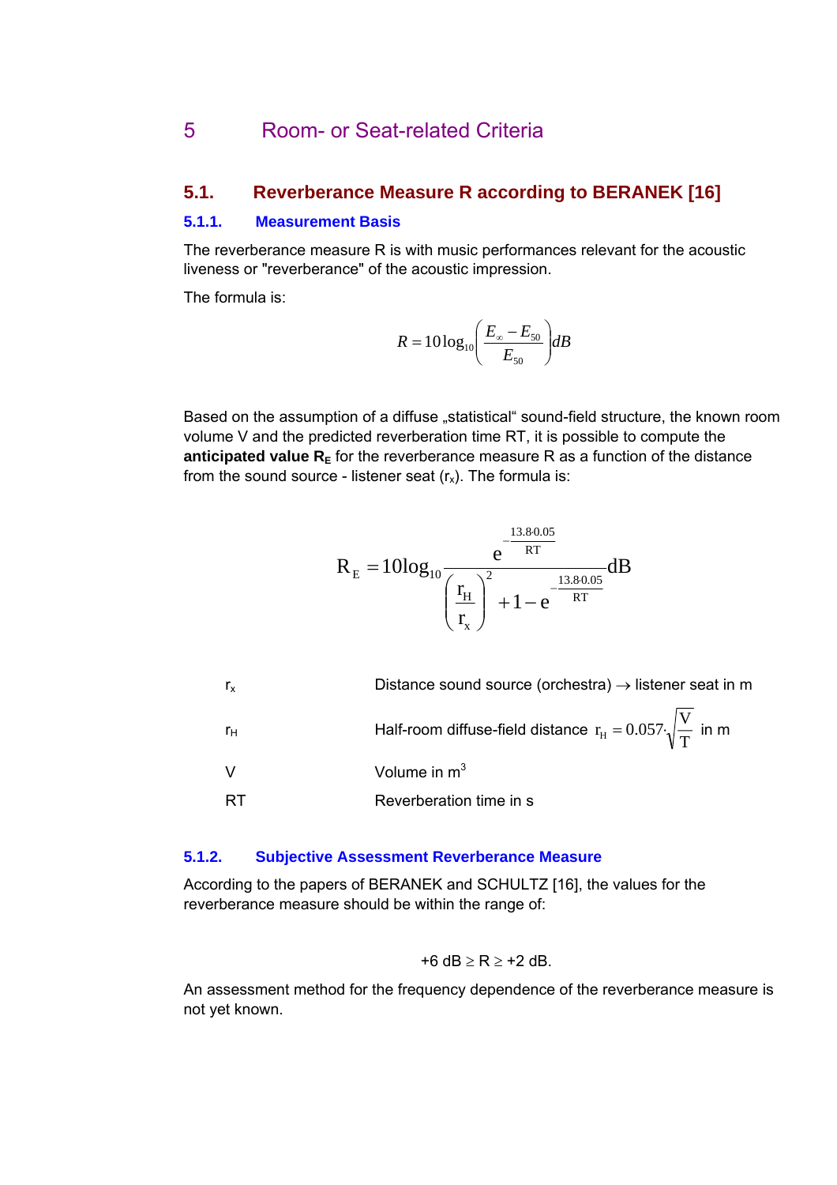# 5 Room- or Seat-related Criteria

## 5.1. Reverberance Measure R according to BERANEK [16]

### 5.1.1. Measurement Basis

The reverberance measure R is with music performances relevant for the acoustic liveness or "reverberance" of the acoustic impression.

The formula is:

$$R = 10\log_{10}\left(\frac{E_{\infty} - E_{50}}{E_{50}}\right) dB$$

Based on the assumption of a diffuse „statistical“ sound-field structure, the known room volume V and the predicted reverberation time RT, it is possible to compute the **anticipated value $R_E$** for the reverberance measure R as a function of the distance from the sound source - listener seat ($r_x$). The formula is:

$$R_E = 10\log_{10} \frac{e^{-\frac{13.8 \cdot 0.05}{RT}}}{\left(\frac{r_H}{r_x}\right)^2 + 1 - e^{-\frac{13.8 \cdot 0.05}{RT}}} dB$$

| | |
|---|---|
| $r_x$ | Distance sound source (orchestra) → listener seat in m |
| $r_H$ | Half-room diffuse-field distance $r_H = 0.057 \cdot \sqrt{\frac{V}{T}}$ in m |
| V | Volume in $m^3$ |
| RT | Reverberation time in s |

### 5.1.2. Subjective Assessment Reverberance Measure

According to the papers of BERANEK and SCHULTZ [16], the values for the reverberance measure should be within the range of:

$$+6 \text{ dB} \geq R \geq +2 \text{ dB}.$$

An assessment method for the frequency dependence of the reverberance measure is not yet known.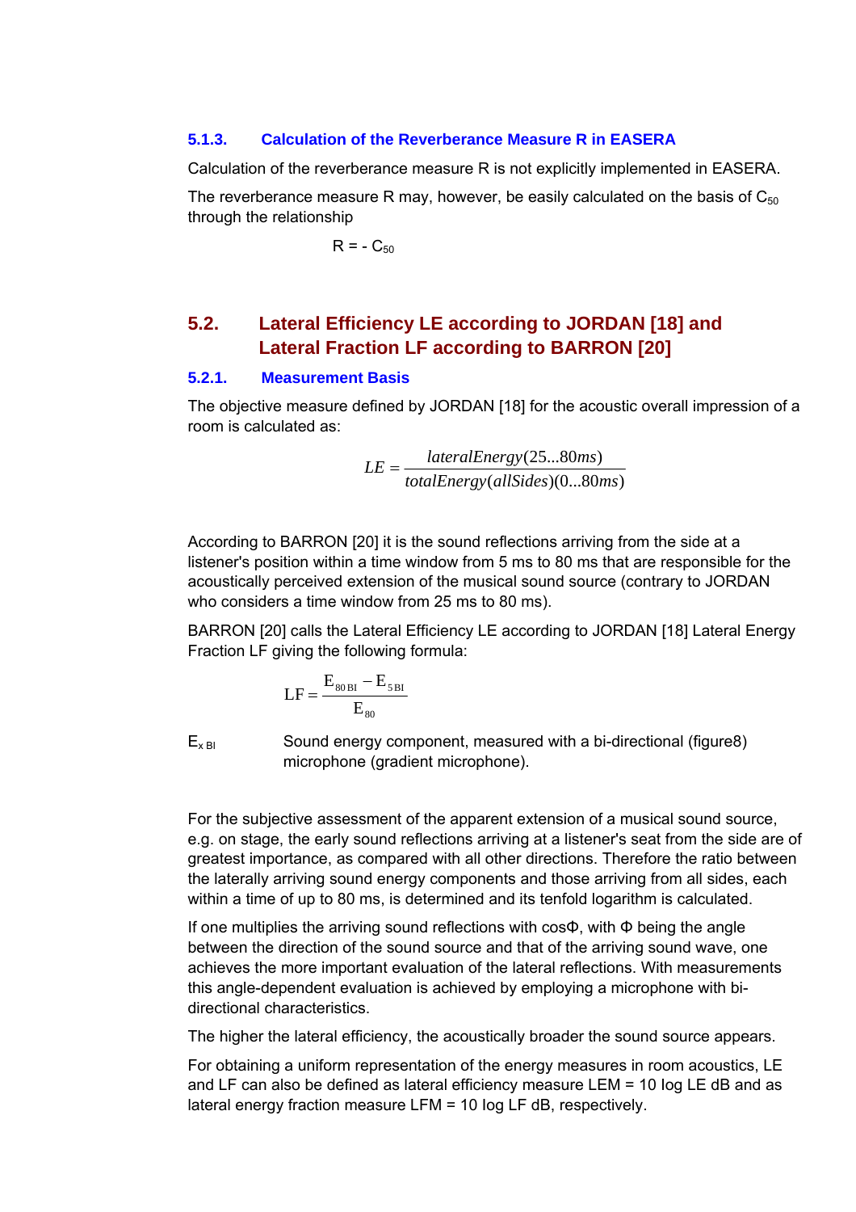### 5.1.3. Calculation of the Reverberance Measure R in EASERA

Calculation of the reverberance measure R is not explicitly implemented in EASERA.

The reverberance measure R may, however, be easily calculated on the basis of $C_{50}$ through the relationship

$$R = -C_{50}$$

## 5.2. Lateral Efficiency LE according to JORDAN [18] and Lateral Fraction LF according to BARRON [20]

### 5.2.1. Measurement Basis

The objective measure defined by JORDAN [18] for the acoustic overall impression of a room is calculated as:

$$LE = \frac{lateralEnergy(25...80ms)}{totalEnergy(allSides)(0...80ms)}$$

According to BARRON [20] it is the sound reflections arriving from the side at a listener's position within a time window from 5 ms to 80 ms that are responsible for the acoustically perceived extension of the musical sound source (contrary to JORDAN who considers a time window from 25 ms to 80 ms).

BARRON [20] calls the Lateral Efficiency LE according to JORDAN [18] Lateral Energy Fraction LF giving the following formula:

$$\mathrm{LF} = \frac{\mathrm{E}_{80\,\mathrm{BI}} - \mathrm{E}_{5\,\mathrm{BI}}}{\mathrm{E}_{80}}$$

$E_{x\,BI}$ — Sound energy component, measured with a bi-directional (figure8) microphone (gradient microphone).

For the subjective assessment of the apparent extension of a musical sound source, e.g. on stage, the early sound reflections arriving at a listener's seat from the side are of greatest importance, as compared with all other directions. Therefore the ratio between the laterally arriving sound energy components and those arriving from all sides, each within a time of up to 80 ms, is determined and its tenfold logarithm is calculated.

If one multiplies the arriving sound reflections with cosΦ, with Φ being the angle between the direction of the sound source and that of the arriving sound wave, one achieves the more important evaluation of the lateral reflections. With measurements this angle-dependent evaluation is achieved by employing a microphone with bi-directional characteristics.

The higher the lateral efficiency, the acoustically broader the sound source appears.

For obtaining a uniform representation of the energy measures in room acoustics, LE and LF can also be defined as lateral efficiency measure LEM = 10 log LE dB and as lateral energy fraction measure LFM = 10 log LF dB, respectively.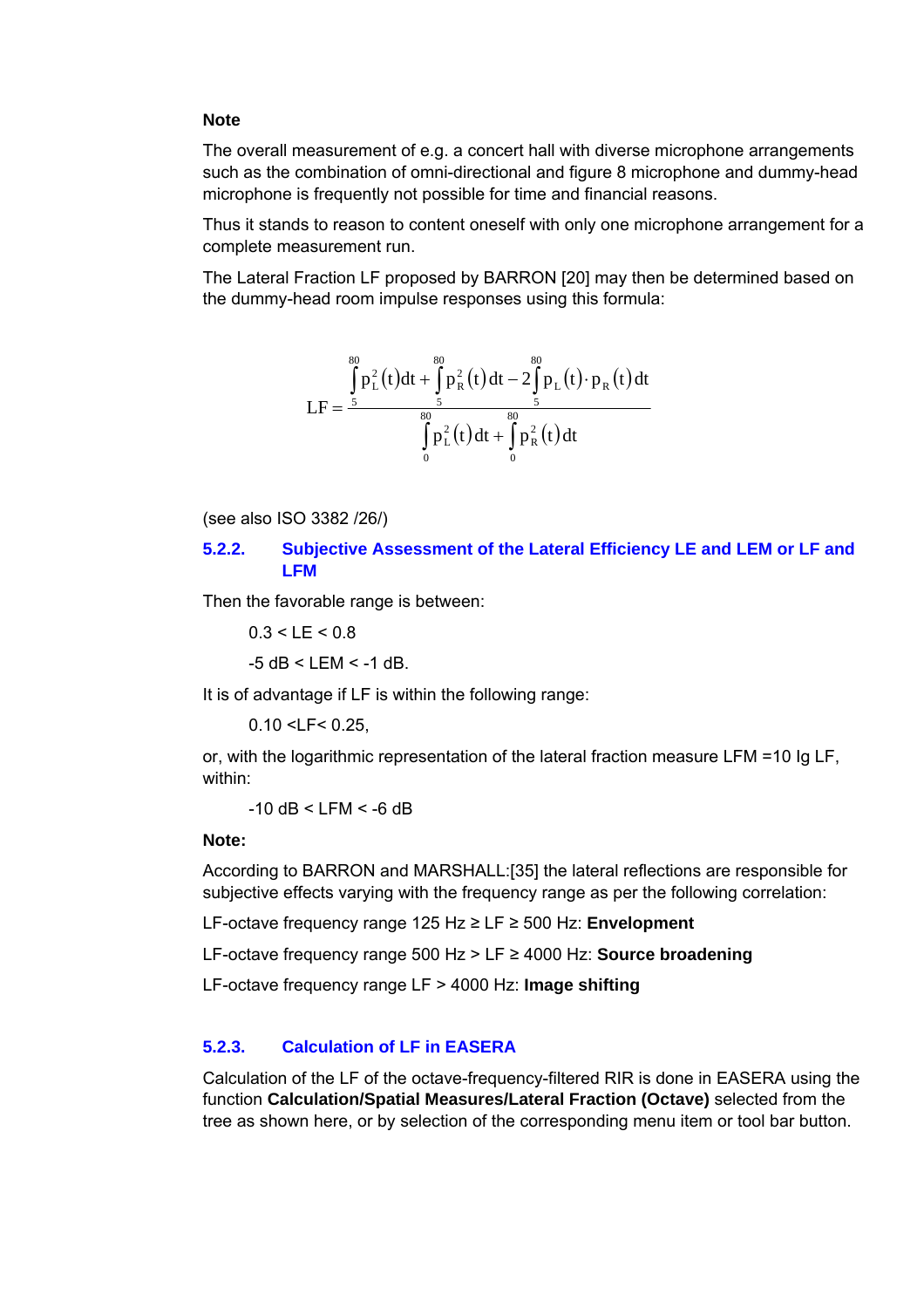**Note**

The overall measurement of e.g. a concert hall with diverse microphone arrangements such as the combination of omni-directional and figure 8 microphone and dummy-head microphone is frequently not possible for time and financial reasons.

Thus it stands to reason to content oneself with only one microphone arrangement for a complete measurement run.

The Lateral Fraction LF proposed by BARRON [20] may then be determined based on the dummy-head room impulse responses using this formula:

$$LF = \frac{\int_5^{80} p_L^2(t)\,dt + \int_5^{80} p_R^2(t)\,dt - 2\int_5^{80} p_L(t)\cdot p_R(t)\,dt}{\int_0^{80} p_L^2(t)\,dt + \int_0^{80} p_R^2(t)\,dt}$$

(see also ISO 3382 /26/)

### 5.2.2. Subjective Assessment of the Lateral Efficiency LE and LEM or LF and LFM

Then the favorable range is between:

$0.3 < LE < 0.8$

-5 dB < LEM < -1 dB.

It is of advantage if LF is within the following range:

$0.10 < LF < 0.25$,

or, with the logarithmic representation of the lateral fraction measure LFM =10 lg LF, within:

-10 dB < LFM < -6 dB

**Note:**

According to BARRON and MARSHALL:[35] the lateral reflections are responsible for subjective effects varying with the frequency range as per the following correlation:

LF-octave frequency range 125 Hz ≥ LF ≥ 500 Hz: **Envelopment**

LF-octave frequency range 500 Hz > LF ≥ 4000 Hz: **Source broadening**

LF-octave frequency range LF > 4000 Hz: **Image shifting**

### 5.2.3. Calculation of LF in EASERA

Calculation of the LF of the octave-frequency-filtered RIR is done in EASERA using the function **Calculation/Spatial Measures/Lateral Fraction (Octave)** selected from the tree as shown here, or by selection of the corresponding menu item or tool bar button.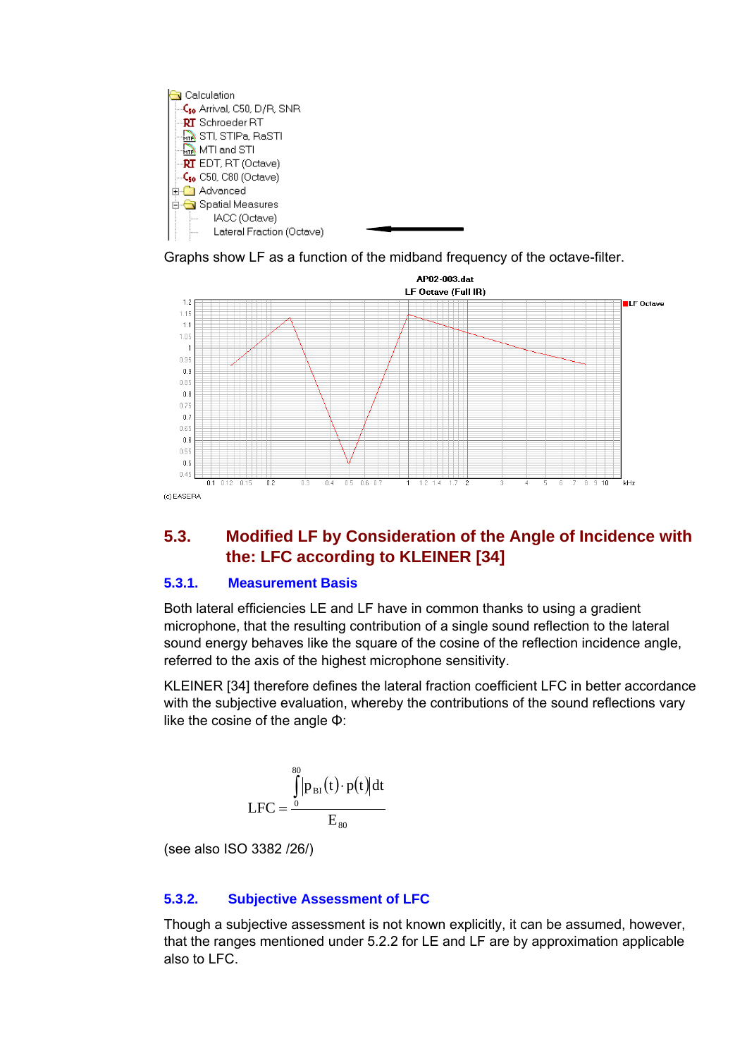Calculation
- Arrival, C50, D/R, SNR
- Schroeder RT
- STI, STIPa, RaSTI
- MTI and STI
- EDT, RT (Octave)
- C50, C80 (Octave)
- Advanced
- Spatial Measures
  - IACC (Octave)
  - Lateral Fraction (Octave)

Graphs show LF as a function of the midband frequency of the octave-filter.

AP02-003.dat
LF Octave (Full IR)

(c) EASERA

## 5.3. Modified LF by Consideration of the Angle of Incidence with the: LFC according to KLEINER [34]

### 5.3.1. Measurement Basis

Both lateral efficiencies LE and LF have in common thanks to using a gradient microphone, that the resulting contribution of a single sound reflection to the lateral sound energy behaves like the square of the cosine of the reflection incidence angle, referred to the axis of the highest microphone sensitivity.

KLEINER [34] therefore defines the lateral fraction coefficient LFC in better accordance with the subjective evaluation, whereby the contributions of the sound reflections vary like the cosine of the angle Φ:

$$LFC = \frac{\int_{0}^{80} \left| p_{BI}(t) \cdot p(t) \right| dt}{E_{80}}$$

(see also ISO 3382 /26/)

### 5.3.2. Subjective Assessment of LFC

Though a subjective assessment is not known explicitly, it can be assumed, however, that the ranges mentioned under 5.2.2 for LE and LF are by approximation applicable also to LFC.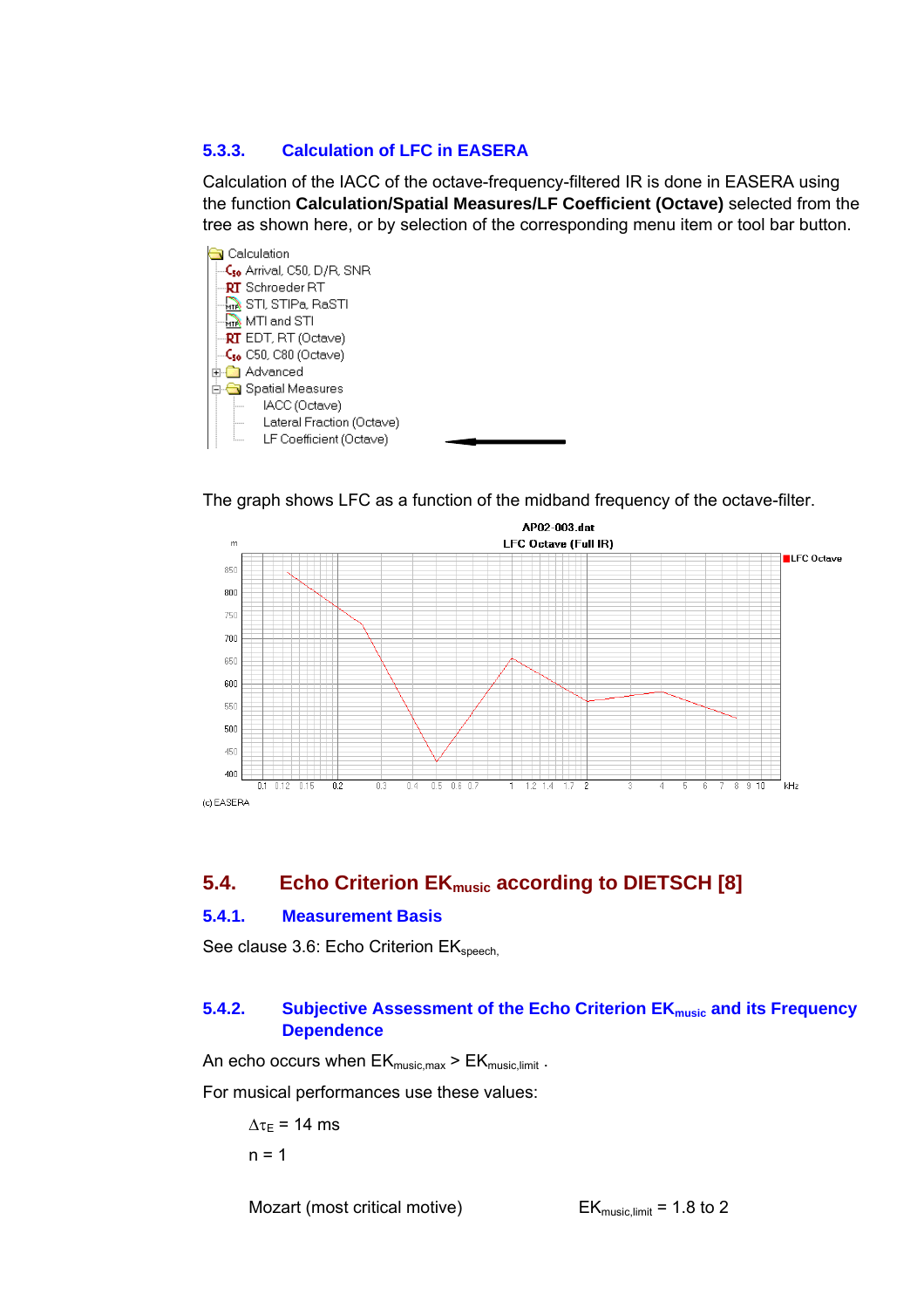### 5.3.3. Calculation of LFC in EASERA

Calculation of the IACC of the octave-frequency-filtered IR is done in EASERA using the function **Calculation/Spatial Measures/LF Coefficient (Octave)** selected from the tree as shown here, or by selection of the corresponding menu item or tool bar button.

The graph shows LFC as a function of the midband frequency of the octave-filter.

## 5.4. Echo Criterion $EK_{music}$ according to DIETSCH [8]

### 5.4.1. Measurement Basis

See clause 3.6: Echo Criterion $EK_{speech}$,

### 5.4.2. Subjective Assessment of the Echo Criterion $EK_{music}$ and its Frequency Dependence

An echo occurs when $EK_{music,max} > EK_{music,limit}$ .

For musical performances use these values:

$\Delta\tau_E$ = 14 ms

n = 1

Mozart (most critical motive) $EK_{music,limit}$ = 1.8 to 2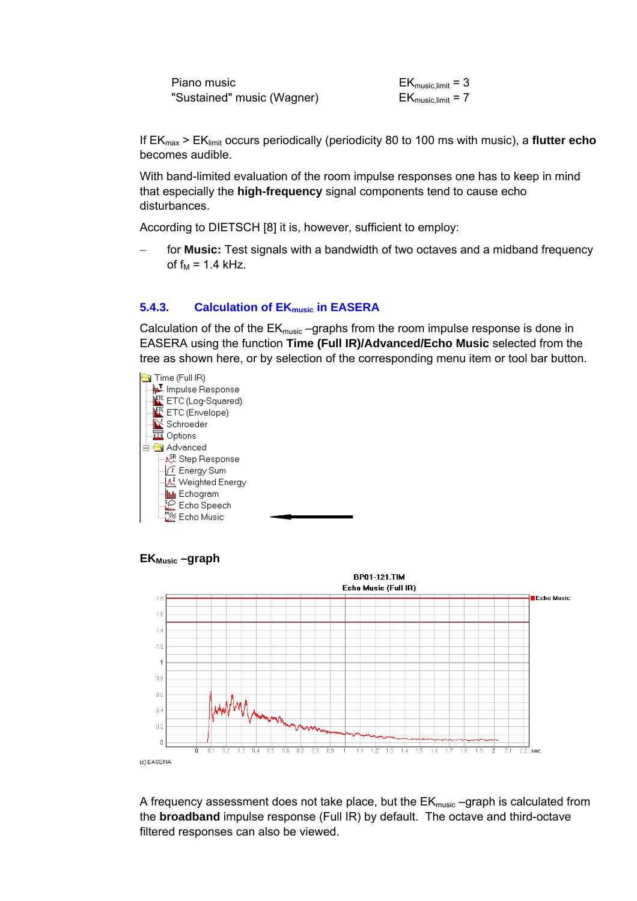| | |
|---|---|
| Piano music | $EK_{music,limit} = 3$ |
| "Sustained" music (Wagner) | $EK_{music,limit} = 7$ |

If $EK_{max} > EK_{limit}$ occurs periodically (periodicity 80 to 100 ms with music), a **flutter echo** becomes audible.

With band-limited evaluation of the room impulse responses one has to keep in mind that especially the **high-frequency** signal components tend to cause echo disturbances.

According to DIETSCH [8] it is, however, sufficient to employ:

– for **Music:** Test signals with a bandwidth of two octaves and a midband frequency of $f_M$ = 1.4 kHz.

### 5.4.3. Calculation of $EK_{music}$ in EASERA

Calculation of the of the $EK_{music}$ –graphs from the room impulse response is done in EASERA using the function **Time (Full IR)/Advanced/Echo Music** selected from the tree as shown here, or by selection of the corresponding menu item or tool bar button.

- Time (Full IR)
  - Impulse Response
  - ETC (Log-Squared)
  - ETC (Envelope)
  - Schroeder
  - Options
  - Advanced
    - Step Response
    - Energy Sum
    - Weighted Energy
    - Echogram
    - Echo Speech
    - Echo Music

**$EK_{Music}$ –graph**

BP01-121.TIM
Echo Music (Full IR)

(c) EASERA

A frequency assessment does not take place, but the $EK_{music}$ –graph is calculated from the **broadband** impulse response (Full IR) by default. The octave and third-octave filtered responses can also be viewed.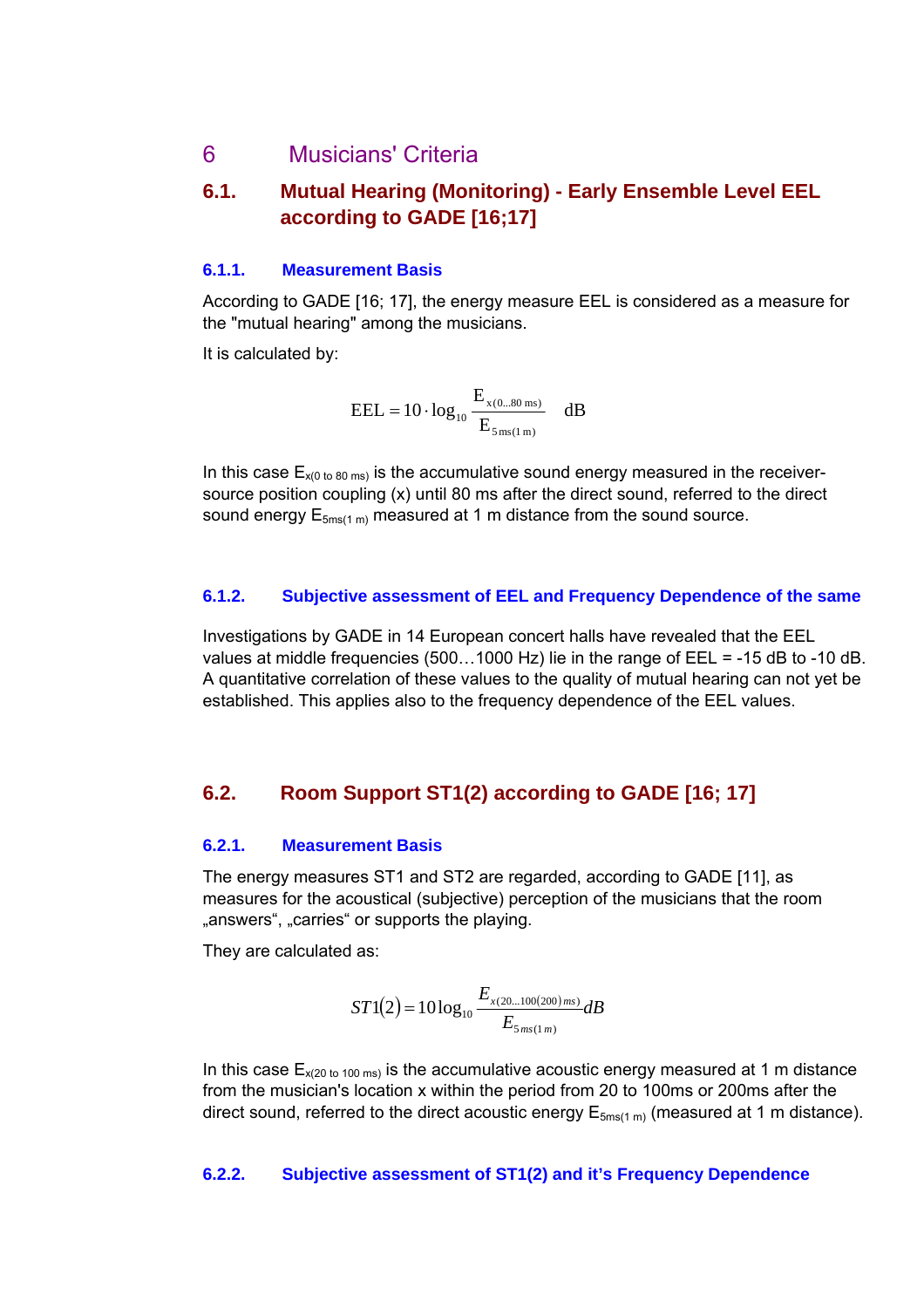# 6 Musicians' Criteria

## 6.1. Mutual Hearing (Monitoring) - Early Ensemble Level EEL according to GADE [16;17]

### 6.1.1. Measurement Basis

According to GADE [16; 17], the energy measure EEL is considered as a measure for the "mutual hearing" among the musicians.

It is calculated by:

$$\mathrm{EEL} = 10 \cdot \log_{10} \frac{\mathrm{E}_{x(0 \ldots 80\,\mathrm{ms})}}{\mathrm{E}_{5\,\mathrm{ms}(1\,\mathrm{m})}} \quad \mathrm{dB}$$

In this case $E_{x(0 \text{ to } 80\,ms)}$ is the accumulative sound energy measured in the receiver-source position coupling (x) until 80 ms after the direct sound, referred to the direct sound energy $E_{5ms(1\,m)}$ measured at 1 m distance from the sound source.

### 6.1.2. Subjective assessment of EEL and Frequency Dependence of the same

Investigations by GADE in 14 European concert halls have revealed that the EEL values at middle frequencies (500…1000 Hz) lie in the range of EEL = -15 dB to -10 dB. A quantitative correlation of these values to the quality of mutual hearing can not yet be established. This applies also to the frequency dependence of the EEL values.

## 6.2. Room Support ST1(2) according to GADE [16; 17]

### 6.2.1. Measurement Basis

The energy measures ST1 and ST2 are regarded, according to GADE [11], as measures for the acoustical (subjective) perception of the musicians that the room „answers“, „carries“ or supports the playing.

They are calculated as:

$$ST1(2) = 10\log_{10} \frac{E_{x(20 \ldots 100(200)\,ms)}}{E_{5\,ms(1\,m)}} dB$$

In this case $E_{x(20 \text{ to } 100\,ms)}$ is the accumulative acoustic energy measured at 1 m distance from the musician's location x within the period from 20 to 100ms or 200ms after the direct sound, referred to the direct acoustic energy $E_{5ms(1\,m)}$ (measured at 1 m distance).

### 6.2.2. Subjective assessment of ST1(2) and it’s Frequency Dependence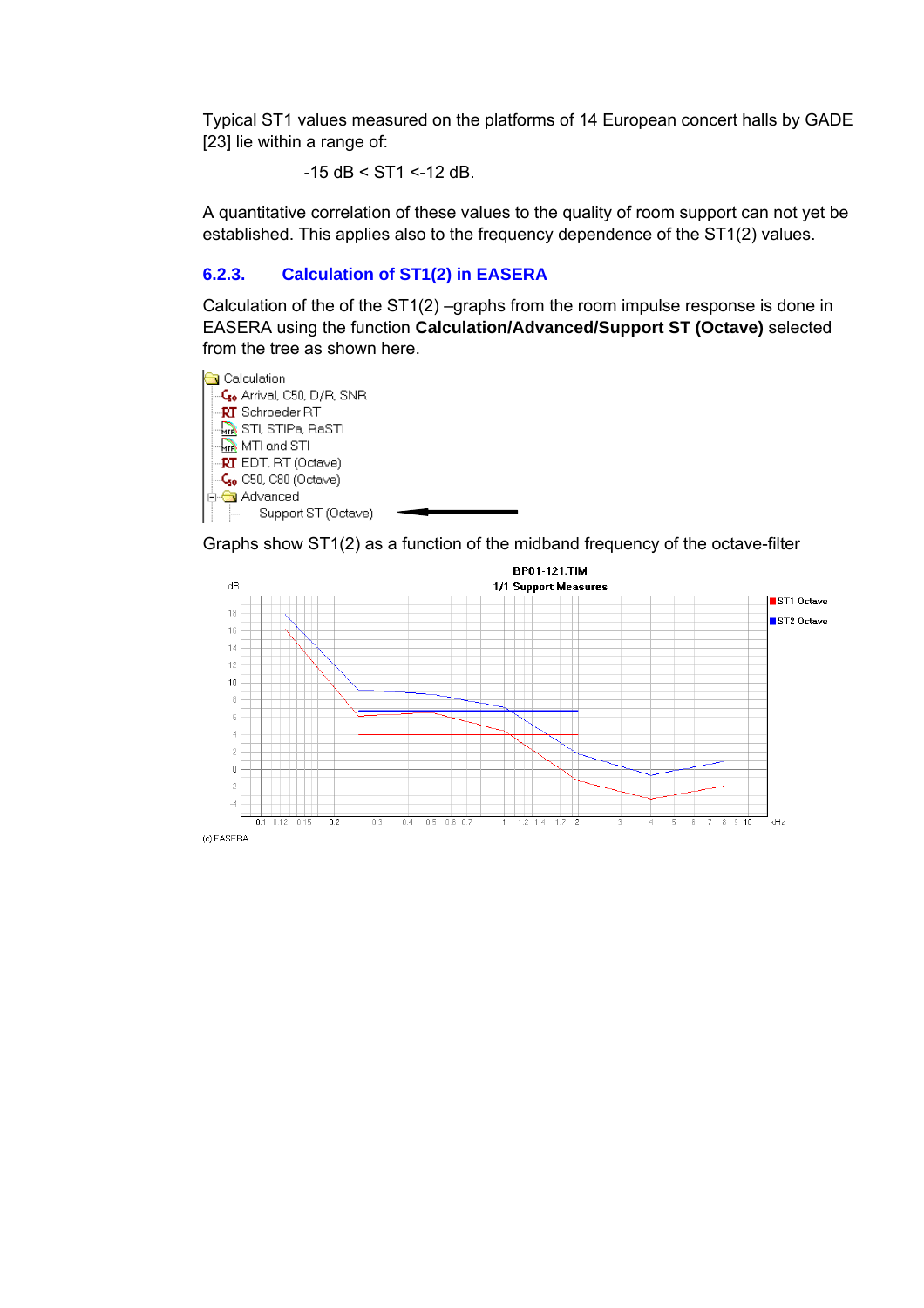Typical ST1 values measured on the platforms of 14 European concert halls by GADE [23] lie within a range of:

$$-15 \text{ dB} < \text{ST1} < -12 \text{ dB}.$$

A quantitative correlation of these values to the quality of room support can not yet be established. This applies also to the frequency dependence of the ST1(2) values.

### 6.2.3. Calculation of ST1(2) in EASERA

Calculation of the of the ST1(2) –graphs from the room impulse response is done in EASERA using the function **Calculation/Advanced/Support ST (Octave)** selected from the tree as shown here.

- Calculation
  - Arrival, C50, D/R, SNR
  - Schroeder RT
  - STI, STIPa, RaSTI
  - MTI and STI
  - EDT, RT (Octave)
  - C50, C80 (Octave)
  - Advanced
    - Support ST (Octave)

Graphs show ST1(2) as a function of the midband frequency of the octave-filter

BP01-121.TIM

1/1 Support Measures

(c) EASERA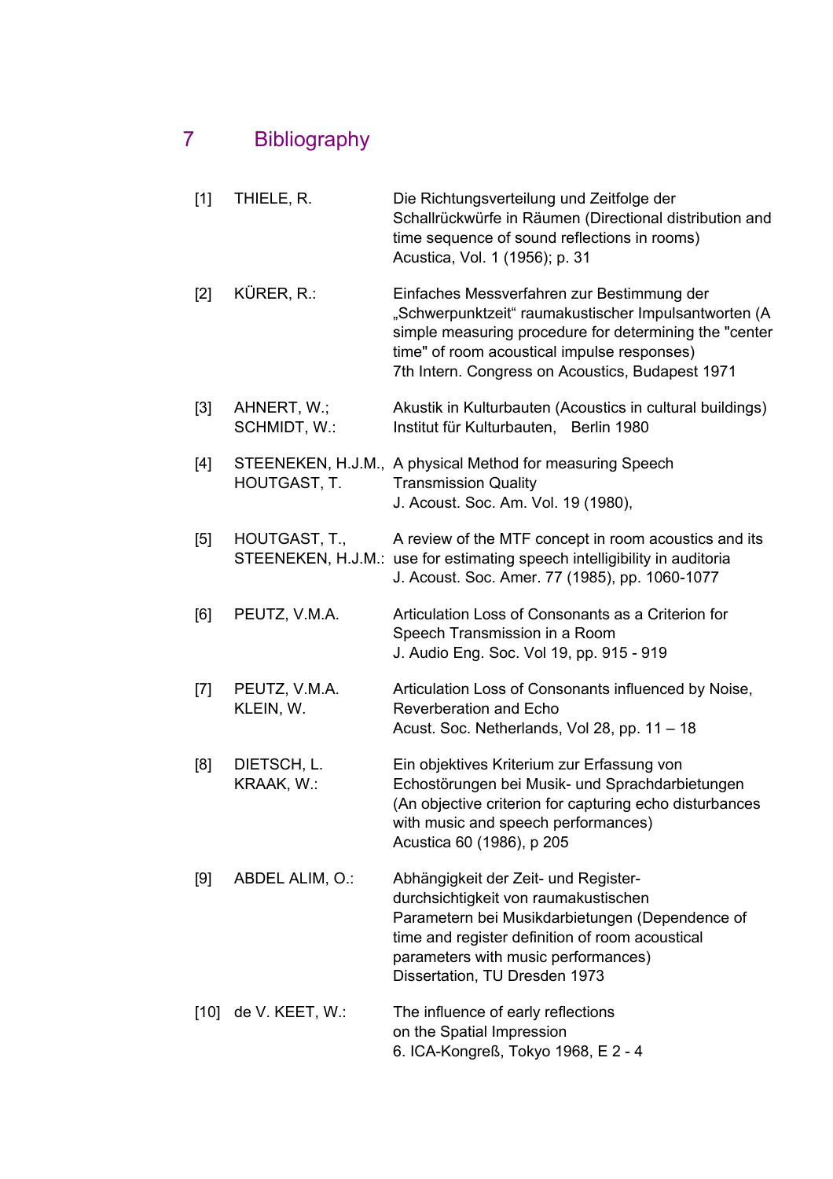# 7 Bibliography

[1] THIELE, R. — Die Richtungsverteilung und Zeitfolge der Schallrückwürfe in Räumen (Directional distribution and time sequence of sound reflections in rooms)
Acustica, Vol. 1 (1956); p. 31

[2] KÜRER, R.: — Einfaches Messverfahren zur Bestimmung der „Schwerpunktzeit“ raumakustischer Impulsantworten (A simple measuring procedure for determining the "center time" of room acoustical impulse responses)
7th Intern. Congress on Acoustics, Budapest 1971

[3] AHNERT, W.; SCHMIDT, W.: — Akustik in Kulturbauten (Acoustics in cultural buildings)
Institut für Kulturbauten, Berlin 1980

[4] STEENEKEN, H.J.M., HOUTGAST, T. — A physical Method for measuring Speech Transmission Quality
J. Acoust. Soc. Am. Vol. 19 (1980),

[5] HOUTGAST, T., STEENEKEN, H.J.M.: — A review of the MTF concept in room acoustics and its use for estimating speech intelligibility in auditoria
J. Acoust. Soc. Amer. 77 (1985), pp. 1060-1077

[6] PEUTZ, V.M.A. — Articulation Loss of Consonants as a Criterion for Speech Transmission in a Room
J. Audio Eng. Soc. Vol 19, pp. 915 - 919

[7] PEUTZ, V.M.A. KLEIN, W. — Articulation Loss of Consonants influenced by Noise, Reverberation and Echo
Acust. Soc. Netherlands, Vol 28, pp. 11 – 18

[8] DIETSCH, L. KRAAK, W.: — Ein objektives Kriterium zur Erfassung von Echostörungen bei Musik- und Sprachdarbietungen (An objective criterion for capturing echo disturbances with music and speech performances)
Acustica 60 (1986), p 205

[9] ABDEL ALIM, O.: — Abhängigkeit der Zeit- und Registerdurchsichtigkeit von raumakustischen Parametern bei Musikdarbietungen (Dependence of time and register definition of room acoustical parameters with music performances)
Dissertation, TU Dresden 1973

[10] de V. KEET, W.: — The influence of early reflections on the Spatial Impression
6. ICA-Kongreß, Tokyo 1968, E 2 - 4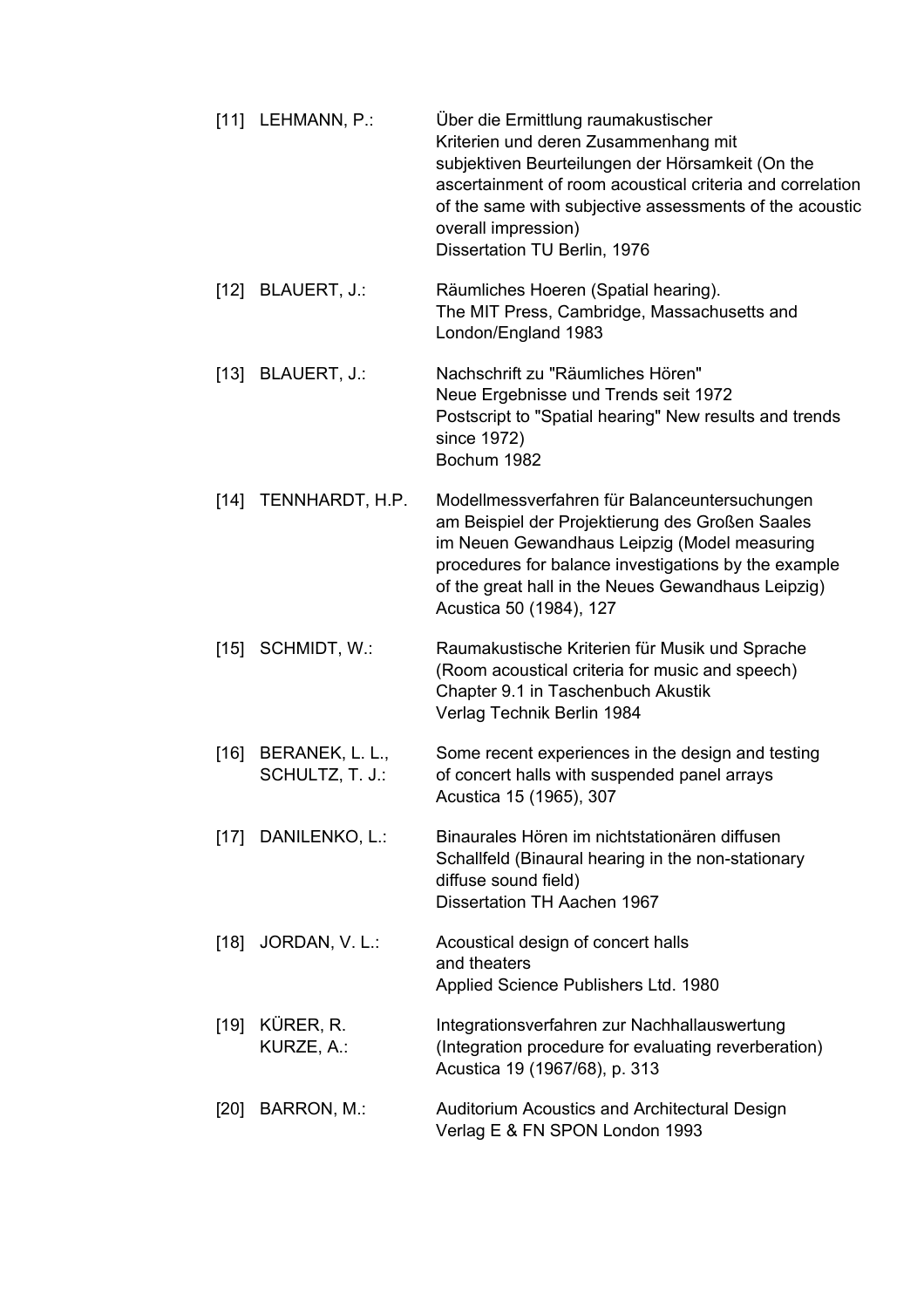[11] LEHMANN, P.: Über die Ermittlung raumakustischer Kriterien und deren Zusammenhang mit subjektiven Beurteilungen der Hörsamkeit (On the ascertainment of room acoustical criteria and correlation of the same with subjective assessments of the acoustic overall impression)
Dissertation TU Berlin, 1976

[12] BLAUERT, J.: Räumliches Hoeren (Spatial hearing).
The MIT Press, Cambridge, Massachusetts and London/England 1983

[13] BLAUERT, J.: Nachschrift zu "Räumliches Hören"
Neue Ergebnisse und Trends seit 1972
Postscript to "Spatial hearing" New results and trends since 1972)
Bochum 1982

[14] TENNHARDT, H.P. Modellmessverfahren für Balanceuntersuchungen am Beispiel der Projektierung des Großen Saales im Neuen Gewandhaus Leipzig (Model measuring procedures for balance investigations by the example of the great hall in the Neues Gewandhaus Leipzig)
Acustica 50 (1984), 127

[15] SCHMIDT, W.: Raumakustische Kriterien für Musik und Sprache (Room acoustical criteria for music and speech)
Chapter 9.1 in Taschenbuch Akustik
Verlag Technik Berlin 1984

[16] BERANEK, L. L., SCHULTZ, T. J.: Some recent experiences in the design and testing of concert halls with suspended panel arrays
Acustica 15 (1965), 307

[17] DANILENKO, L.: Binaurales Hören im nichtstationären diffusen Schallfeld (Binaural hearing in the non-stationary diffuse sound field)
Dissertation TH Aachen 1967

[18] JORDAN, V. L.: Acoustical design of concert halls and theaters
Applied Science Publishers Ltd. 1980

[19] KÜRER, R. KURZE, A.: Integrationsverfahren zur Nachhallauswertung (Integration procedure for evaluating reverberation)
Acustica 19 (1967/68), p. 313

[20] BARRON, M.: Auditorium Acoustics and Architectural Design
Verlag E & FN SPON London 1993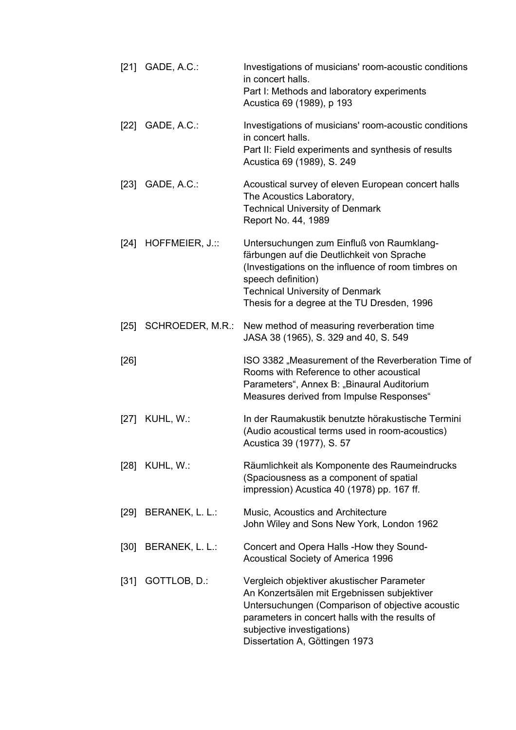[21] GADE, A.C.: Investigations of musicians' room-acoustic conditions in concert halls.
Part I: Methods and laboratory experiments
Acustica 69 (1989), p 193

[22] GADE, A.C.: Investigations of musicians' room-acoustic conditions in concert halls.
Part II: Field experiments and synthesis of results
Acustica 69 (1989), S. 249

[23] GADE, A.C.: Acoustical survey of eleven European concert halls
The Acoustics Laboratory,
Technical University of Denmark
Report No. 44, 1989

[24] HOFFMEIER, J.:: Untersuchungen zum Einfluß von Raumklangfärbungen auf die Deutlichkeit von Sprache (Investigations on the influence of room timbres on speech definition)
Technical University of Denmark
Thesis for a degree at the TU Dresden, 1996

[25] SCHROEDER, M.R.: New method of measuring reverberation time
JASA 38 (1965), S. 329 and 40, S. 549

[26] ISO 3382 „Measurement of the Reverberation Time of Rooms with Reference to other acoustical Parameters“, Annex B: „Binaural Auditorium Measures derived from Impulse Responses“

[27] KUHL, W.: In der Raumakustik benutzte hörakustische Termini (Audio acoustical terms used in room-acoustics)
Acustica 39 (1977), S. 57

[28] KUHL, W.: Räumlichkeit als Komponente des Raumeindrucks (Spaciousness as a component of spatial impression) Acustica 40 (1978) pp. 167 ff.

[29] BERANEK, L. L.: Music, Acoustics and Architecture
John Wiley and Sons New York, London 1962

[30] BERANEK, L. L.: Concert and Opera Halls -How they Sound-
Acoustical Society of America 1996

[31] GOTTLOB, D.: Vergleich objektiver akustischer Parameter An Konzertsälen mit Ergebnissen subjektiver Untersuchungen (Comparison of objective acoustic parameters in concert halls with the results of subjective investigations)
Dissertation A, Göttingen 1973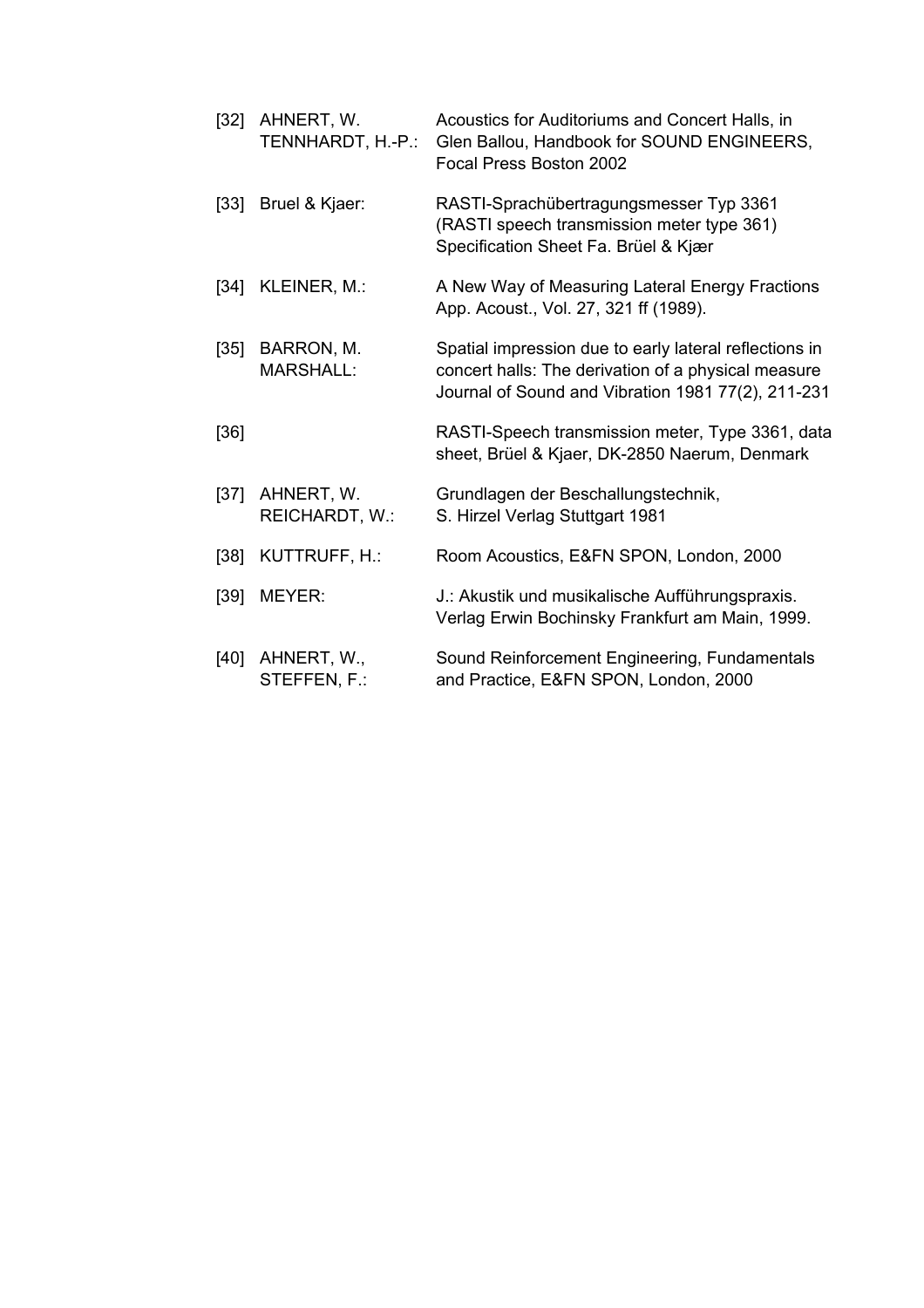| | | |
|---|---|---|
| [32] | AHNERT, W. TENNHARDT, H.-P.: | Acoustics for Auditoriums and Concert Halls, in Glen Ballou, Handbook for SOUND ENGINEERS, Focal Press Boston 2002 |
| [33] | Bruel & Kjaer: | RASTI-Sprachübertragungsmesser Typ 3361 (RASTI speech transmission meter type 361) Specification Sheet Fa. Brüel & Kjær |
| [34] | KLEINER, M.: | A New Way of Measuring Lateral Energy Fractions App. Acoust., Vol. 27, 321 ff (1989). |
| [35] | BARRON, M. MARSHALL: | Spatial impression due to early lateral reflections in concert halls: The derivation of a physical measure Journal of Sound and Vibration 1981 77(2), 211-231 |
| [36] | | RASTI-Speech transmission meter, Type 3361, data sheet, Brüel & Kjaer, DK-2850 Naerum, Denmark |
| [37] | AHNERT, W. REICHARDT, W.: | Grundlagen der Beschallungstechnik, S. Hirzel Verlag Stuttgart 1981 |
| [38] | KUTTRUFF, H.: | Room Acoustics, E&FN SPON, London, 2000 |
| [39] | MEYER: | J.: Akustik und musikalische Aufführungspraxis. Verlag Erwin Bochinsky Frankfurt am Main, 1999. |
| [40] | AHNERT, W., STEFFEN, F.: | Sound Reinforcement Engineering, Fundamentals and Practice, E&FN SPON, London, 2000 |